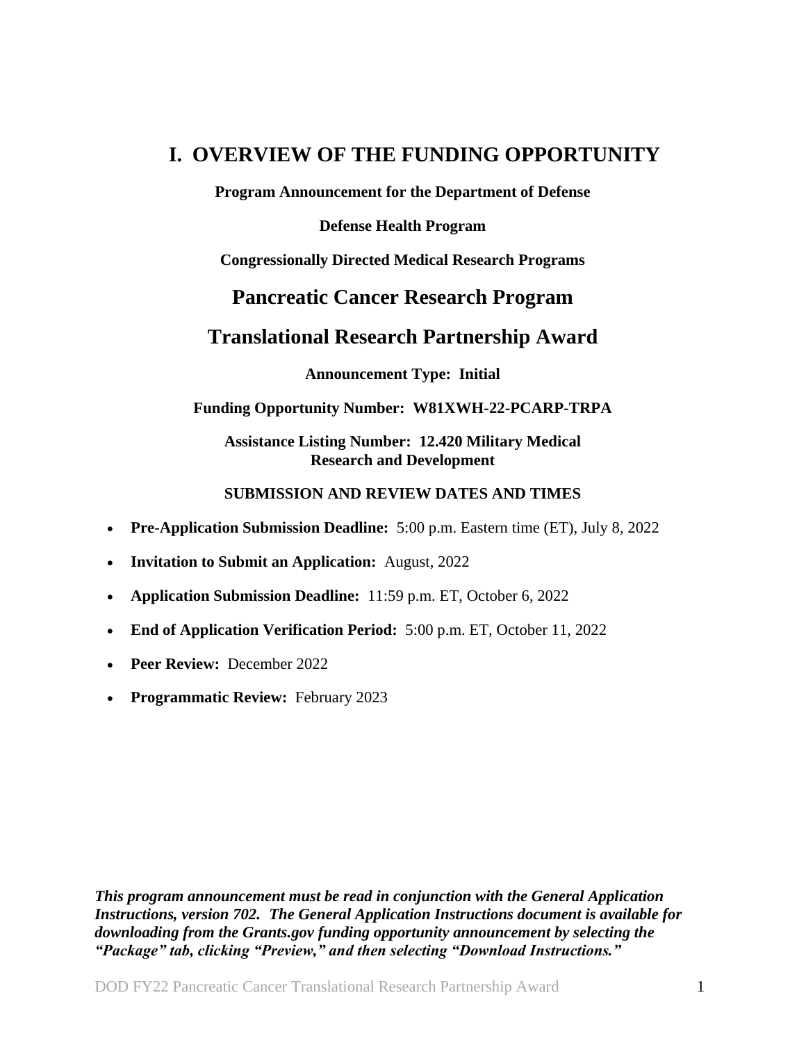# I. OVERVIEW OF THE FUNDING OPPORTUNITY

**Program Announcement for the Department of Defense**

**Defense Health Program**

**Congressionally Directed Medical Research Programs**

## Pancreatic Cancer Research Program

## Translational Research Partnership Award

**Announcement Type: Initial**

**Funding Opportunity Number: W81XWH-22-PCARP-TRPA**

**Assistance Listing Number: 12.420 Military Medical Research and Development**

**SUBMISSION AND REVIEW DATES AND TIMES**

- **Pre-Application Submission Deadline:** 5:00 p.m. Eastern time (ET), July 8, 2022
- **Invitation to Submit an Application:** August, 2022
- **Application Submission Deadline:** 11:59 p.m. ET, October 6, 2022
- **End of Application Verification Period:** 5:00 p.m. ET, October 11, 2022
- **Peer Review:** December 2022
- **Programmatic Review:** February 2023

***This program announcement must be read in conjunction with the General Application Instructions, version 702. The General Application Instructions document is available for downloading from the Grants.gov funding opportunity announcement by selecting the "Package" tab, clicking "Preview," and then selecting "Download Instructions."***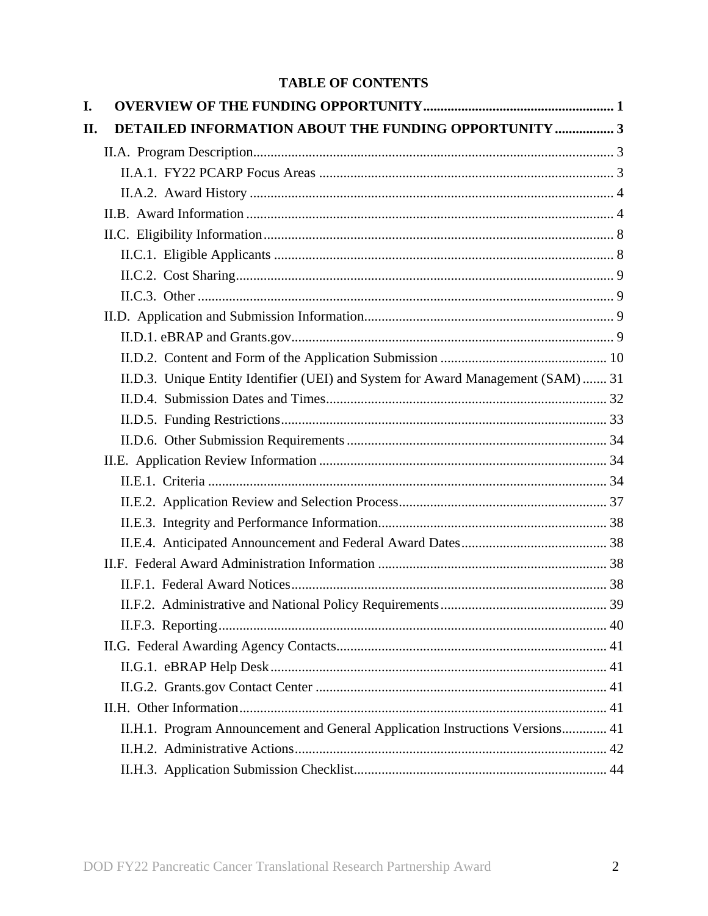# TABLE OF CONTENTS

**I. OVERVIEW OF THE FUNDING OPPORTUNITY ....................................................... 1**

**II. DETAILED INFORMATION ABOUT THE FUNDING OPPORTUNITY ................. 3**

- II.A. Program Description....................................................................................................... 3
  - II.A.1. FY22 PCARP Focus Areas ..................................................................................... 3
  - II.A.2. Award History ......................................................................................................... 4
- II.B. Award Information ......................................................................................................... 4
- II.C. Eligibility Information .................................................................................................... 8
  - II.C.1. Eligible Applicants ................................................................................................. 8
  - II.C.2. Cost Sharing............................................................................................................ 9
  - II.C.3. Other ....................................................................................................................... 9
- II.D. Application and Submission Information....................................................................... 9
  - II.D.1. eBRAP and Grants.gov............................................................................................ 9
  - II.D.2. Content and Form of the Application Submission ................................................ 10
  - II.D.3. Unique Entity Identifier (UEI) and System for Award Management (SAM) ....... 31
  - II.D.4. Submission Dates and Times................................................................................. 32
  - II.D.5. Funding Restrictions............................................................................................. 33
  - II.D.6. Other Submission Requirements ........................................................................... 34
- II.E. Application Review Information .................................................................................. 34
  - II.E.1. Criteria .................................................................................................................. 34
  - II.E.2. Application Review and Selection Process............................................................ 37
  - II.E.3. Integrity and Performance Information................................................................. 38
  - II.E.4. Anticipated Announcement and Federal Award Dates.......................................... 38
- II.F. Federal Award Administration Information ................................................................. 38
  - II.F.1. Federal Award Notices.......................................................................................... 38
  - II.F.2. Administrative and National Policy Requirements................................................ 39
  - II.F.3. Reporting............................................................................................................... 40
- II.G. Federal Awarding Agency Contacts............................................................................. 41
  - II.G.1. eBRAP Help Desk ................................................................................................ 41
  - II.G.2. Grants.gov Contact Center .................................................................................... 41
- II.H. Other Information......................................................................................................... 41
  - II.H.1. Program Announcement and General Application Instructions Versions............. 41
  - II.H.2. Administrative Actions.......................................................................................... 42
  - II.H.3. Application Submission Checklist......................................................................... 44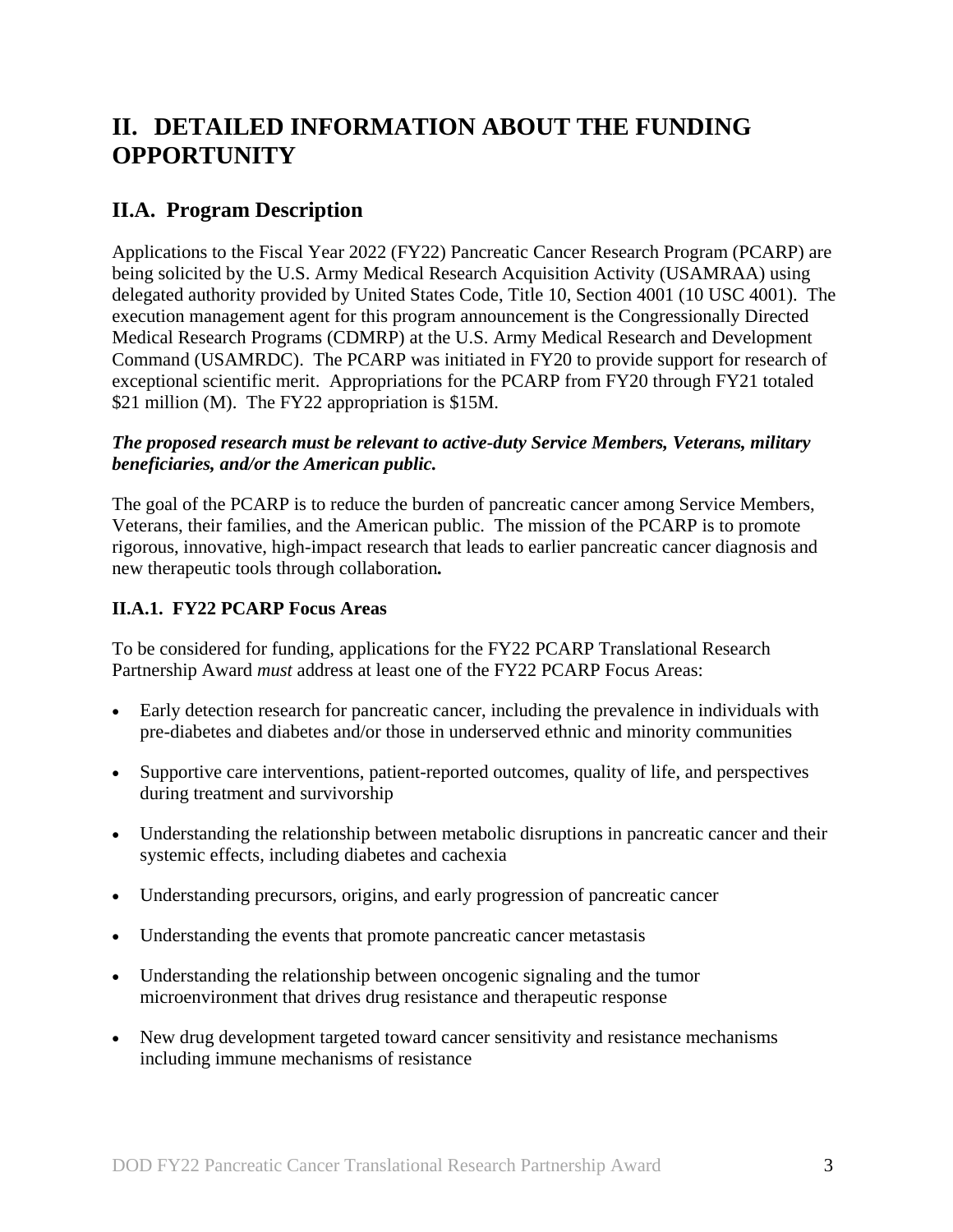# II. DETAILED INFORMATION ABOUT THE FUNDING OPPORTUNITY

## II.A. Program Description

Applications to the Fiscal Year 2022 (FY22) Pancreatic Cancer Research Program (PCARP) are being solicited by the U.S. Army Medical Research Acquisition Activity (USAMRAA) using delegated authority provided by United States Code, Title 10, Section 4001 (10 USC 4001). The execution management agent for this program announcement is the Congressionally Directed Medical Research Programs (CDMRP) at the U.S. Army Medical Research and Development Command (USAMRDC). The PCARP was initiated in FY20 to provide support for research of exceptional scientific merit. Appropriations for the PCARP from FY20 through FY21 totaled $21 million (M). The FY22 appropriation is $15M.

***The proposed research must be relevant to active-duty Service Members, Veterans, military beneficiaries, and/or the American public.***

The goal of the PCARP is to reduce the burden of pancreatic cancer among Service Members, Veterans, their families, and the American public. The mission of the PCARP is to promote rigorous, innovative, high-impact research that leads to earlier pancreatic cancer diagnosis and new therapeutic tools through collaboration***.***

### II.A.1. FY22 PCARP Focus Areas

To be considered for funding, applications for the FY22 PCARP Translational Research Partnership Award *must* address at least one of the FY22 PCARP Focus Areas:

- Early detection research for pancreatic cancer, including the prevalence in individuals with pre-diabetes and diabetes and/or those in underserved ethnic and minority communities
- Supportive care interventions, patient-reported outcomes, quality of life, and perspectives during treatment and survivorship
- Understanding the relationship between metabolic disruptions in pancreatic cancer and their systemic effects, including diabetes and cachexia
- Understanding precursors, origins, and early progression of pancreatic cancer
- Understanding the events that promote pancreatic cancer metastasis
- Understanding the relationship between oncogenic signaling and the tumor microenvironment that drives drug resistance and therapeutic response
- New drug development targeted toward cancer sensitivity and resistance mechanisms including immune mechanisms of resistance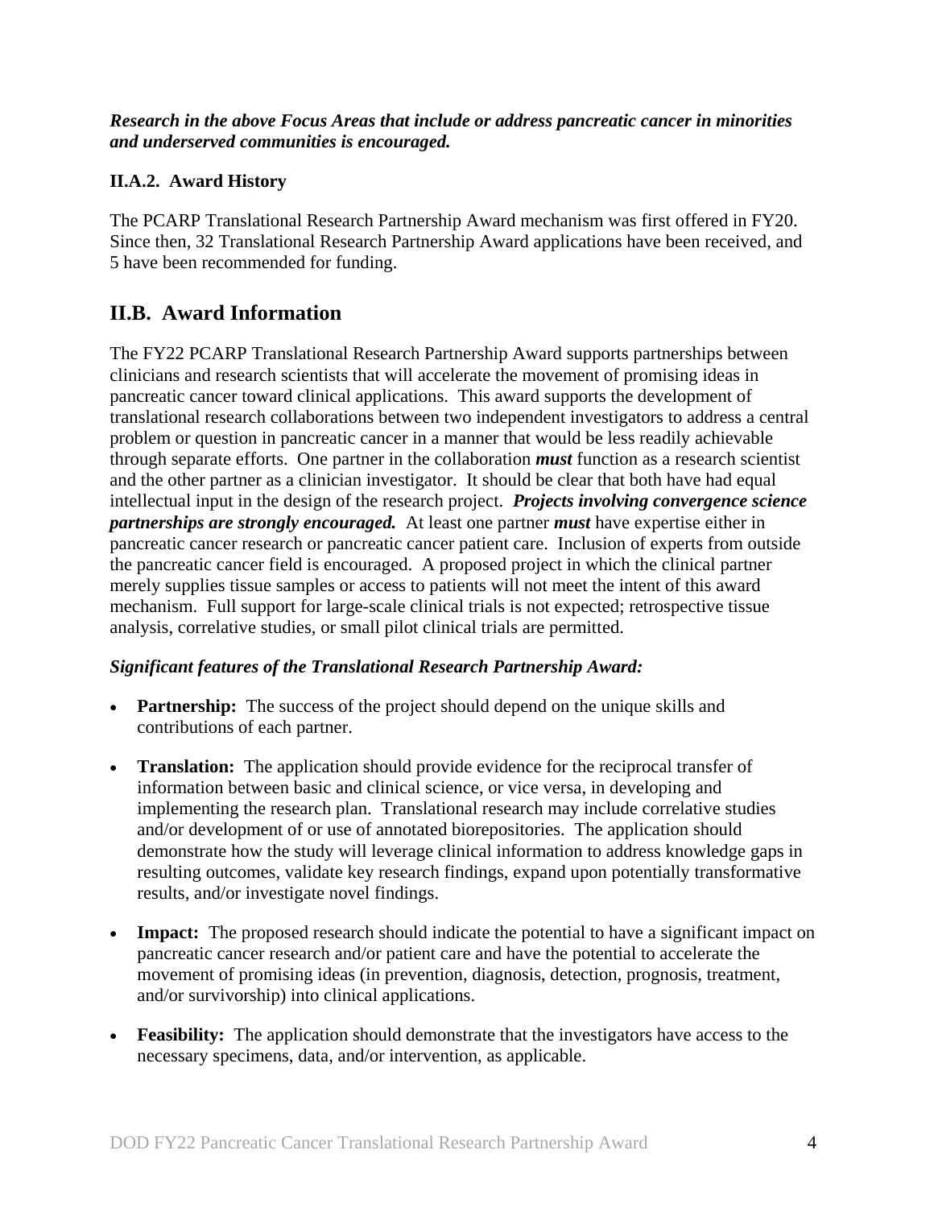***Research in the above Focus Areas that include or address pancreatic cancer in minorities and underserved communities is encouraged.***

### II.A.2. Award History

The PCARP Translational Research Partnership Award mechanism was first offered in FY20. Since then, 32 Translational Research Partnership Award applications have been received, and 5 have been recommended for funding.

## II.B. Award Information

The FY22 PCARP Translational Research Partnership Award supports partnerships between clinicians and research scientists that will accelerate the movement of promising ideas in pancreatic cancer toward clinical applications. This award supports the development of translational research collaborations between two independent investigators to address a central problem or question in pancreatic cancer in a manner that would be less readily achievable through separate efforts. One partner in the collaboration ***must*** function as a research scientist and the other partner as a clinician investigator. It should be clear that both have had equal intellectual input in the design of the research project. ***Projects involving convergence science partnerships are strongly encouraged.*** At least one partner ***must*** have expertise either in pancreatic cancer research or pancreatic cancer patient care. Inclusion of experts from outside the pancreatic cancer field is encouraged. A proposed project in which the clinical partner merely supplies tissue samples or access to patients will not meet the intent of this award mechanism. Full support for large-scale clinical trials is not expected; retrospective tissue analysis, correlative studies, or small pilot clinical trials are permitted.

***Significant features of the Translational Research Partnership Award:***

- **Partnership:** The success of the project should depend on the unique skills and contributions of each partner.
- **Translation:** The application should provide evidence for the reciprocal transfer of information between basic and clinical science, or vice versa, in developing and implementing the research plan. Translational research may include correlative studies and/or development of or use of annotated biorepositories. The application should demonstrate how the study will leverage clinical information to address knowledge gaps in resulting outcomes, validate key research findings, expand upon potentially transformative results, and/or investigate novel findings.
- **Impact:** The proposed research should indicate the potential to have a significant impact on pancreatic cancer research and/or patient care and have the potential to accelerate the movement of promising ideas (in prevention, diagnosis, detection, prognosis, treatment, and/or survivorship) into clinical applications.
- **Feasibility:** The application should demonstrate that the investigators have access to the necessary specimens, data, and/or intervention, as applicable.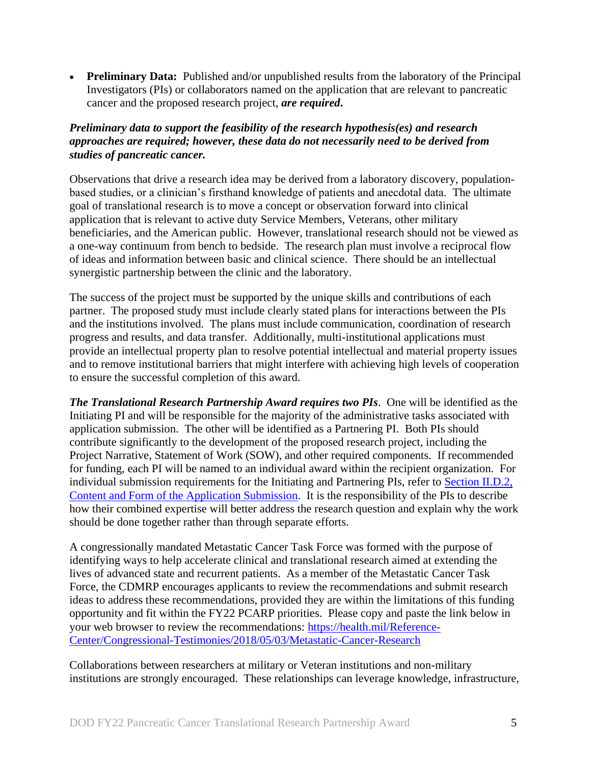- **Preliminary Data:** Published and/or unpublished results from the laboratory of the Principal Investigators (PIs) or collaborators named on the application that are relevant to pancreatic cancer and the proposed research project, ***are required*.**

***Preliminary data to support the feasibility of the research hypothesis(es) and research approaches are required; however, these data do not necessarily need to be derived from studies of pancreatic cancer.***

Observations that drive a research idea may be derived from a laboratory discovery, population-based studies, or a clinician's firsthand knowledge of patients and anecdotal data. The ultimate goal of translational research is to move a concept or observation forward into clinical application that is relevant to active duty Service Members, Veterans, other military beneficiaries, and the American public. However, translational research should not be viewed as a one-way continuum from bench to bedside. The research plan must involve a reciprocal flow of ideas and information between basic and clinical science. There should be an intellectual synergistic partnership between the clinic and the laboratory.

The success of the project must be supported by the unique skills and contributions of each partner. The proposed study must include clearly stated plans for interactions between the PIs and the institutions involved. The plans must include communication, coordination of research progress and results, and data transfer. Additionally, multi-institutional applications must provide an intellectual property plan to resolve potential intellectual and material property issues and to remove institutional barriers that might interfere with achieving high levels of cooperation to ensure the successful completion of this award.

***The Translational Research Partnership Award requires two PIs***. One will be identified as the Initiating PI and will be responsible for the majority of the administrative tasks associated with application submission. The other will be identified as a Partnering PI. Both PIs should contribute significantly to the development of the proposed research project, including the Project Narrative, Statement of Work (SOW), and other required components. If recommended for funding, each PI will be named to an individual award within the recipient organization. For individual submission requirements for the Initiating and Partnering PIs, refer to [Section II.D.2, Content and Form of the Application Submission](). It is the responsibility of the PIs to describe how their combined expertise will better address the research question and explain why the work should be done together rather than through separate efforts.

A congressionally mandated Metastatic Cancer Task Force was formed with the purpose of identifying ways to help accelerate clinical and translational research aimed at extending the lives of advanced state and recurrent patients. As a member of the Metastatic Cancer Task Force, the CDMRP encourages applicants to review the recommendations and submit research ideas to address these recommendations, provided they are within the limitations of this funding opportunity and fit within the FY22 PCARP priorities. Please copy and paste the link below in your web browser to review the recommendations: [https://health.mil/Reference-Center/Congressional-Testimonies/2018/05/03/Metastatic-Cancer-Research](https://health.mil/Reference-Center/Congressional-Testimonies/2018/05/03/Metastatic-Cancer-Research)

Collaborations between researchers at military or Veteran institutions and non-military institutions are strongly encouraged. These relationships can leverage knowledge, infrastructure,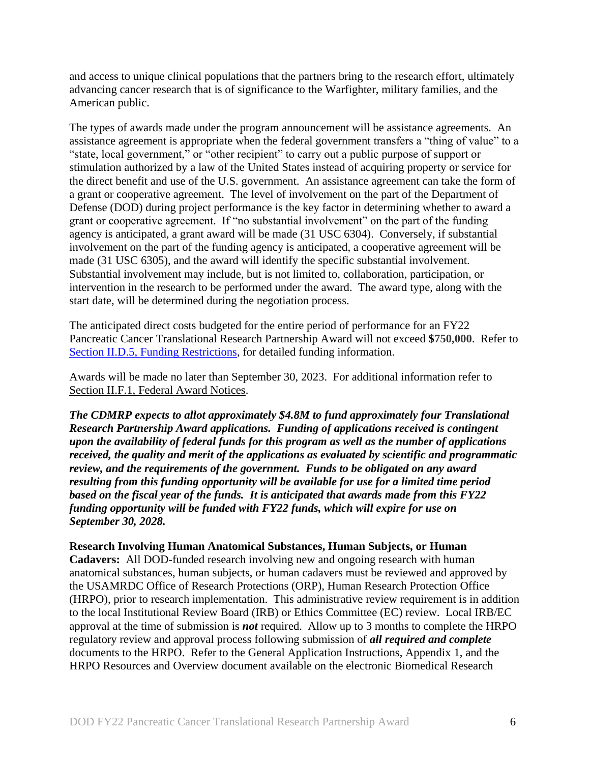and access to unique clinical populations that the partners bring to the research effort, ultimately advancing cancer research that is of significance to the Warfighter, military families, and the American public.

The types of awards made under the program announcement will be assistance agreements. An assistance agreement is appropriate when the federal government transfers a "thing of value" to a "state, local government," or "other recipient" to carry out a public purpose of support or stimulation authorized by a law of the United States instead of acquiring property or service for the direct benefit and use of the U.S. government. An assistance agreement can take the form of a grant or cooperative agreement. The level of involvement on the part of the Department of Defense (DOD) during project performance is the key factor in determining whether to award a grant or cooperative agreement. If "no substantial involvement" on the part of the funding agency is anticipated, a grant award will be made (31 USC 6304). Conversely, if substantial involvement on the part of the funding agency is anticipated, a cooperative agreement will be made (31 USC 6305), and the award will identify the specific substantial involvement. Substantial involvement may include, but is not limited to, collaboration, participation, or intervention in the research to be performed under the award. The award type, along with the start date, will be determined during the negotiation process.

The anticipated direct costs budgeted for the entire period of performance for an FY22 Pancreatic Cancer Translational Research Partnership Award will not exceed **$750,000**. Refer to Section II.D.5, Funding Restrictions, for detailed funding information.

Awards will be made no later than September 30, 2023. For additional information refer to Section II.F.1, Federal Award Notices.

***The CDMRP expects to allot approximately $4.8M to fund approximately four Translational Research Partnership Award applications. Funding of applications received is contingent upon the availability of federal funds for this program as well as the number of applications received, the quality and merit of the applications as evaluated by scientific and programmatic review, and the requirements of the government. Funds to be obligated on any award resulting from this funding opportunity will be available for use for a limited time period based on the fiscal year of the funds. It is anticipated that awards made from this FY22 funding opportunity will be funded with FY22 funds, which will expire for use on September 30, 2028.***

**Research Involving Human Anatomical Substances, Human Subjects, or Human Cadavers:** All DOD-funded research involving new and ongoing research with human anatomical substances, human subjects, or human cadavers must be reviewed and approved by the USAMRDC Office of Research Protections (ORP), Human Research Protection Office (HRPO), prior to research implementation. This administrative review requirement is in addition to the local Institutional Review Board (IRB) or Ethics Committee (EC) review. Local IRB/EC approval at the time of submission is ***not*** required. Allow up to 3 months to complete the HRPO regulatory review and approval process following submission of ***all required and complete*** documents to the HRPO. Refer to the General Application Instructions, Appendix 1, and the HRPO Resources and Overview document available on the electronic Biomedical Research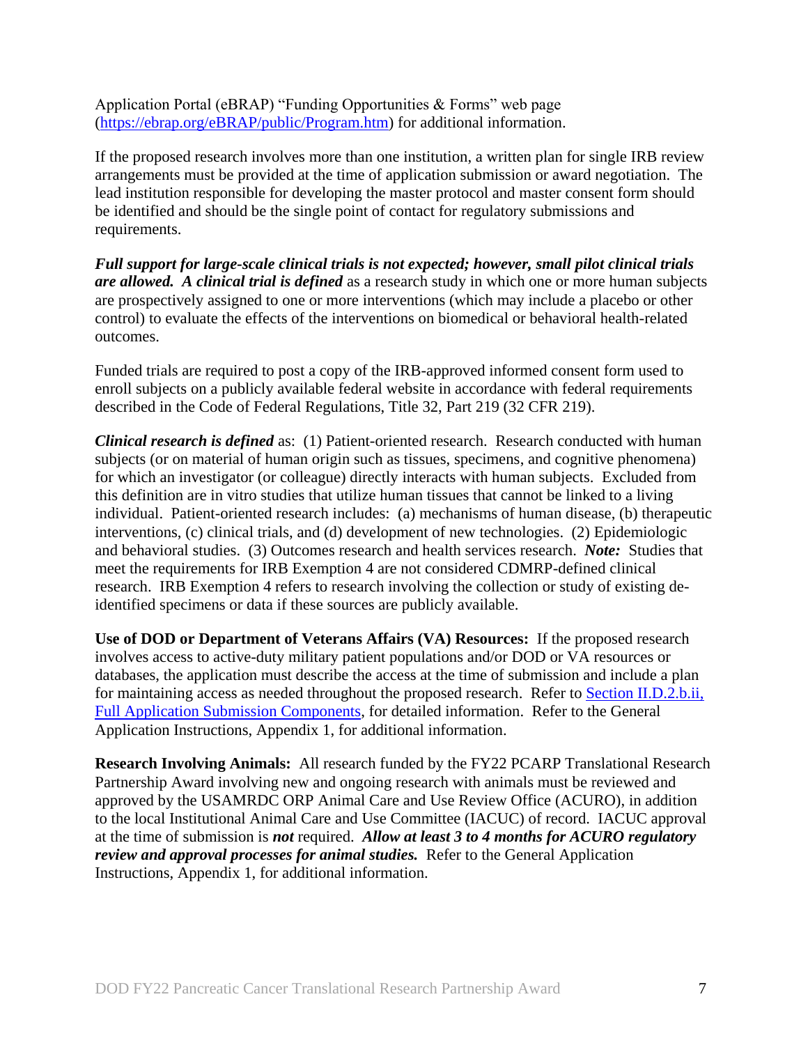Application Portal (eBRAP) "Funding Opportunities & Forms" web page ([https://ebrap.org/eBRAP/public/Program.htm](https://ebrap.org/eBRAP/public/Program.htm)) for additional information.

If the proposed research involves more than one institution, a written plan for single IRB review arrangements must be provided at the time of application submission or award negotiation. The lead institution responsible for developing the master protocol and master consent form should be identified and should be the single point of contact for regulatory submissions and requirements.

***Full support for large-scale clinical trials is not expected; however, small pilot clinical trials are allowed. A clinical trial is defined*** as a research study in which one or more human subjects are prospectively assigned to one or more interventions (which may include a placebo or other control) to evaluate the effects of the interventions on biomedical or behavioral health-related outcomes.

Funded trials are required to post a copy of the IRB-approved informed consent form used to enroll subjects on a publicly available federal website in accordance with federal requirements described in the Code of Federal Regulations, Title 32, Part 219 (32 CFR 219).

***Clinical research is defined*** as: (1) Patient-oriented research. Research conducted with human subjects (or on material of human origin such as tissues, specimens, and cognitive phenomena) for which an investigator (or colleague) directly interacts with human subjects. Excluded from this definition are in vitro studies that utilize human tissues that cannot be linked to a living individual. Patient-oriented research includes: (a) mechanisms of human disease, (b) therapeutic interventions, (c) clinical trials, and (d) development of new technologies. (2) Epidemiologic and behavioral studies. (3) Outcomes research and health services research. ***Note:*** Studies that meet the requirements for IRB Exemption 4 are not considered CDMRP-defined clinical research. IRB Exemption 4 refers to research involving the collection or study of existing de-identified specimens or data if these sources are publicly available.

**Use of DOD or Department of Veterans Affairs (VA) Resources:** If the proposed research involves access to active-duty military patient populations and/or DOD or VA resources or databases, the application must describe the access at the time of submission and include a plan for maintaining access as needed throughout the proposed research. Refer to Section II.D.2.b.ii, Full Application Submission Components, for detailed information. Refer to the General Application Instructions, Appendix 1, for additional information.

**Research Involving Animals:** All research funded by the FY22 PCARP Translational Research Partnership Award involving new and ongoing research with animals must be reviewed and approved by the USAMRDC ORP Animal Care and Use Review Office (ACURO), in addition to the local Institutional Animal Care and Use Committee (IACUC) of record. IACUC approval at the time of submission is ***not*** required. ***Allow at least 3 to 4 months for ACURO regulatory review and approval processes for animal studies.*** Refer to the General Application Instructions, Appendix 1, for additional information.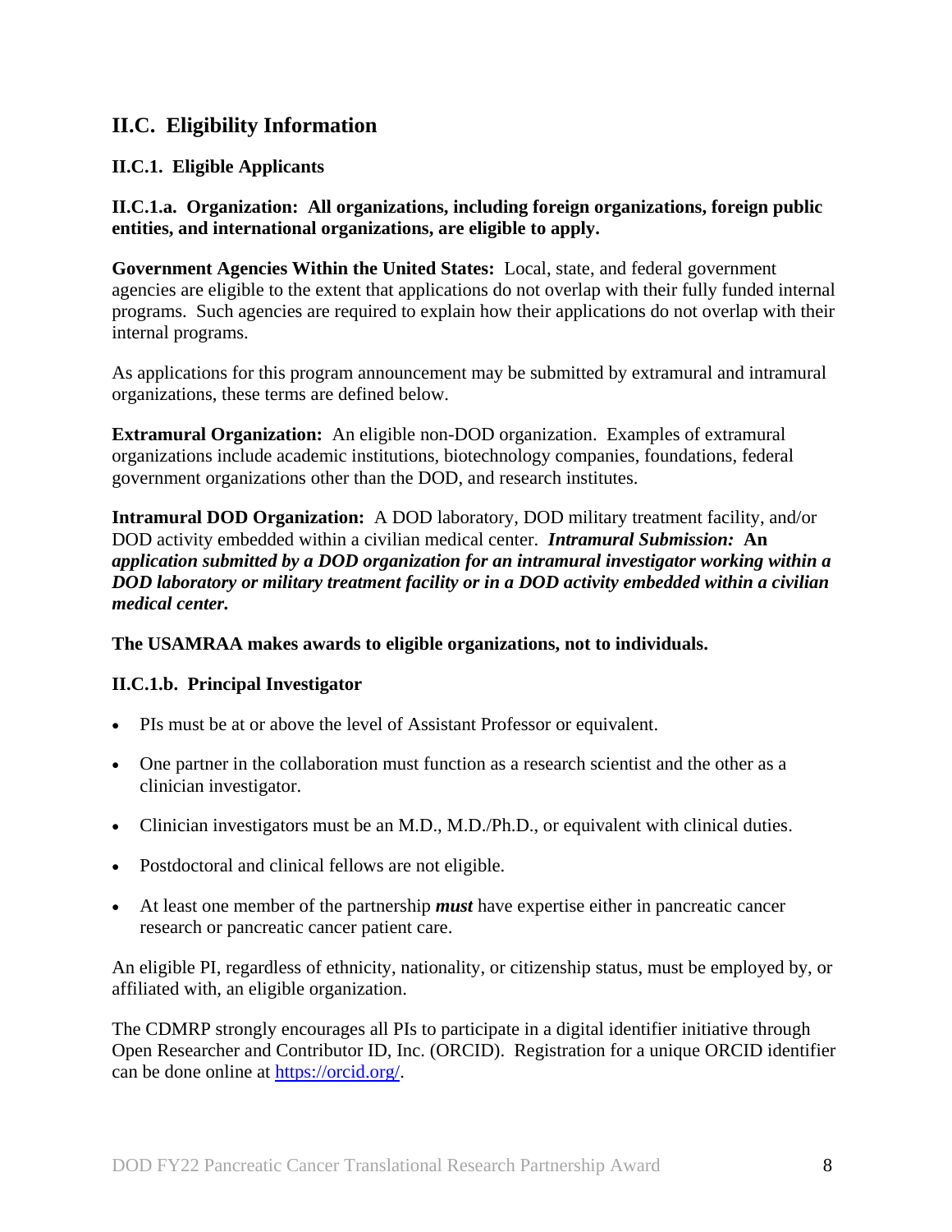## II.C. Eligibility Information

### II.C.1. Eligible Applicants

#### II.C.1.a. Organization: All organizations, including foreign organizations, foreign public entities, and international organizations, are eligible to apply.

**Government Agencies Within the United States:** Local, state, and federal government agencies are eligible to the extent that applications do not overlap with their fully funded internal programs. Such agencies are required to explain how their applications do not overlap with their internal programs.

As applications for this program announcement may be submitted by extramural and intramural organizations, these terms are defined below.

**Extramural Organization:** An eligible non-DOD organization. Examples of extramural organizations include academic institutions, biotechnology companies, foundations, federal government organizations other than the DOD, and research institutes.

**Intramural DOD Organization:** A DOD laboratory, DOD military treatment facility, and/or DOD activity embedded within a civilian medical center. ***Intramural Submission:* An *application submitted by a DOD organization for an intramural investigator working within a DOD laboratory or military treatment facility or in a DOD activity embedded within a civilian medical center.***

**The USAMRAA makes awards to eligible organizations, not to individuals.**

#### II.C.1.b. Principal Investigator

- PIs must be at or above the level of Assistant Professor or equivalent.
- One partner in the collaboration must function as a research scientist and the other as a clinician investigator.
- Clinician investigators must be an M.D., M.D./Ph.D., or equivalent with clinical duties.
- Postdoctoral and clinical fellows are not eligible.
- At least one member of the partnership ***must*** have expertise either in pancreatic cancer research or pancreatic cancer patient care.

An eligible PI, regardless of ethnicity, nationality, or citizenship status, must be employed by, or affiliated with, an eligible organization.

The CDMRP strongly encourages all PIs to participate in a digital identifier initiative through Open Researcher and Contributor ID, Inc. (ORCID). Registration for a unique ORCID identifier can be done online at [https://orcid.org/](https://orcid.org/).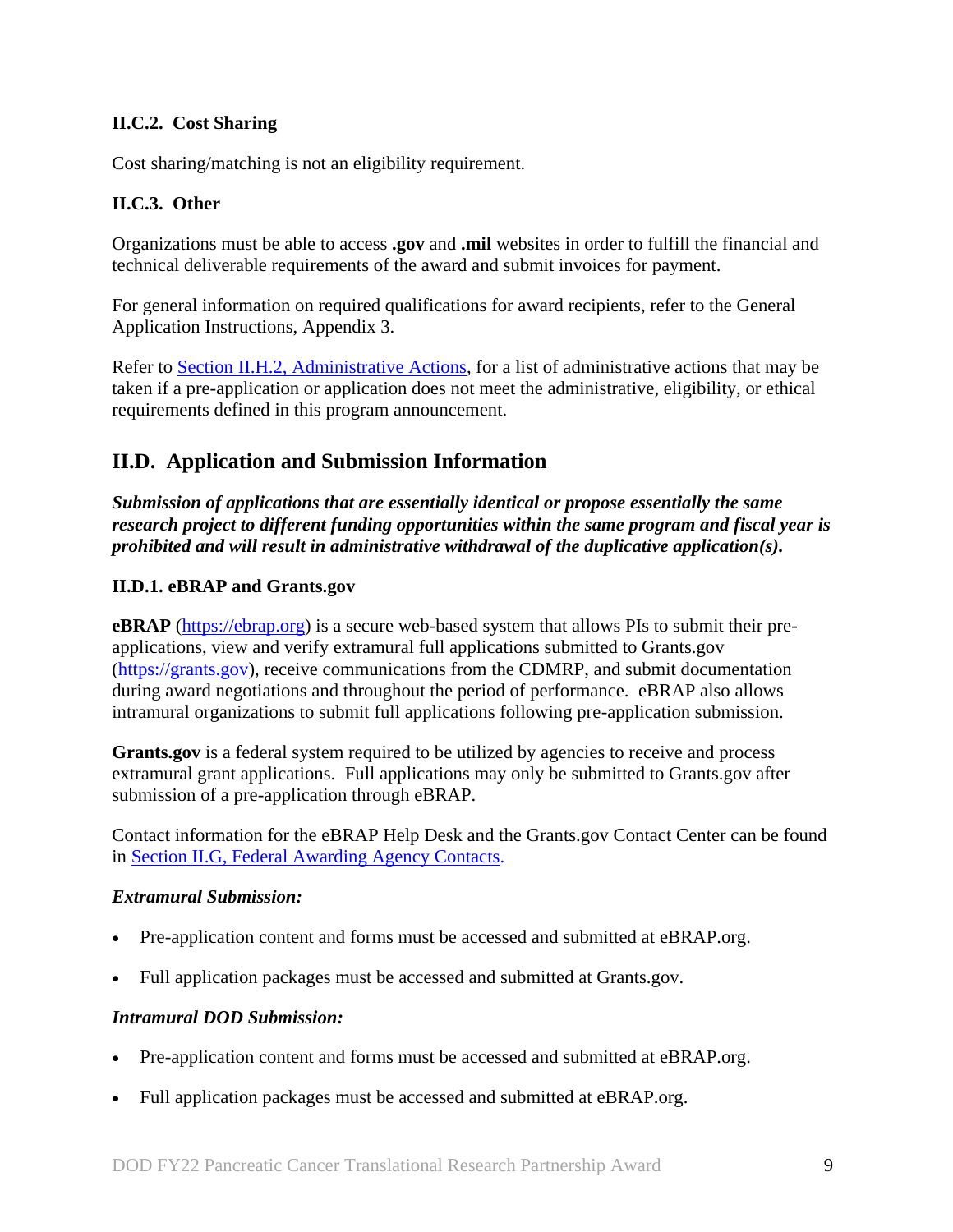### II.C.2. Cost Sharing

Cost sharing/matching is not an eligibility requirement.

### II.C.3. Other

Organizations must be able to access **.gov** and **.mil** websites in order to fulfill the financial and technical deliverable requirements of the award and submit invoices for payment.

For general information on required qualifications for award recipients, refer to the General Application Instructions, Appendix 3.

Refer to [Section II.H.2, Administrative Actions](#), for a list of administrative actions that may be taken if a pre-application or application does not meet the administrative, eligibility, or ethical requirements defined in this program announcement.

## II.D. Application and Submission Information

***Submission of applications that are essentially identical or propose essentially the same research project to different funding opportunities within the same program and fiscal year is prohibited and will result in administrative withdrawal of the duplicative application(s).***

### II.D.1. eBRAP and Grants.gov

**eBRAP** ([https://ebrap.org](https://ebrap.org)) is a secure web-based system that allows PIs to submit their pre-applications, view and verify extramural full applications submitted to Grants.gov ([https://grants.gov](https://grants.gov)), receive communications from the CDMRP, and submit documentation during award negotiations and throughout the period of performance. eBRAP also allows intramural organizations to submit full applications following pre-application submission.

**Grants.gov** is a federal system required to be utilized by agencies to receive and process extramural grant applications. Full applications may only be submitted to Grants.gov after submission of a pre-application through eBRAP.

Contact information for the eBRAP Help Desk and the Grants.gov Contact Center can be found in [Section II.G, Federal Awarding Agency Contacts](#).

***Extramural Submission:***

- Pre-application content and forms must be accessed and submitted at eBRAP.org.
- Full application packages must be accessed and submitted at Grants.gov.

***Intramural DOD Submission:***

- Pre-application content and forms must be accessed and submitted at eBRAP.org.
- Full application packages must be accessed and submitted at eBRAP.org.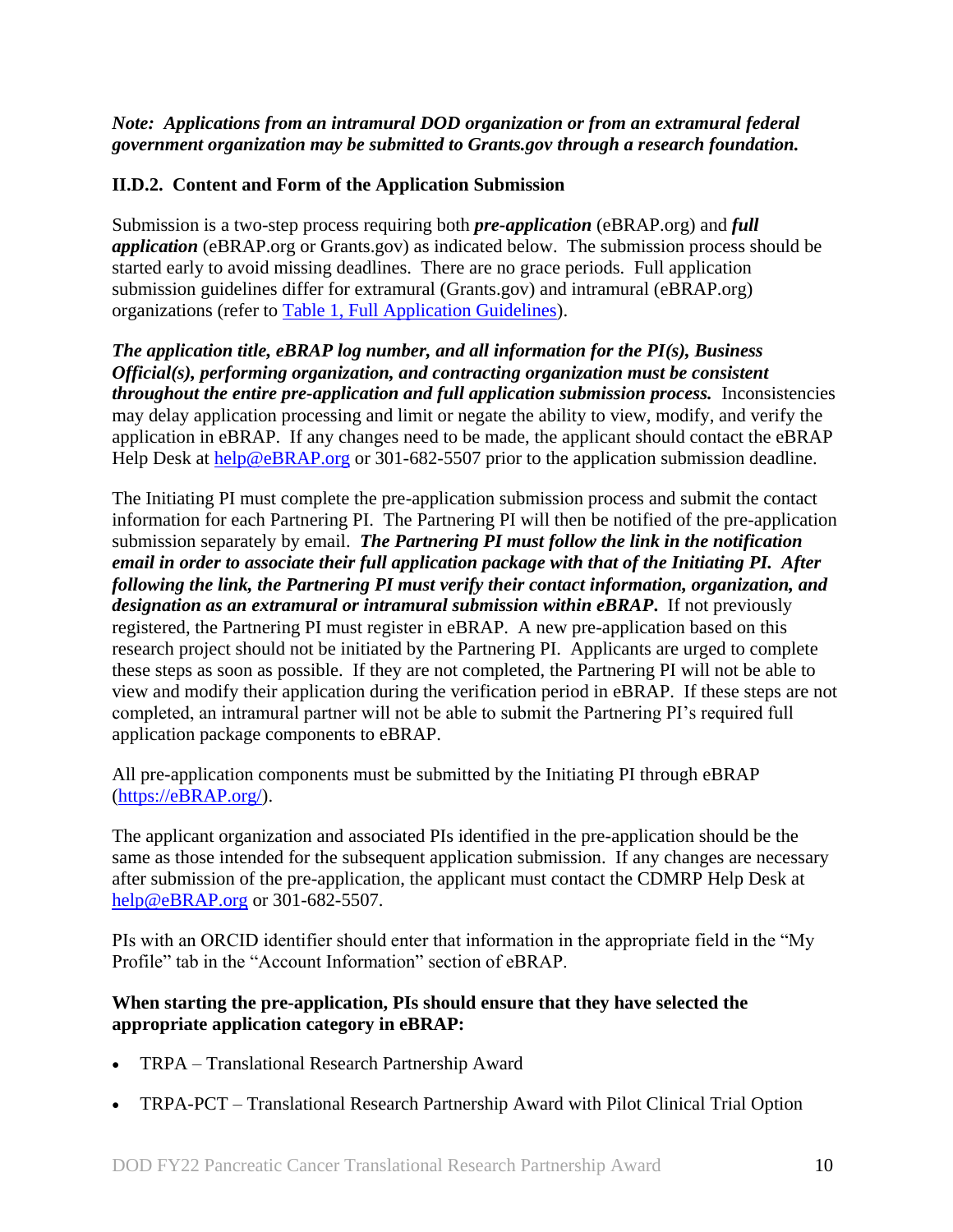***Note: Applications from an intramural DOD organization or from an extramural federal government organization may be submitted to Grants.gov through a research foundation.***

### II.D.2. Content and Form of the Application Submission

Submission is a two-step process requiring both ***pre-application*** (eBRAP.org) and ***full application*** (eBRAP.org or Grants.gov) as indicated below. The submission process should be started early to avoid missing deadlines. There are no grace periods. Full application submission guidelines differ for extramural (Grants.gov) and intramural (eBRAP.org) organizations (refer to [Table 1, Full Application Guidelines](#)).

***The application title, eBRAP log number, and all information for the PI(s), Business Official(s), performing organization, and contracting organization must be consistent throughout the entire pre-application and full application submission process.*** Inconsistencies may delay application processing and limit or negate the ability to view, modify, and verify the application in eBRAP. If any changes need to be made, the applicant should contact the eBRAP Help Desk at [help@eBRAP.org](mailto:help@eBRAP.org) or 301-682-5507 prior to the application submission deadline.

The Initiating PI must complete the pre-application submission process and submit the contact information for each Partnering PI. The Partnering PI will then be notified of the pre-application submission separately by email. ***The Partnering PI must follow the link in the notification email in order to associate their full application package with that of the Initiating PI. After following the link, the Partnering PI must verify their contact information, organization, and designation as an extramural or intramural submission within eBRAP.*** If not previously registered, the Partnering PI must register in eBRAP. A new pre-application based on this research project should not be initiated by the Partnering PI. Applicants are urged to complete these steps as soon as possible. If they are not completed, the Partnering PI will not be able to view and modify their application during the verification period in eBRAP. If these steps are not completed, an intramural partner will not be able to submit the Partnering PI's required full application package components to eBRAP.

All pre-application components must be submitted by the Initiating PI through eBRAP ([https://eBRAP.org/](https://eBRAP.org/)).

The applicant organization and associated PIs identified in the pre-application should be the same as those intended for the subsequent application submission. If any changes are necessary after submission of the pre-application, the applicant must contact the CDMRP Help Desk at [help@eBRAP.org](mailto:help@eBRAP.org) or 301-682-5507.

PIs with an ORCID identifier should enter that information in the appropriate field in the "My Profile" tab in the "Account Information" section of eBRAP.

**When starting the pre-application, PIs should ensure that they have selected the appropriate application category in eBRAP:**

- TRPA – Translational Research Partnership Award
- TRPA-PCT – Translational Research Partnership Award with Pilot Clinical Trial Option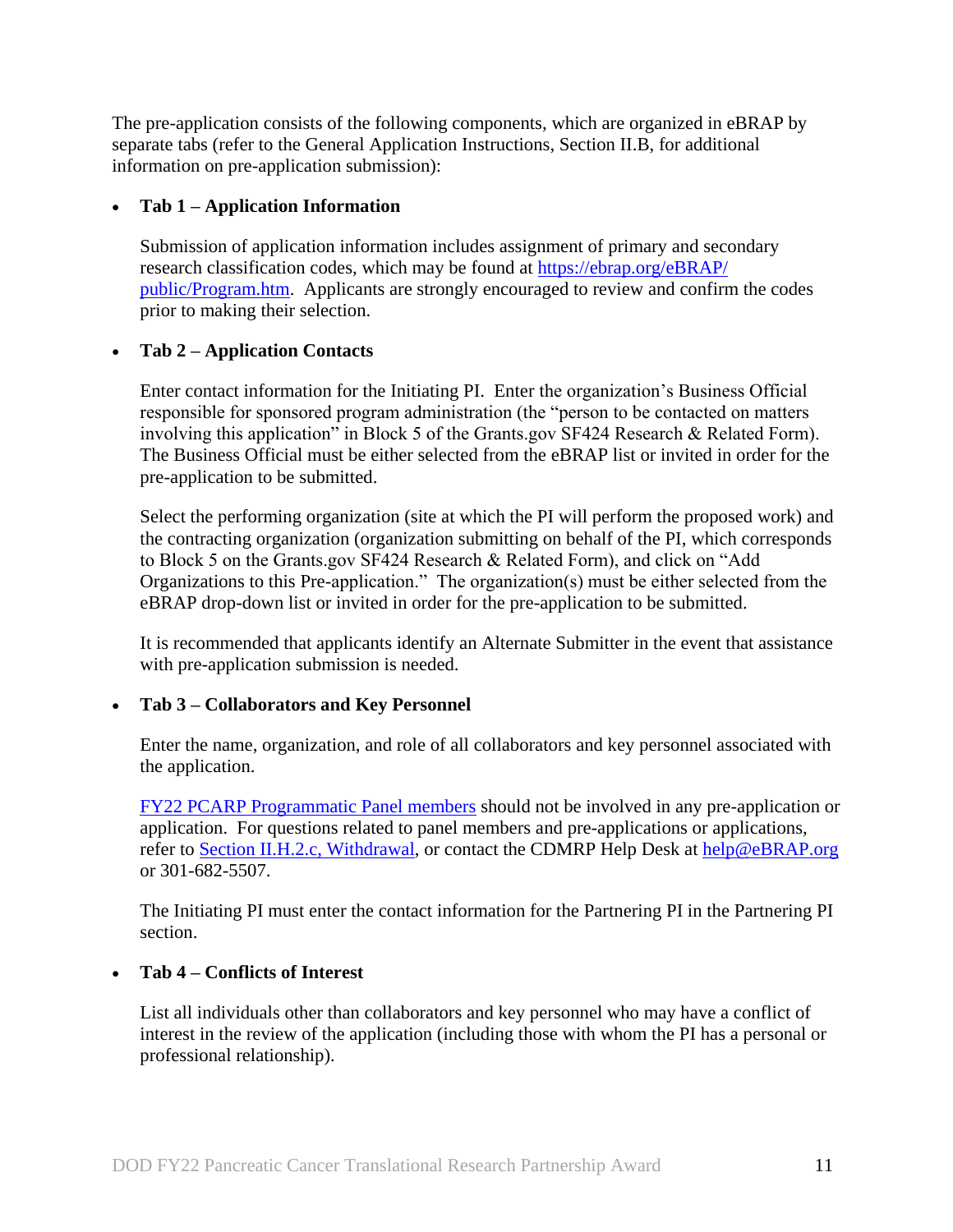The pre-application consists of the following components, which are organized in eBRAP by separate tabs (refer to the General Application Instructions, Section II.B, for additional information on pre-application submission):

- **Tab 1 – Application Information**

  Submission of application information includes assignment of primary and secondary research classification codes, which may be found at [https://ebrap.org/eBRAP/public/Program.htm](https://ebrap.org/eBRAP/public/Program.htm). Applicants are strongly encouraged to review and confirm the codes prior to making their selection.

- **Tab 2 – Application Contacts**

  Enter contact information for the Initiating PI. Enter the organization's Business Official responsible for sponsored program administration (the "person to be contacted on matters involving this application" in Block 5 of the Grants.gov SF424 Research & Related Form). The Business Official must be either selected from the eBRAP list or invited in order for the pre-application to be submitted.

  Select the performing organization (site at which the PI will perform the proposed work) and the contracting organization (organization submitting on behalf of the PI, which corresponds to Block 5 on the Grants.gov SF424 Research & Related Form), and click on "Add Organizations to this Pre-application." The organization(s) must be either selected from the eBRAP drop-down list or invited in order for the pre-application to be submitted.

  It is recommended that applicants identify an Alternate Submitter in the event that assistance with pre-application submission is needed.

- **Tab 3 – Collaborators and Key Personnel**

  Enter the name, organization, and role of all collaborators and key personnel associated with the application.

  FY22 PCARP Programmatic Panel members should not be involved in any pre-application or application. For questions related to panel members and pre-applications or applications, refer to Section II.H.2.c, Withdrawal, or contact the CDMRP Help Desk at help@eBRAP.org or 301-682-5507.

  The Initiating PI must enter the contact information for the Partnering PI in the Partnering PI section.

- **Tab 4 – Conflicts of Interest**

  List all individuals other than collaborators and key personnel who may have a conflict of interest in the review of the application (including those with whom the PI has a personal or professional relationship).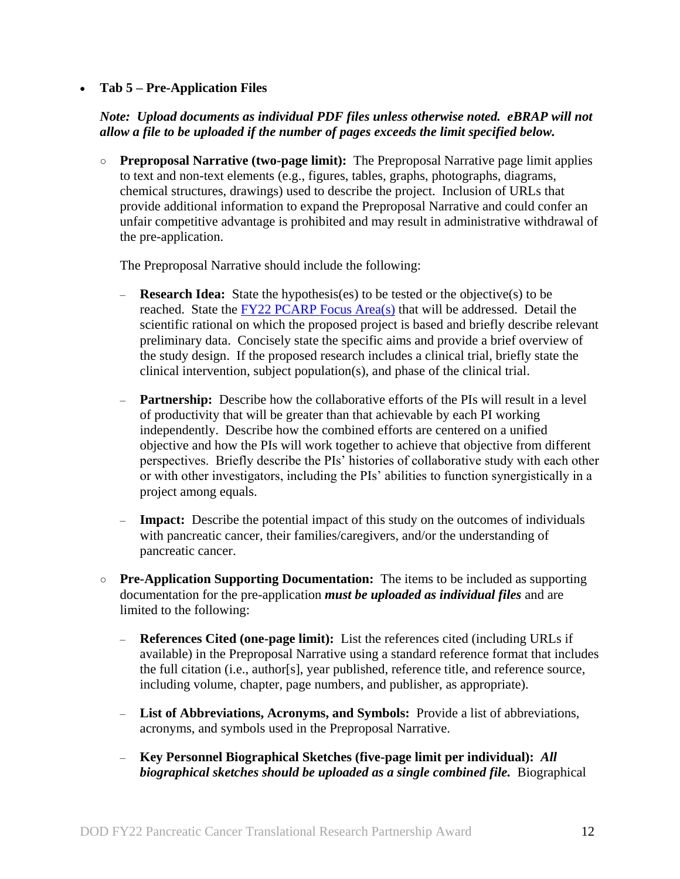- **Tab 5 – Pre-Application Files**

  ***Note: Upload documents as individual PDF files unless otherwise noted. eBRAP will not allow a file to be uploaded if the number of pages exceeds the limit specified below.***

  - **Preproposal Narrative (two-page limit):** The Preproposal Narrative page limit applies to text and non-text elements (e.g., figures, tables, graphs, photographs, diagrams, chemical structures, drawings) used to describe the project. Inclusion of URLs that provide additional information to expand the Preproposal Narrative and could confer an unfair competitive advantage is prohibited and may result in administrative withdrawal of the pre-application.

    The Preproposal Narrative should include the following:

    - **Research Idea:** State the hypothesis(es) to be tested or the objective(s) to be reached. State the FY22 PCARP Focus Area(s) that will be addressed. Detail the scientific rational on which the proposed project is based and briefly describe relevant preliminary data. Concisely state the specific aims and provide a brief overview of the study design. If the proposed research includes a clinical trial, briefly state the clinical intervention, subject population(s), and phase of the clinical trial.

    - **Partnership:** Describe how the collaborative efforts of the PIs will result in a level of productivity that will be greater than that achievable by each PI working independently. Describe how the combined efforts are centered on a unified objective and how the PIs will work together to achieve that objective from different perspectives. Briefly describe the PIs' histories of collaborative study with each other or with other investigators, including the PIs' abilities to function synergistically in a project among equals.

    - **Impact:** Describe the potential impact of this study on the outcomes of individuals with pancreatic cancer, their families/caregivers, and/or the understanding of pancreatic cancer.

  - **Pre-Application Supporting Documentation:** The items to be included as supporting documentation for the pre-application ***must be uploaded as individual files*** and are limited to the following:

    - **References Cited (one-page limit):** List the references cited (including URLs if available) in the Preproposal Narrative using a standard reference format that includes the full citation (i.e., author[s], year published, reference title, and reference source, including volume, chapter, page numbers, and publisher, as appropriate).

    - **List of Abbreviations, Acronyms, and Symbols:** Provide a list of abbreviations, acronyms, and symbols used in the Preproposal Narrative.

    - **Key Personnel Biographical Sketches (five-page limit per individual):** ***All biographical sketches should be uploaded as a single combined file.*** Biographical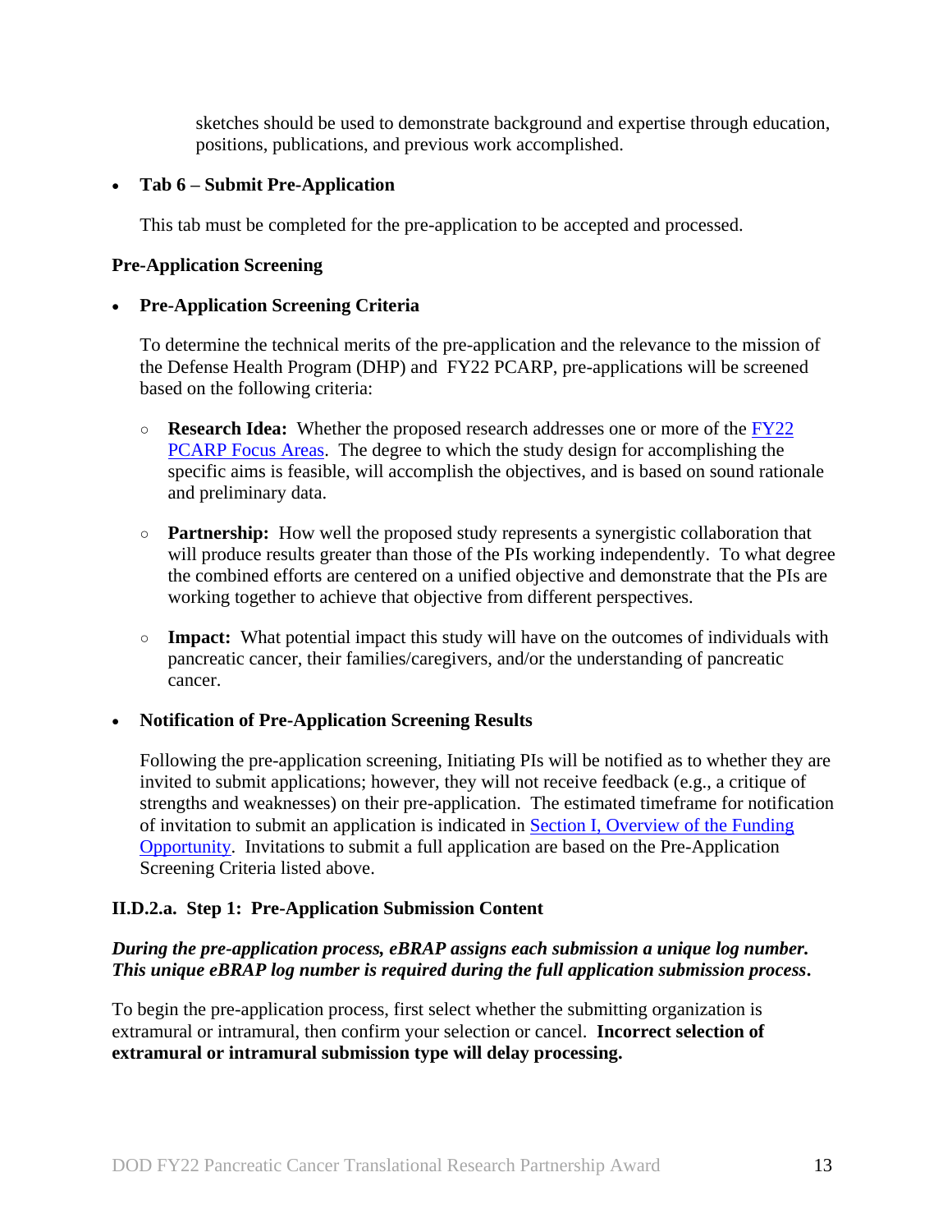sketches should be used to demonstrate background and expertise through education, positions, publications, and previous work accomplished.

- **Tab 6 – Submit Pre-Application**

  This tab must be completed for the pre-application to be accepted and processed.

**Pre-Application Screening**

- **Pre-Application Screening Criteria**

  To determine the technical merits of the pre-application and the relevance to the mission of the Defense Health Program (DHP) and FY22 PCARP, pre-applications will be screened based on the following criteria:

  - **Research Idea:** Whether the proposed research addresses one or more of the FY22 PCARP Focus Areas. The degree to which the study design for accomplishing the specific aims is feasible, will accomplish the objectives, and is based on sound rationale and preliminary data.

  - **Partnership:** How well the proposed study represents a synergistic collaboration that will produce results greater than those of the PIs working independently. To what degree the combined efforts are centered on a unified objective and demonstrate that the PIs are working together to achieve that objective from different perspectives.

  - **Impact:** What potential impact this study will have on the outcomes of individuals with pancreatic cancer, their families/caregivers, and/or the understanding of pancreatic cancer.

- **Notification of Pre-Application Screening Results**

  Following the pre-application screening, Initiating PIs will be notified as to whether they are invited to submit applications; however, they will not receive feedback (e.g., a critique of strengths and weaknesses) on their pre-application. The estimated timeframe for notification of invitation to submit an application is indicated in Section I, Overview of the Funding Opportunity. Invitations to submit a full application are based on the Pre-Application Screening Criteria listed above.

**II.D.2.a. Step 1: Pre-Application Submission Content**

***During the pre-application process, eBRAP assigns each submission a unique log number. This unique eBRAP log number is required during the full application submission process.***

To begin the pre-application process, first select whether the submitting organization is extramural or intramural, then confirm your selection or cancel. **Incorrect selection of extramural or intramural submission type will delay processing.**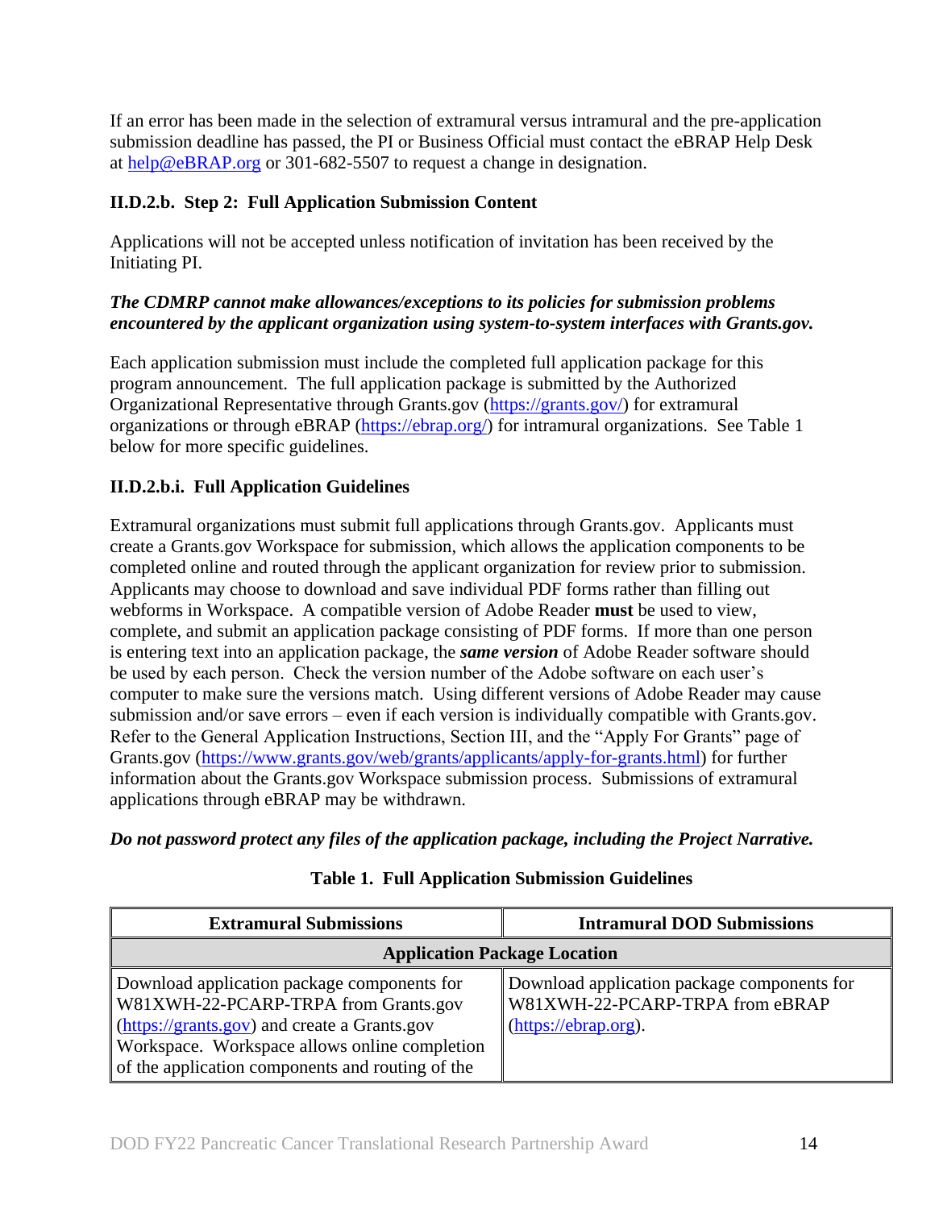If an error has been made in the selection of extramural versus intramural and the pre-application submission deadline has passed, the PI or Business Official must contact the eBRAP Help Desk at help@eBRAP.org or 301-682-5507 to request a change in designation.

### II.D.2.b. Step 2: Full Application Submission Content

Applications will not be accepted unless notification of invitation has been received by the Initiating PI.

***The CDMRP cannot make allowances/exceptions to its policies for submission problems encountered by the applicant organization using system-to-system interfaces with Grants.gov.***

Each application submission must include the completed full application package for this program announcement. The full application package is submitted by the Authorized Organizational Representative through Grants.gov (https://grants.gov/) for extramural organizations or through eBRAP (https://ebrap.org/) for intramural organizations. See Table 1 below for more specific guidelines.

#### II.D.2.b.i. Full Application Guidelines

Extramural organizations must submit full applications through Grants.gov. Applicants must create a Grants.gov Workspace for submission, which allows the application components to be completed online and routed through the applicant organization for review prior to submission. Applicants may choose to download and save individual PDF forms rather than filling out webforms in Workspace. A compatible version of Adobe Reader **must** be used to view, complete, and submit an application package consisting of PDF forms. If more than one person is entering text into an application package, the ***same version*** of Adobe Reader software should be used by each person. Check the version number of the Adobe software on each user's computer to make sure the versions match. Using different versions of Adobe Reader may cause submission and/or save errors – even if each version is individually compatible with Grants.gov. Refer to the General Application Instructions, Section III, and the "Apply For Grants" page of Grants.gov (https://www.grants.gov/web/grants/applicants/apply-for-grants.html) for further information about the Grants.gov Workspace submission process. Submissions of extramural applications through eBRAP may be withdrawn.

***Do not password protect any files of the application package, including the Project Narrative.***

**Table 1. Full Application Submission Guidelines**

| Extramural Submissions | Intramural DOD Submissions |
|---|---|
| **Application Package Location** | |
| Download application package components for W81XWH-22-PCARP-TRPA from Grants.gov (https://grants.gov) and create a Grants.gov Workspace. Workspace allows online completion of the application components and routing of the | Download application package components for W81XWH-22-PCARP-TRPA from eBRAP (https://ebrap.org). |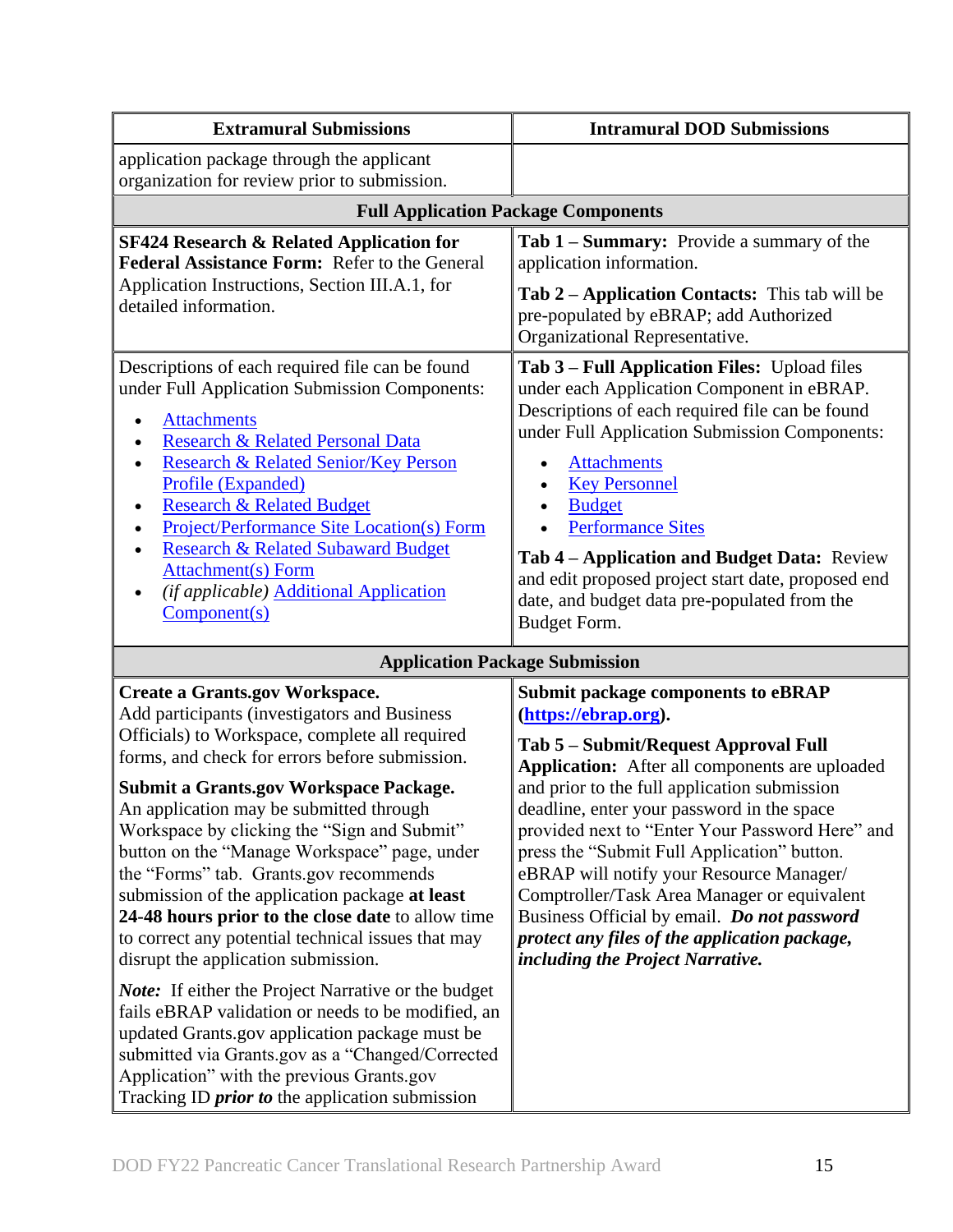| Extramural Submissions | Intramural DOD Submissions |
|---|---|
| application package through the applicant organization for review prior to submission. | |
| **Full Application Package Components** | |
| **SF424 Research & Related Application for Federal Assistance Form:** Refer to the General Application Instructions, Section III.A.1, for detailed information. | **Tab 1 – Summary:** Provide a summary of the application information.<br><br>**Tab 2 – Application Contacts:** This tab will be pre-populated by eBRAP; add Authorized Organizational Representative. |
| Descriptions of each required file can be found under Full Application Submission Components:<br><br>• Attachments<br>• Research & Related Personal Data<br>• Research & Related Senior/Key Person Profile (Expanded)<br>• Research & Related Budget<br>• Project/Performance Site Location(s) Form<br>• Research & Related Subaward Budget Attachment(s) Form<br>• *(if applicable)* Additional Application Component(s) | **Tab 3 – Full Application Files:** Upload files under each Application Component in eBRAP. Descriptions of each required file can be found under Full Application Submission Components:<br><br>• Attachments<br>• Key Personnel<br>• Budget<br>• Performance Sites<br><br>**Tab 4 – Application and Budget Data:** Review and edit proposed project start date, proposed end date, and budget data pre-populated from the Budget Form. |
| **Application Package Submission** | |
| **Create a Grants.gov Workspace.** Add participants (investigators and Business Officials) to Workspace, complete all required forms, and check for errors before submission.<br><br>**Submit a Grants.gov Workspace Package.** An application may be submitted through Workspace by clicking the "Sign and Submit" button on the "Manage Workspace" page, under the "Forms" tab. Grants.gov recommends submission of the application package **at least 24-48 hours prior to the close date** to allow time to correct any potential technical issues that may disrupt the application submission.<br><br>***Note:*** If either the Project Narrative or the budget fails eBRAP validation or needs to be modified, an updated Grants.gov application package must be submitted via Grants.gov as a "Changed/Corrected Application" with the previous Grants.gov Tracking ID ***prior to*** the application submission | **Submit package components to eBRAP (https://ebrap.org).**<br><br>**Tab 5 – Submit/Request Approval Full Application:** After all components are uploaded and prior to the full application submission deadline, enter your password in the space provided next to "Enter Your Password Here" and press the "Submit Full Application" button. eBRAP will notify your Resource Manager/ Comptroller/Task Area Manager or equivalent Business Official by email. ***Do not password protect any files of the application package, including the Project Narrative.*** |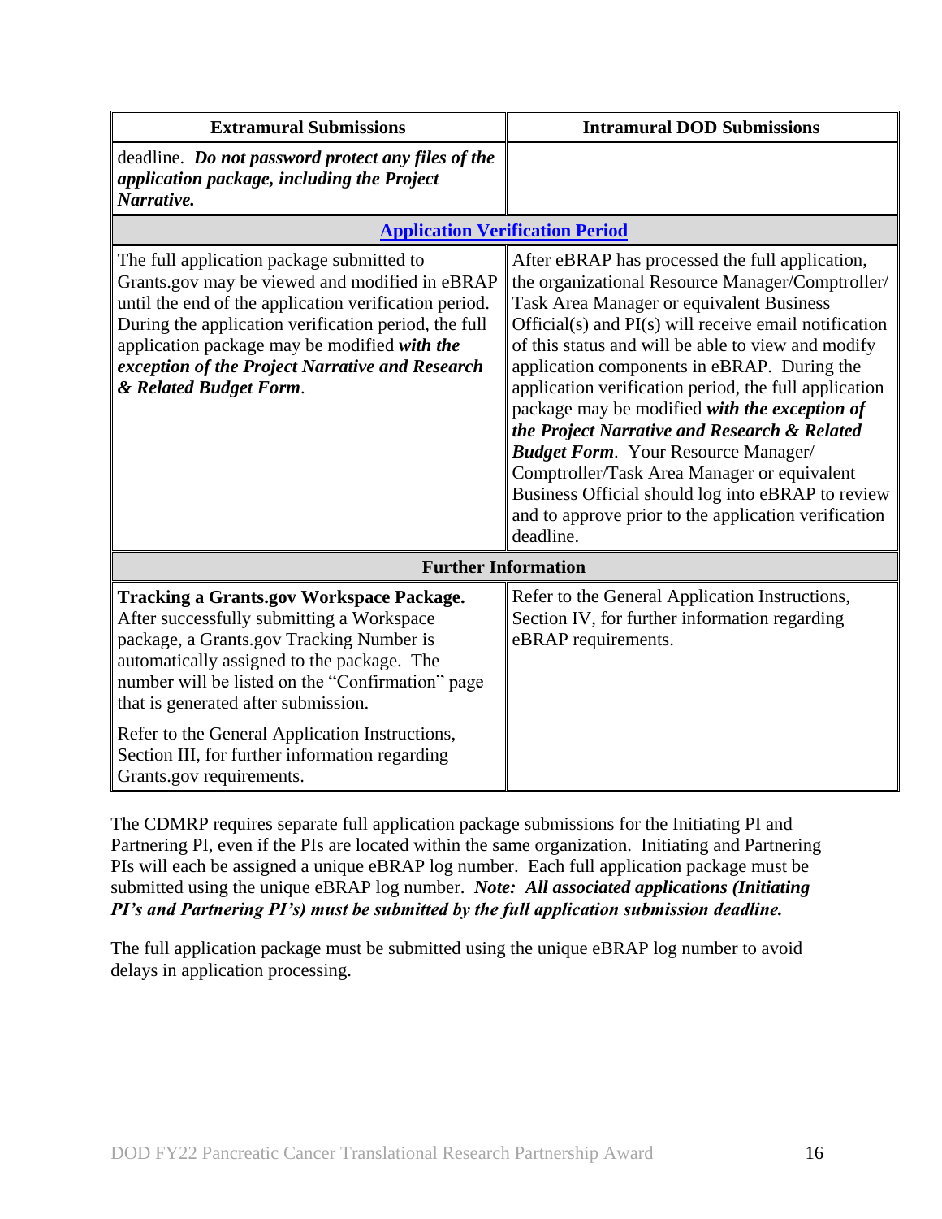| Extramural Submissions | Intramural DOD Submissions |
|---|---|
| deadline. ***Do not password protect any files of the application package, including the Project Narrative.*** | |
| **[Application Verification Period]()** | |
| The full application package submitted to Grants.gov may be viewed and modified in eBRAP until the end of the application verification period. During the application verification period, the full application package may be modified ***with the exception of the Project Narrative and Research & Related Budget Form***. | After eBRAP has processed the full application, the organizational Resource Manager/Comptroller/ Task Area Manager or equivalent Business Official(s) and PI(s) will receive email notification of this status and will be able to view and modify application components in eBRAP. During the application verification period, the full application package may be modified ***with the exception of the Project Narrative and Research & Related Budget Form***. Your Resource Manager/ Comptroller/Task Area Manager or equivalent Business Official should log into eBRAP to review and to approve prior to the application verification deadline. |
| **Further Information** | |
| **Tracking a Grants.gov Workspace Package.** After successfully submitting a Workspace package, a Grants.gov Tracking Number is automatically assigned to the package. The number will be listed on the "Confirmation" page that is generated after submission.<br><br>Refer to the General Application Instructions, Section III, for further information regarding Grants.gov requirements. | Refer to the General Application Instructions, Section IV, for further information regarding eBRAP requirements. |

The CDMRP requires separate full application package submissions for the Initiating PI and Partnering PI, even if the PIs are located within the same organization. Initiating and Partnering PIs will each be assigned a unique eBRAP log number. Each full application package must be submitted using the unique eBRAP log number. ***Note: All associated applications (Initiating PI's and Partnering PI's) must be submitted by the full application submission deadline.***

The full application package must be submitted using the unique eBRAP log number to avoid delays in application processing.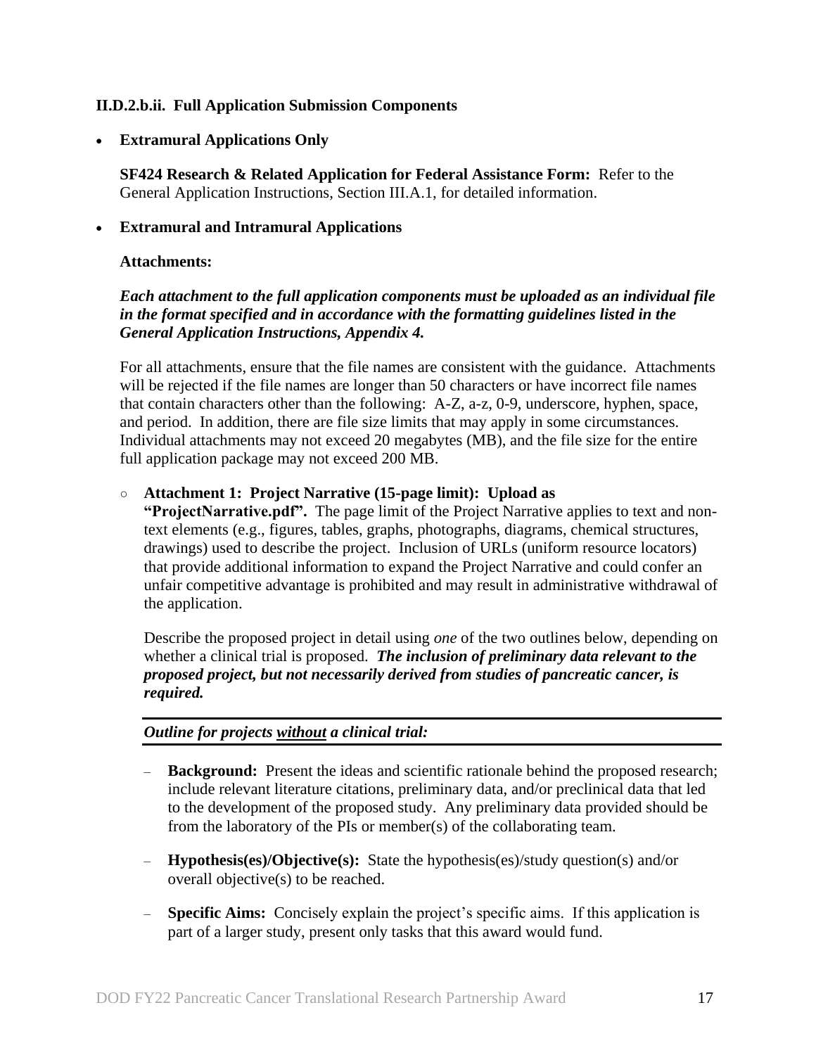**II.D.2.b.ii. Full Application Submission Components**

- **Extramural Applications Only**

  **SF424 Research & Related Application for Federal Assistance Form:** Refer to the General Application Instructions, Section III.A.1, for detailed information.

- **Extramural and Intramural Applications**

  **Attachments:**

  ***Each attachment to the full application components must be uploaded as an individual file in the format specified and in accordance with the formatting guidelines listed in the General Application Instructions, Appendix 4.***

  For all attachments, ensure that the file names are consistent with the guidance. Attachments will be rejected if the file names are longer than 50 characters or have incorrect file names that contain characters other than the following: A-Z, a-z, 0-9, underscore, hyphen, space, and period. In addition, there are file size limits that may apply in some circumstances. Individual attachments may not exceed 20 megabytes (MB), and the file size for the entire full application package may not exceed 200 MB.

  - **Attachment 1: Project Narrative (15-page limit): Upload as "ProjectNarrative.pdf".** The page limit of the Project Narrative applies to text and non-text elements (e.g., figures, tables, graphs, photographs, diagrams, chemical structures, drawings) used to describe the project. Inclusion of URLs (uniform resource locators) that provide additional information to expand the Project Narrative and could confer an unfair competitive advantage is prohibited and may result in administrative withdrawal of the application.

    Describe the proposed project in detail using *one* of the two outlines below, depending on whether a clinical trial is proposed. ***The inclusion of preliminary data relevant to the proposed project, but not necessarily derived from studies of pancreatic cancer, is required.***

    ***Outline for projects <u>without</u> a clinical trial:***

    - **Background:** Present the ideas and scientific rationale behind the proposed research; include relevant literature citations, preliminary data, and/or preclinical data that led to the development of the proposed study. Any preliminary data provided should be from the laboratory of the PIs or member(s) of the collaborating team.

    - **Hypothesis(es)/Objective(s):** State the hypothesis(es)/study question(s) and/or overall objective(s) to be reached.

    - **Specific Aims:** Concisely explain the project's specific aims. If this application is part of a larger study, present only tasks that this award would fund.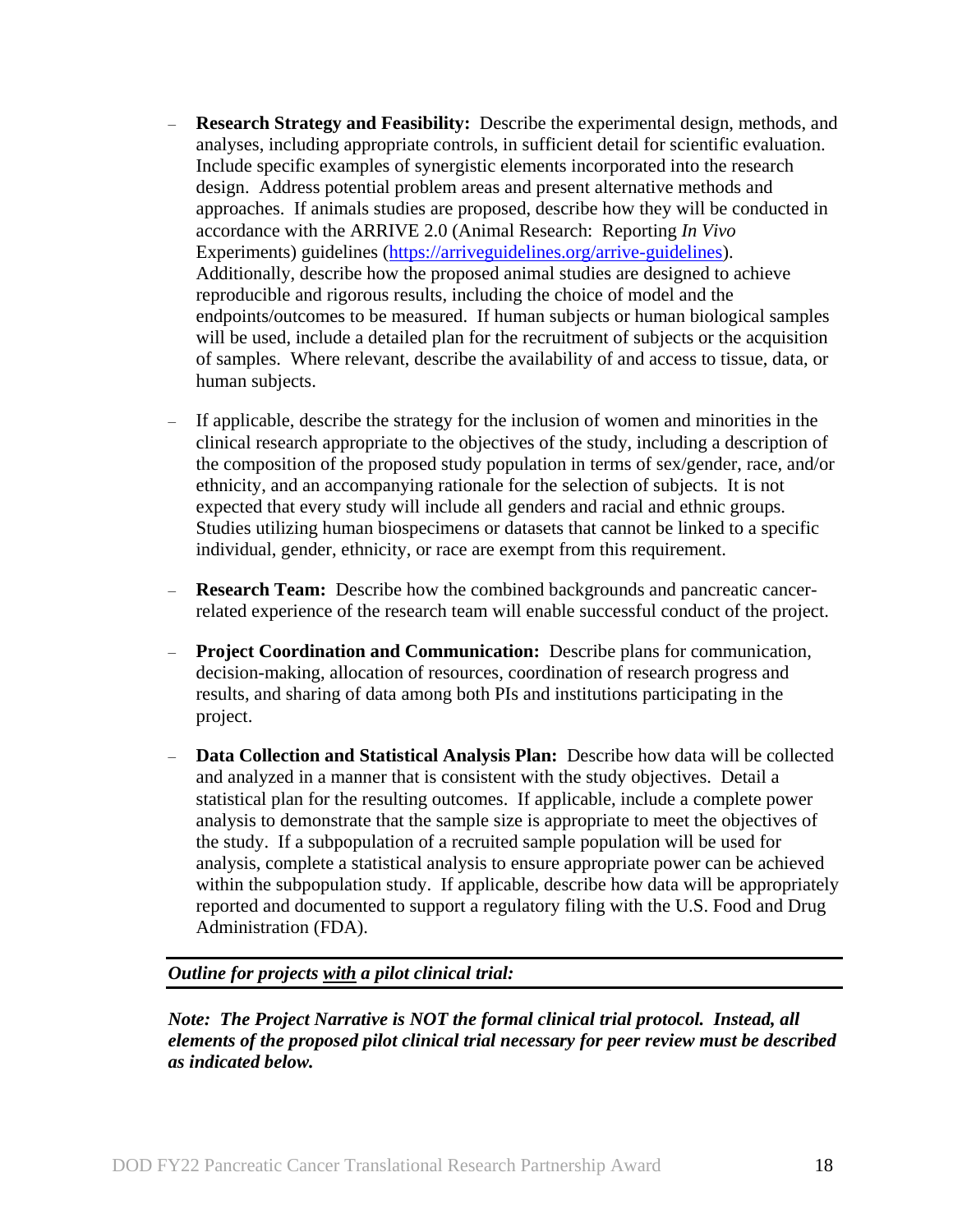- **Research Strategy and Feasibility:** Describe the experimental design, methods, and analyses, including appropriate controls, in sufficient detail for scientific evaluation. Include specific examples of synergistic elements incorporated into the research design. Address potential problem areas and present alternative methods and approaches. If animals studies are proposed, describe how they will be conducted in accordance with the ARRIVE 2.0 (Animal Research: Reporting *In Vivo* Experiments) guidelines ([https://arriveguidelines.org/arrive-guidelines](https://arriveguidelines.org/arrive-guidelines)). Additionally, describe how the proposed animal studies are designed to achieve reproducible and rigorous results, including the choice of model and the endpoints/outcomes to be measured. If human subjects or human biological samples will be used, include a detailed plan for the recruitment of subjects or the acquisition of samples. Where relevant, describe the availability of and access to tissue, data, or human subjects.

- If applicable, describe the strategy for the inclusion of women and minorities in the clinical research appropriate to the objectives of the study, including a description of the composition of the proposed study population in terms of sex/gender, race, and/or ethnicity, and an accompanying rationale for the selection of subjects. It is not expected that every study will include all genders and racial and ethnic groups. Studies utilizing human biospecimens or datasets that cannot be linked to a specific individual, gender, ethnicity, or race are exempt from this requirement.

- **Research Team:** Describe how the combined backgrounds and pancreatic cancer-related experience of the research team will enable successful conduct of the project.

- **Project Coordination and Communication:** Describe plans for communication, decision-making, allocation of resources, coordination of research progress and results, and sharing of data among both PIs and institutions participating in the project.

- **Data Collection and Statistical Analysis Plan:** Describe how data will be collected and analyzed in a manner that is consistent with the study objectives. Detail a statistical plan for the resulting outcomes. If applicable, include a complete power analysis to demonstrate that the sample size is appropriate to meet the objectives of the study. If a subpopulation of a recruited sample population will be used for analysis, complete a statistical analysis to ensure appropriate power can be achieved within the subpopulation study. If applicable, describe how data will be appropriately reported and documented to support a regulatory filing with the U.S. Food and Drug Administration (FDA).

***Outline for projects <u>with</u> a pilot clinical trial:***

***Note: The Project Narrative is NOT the formal clinical trial protocol. Instead, all elements of the proposed pilot clinical trial necessary for peer review must be described as indicated below.***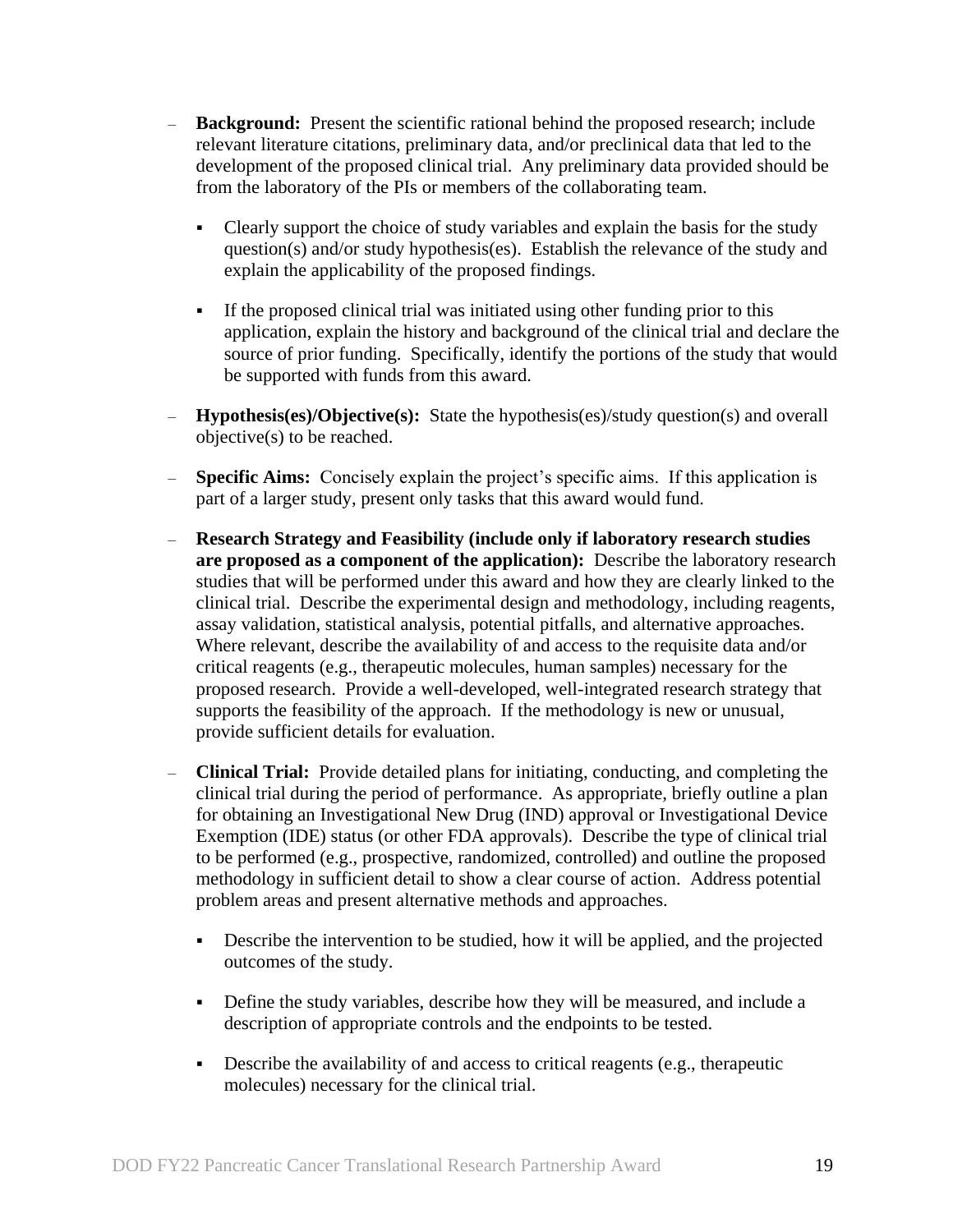- **Background:** Present the scientific rational behind the proposed research; include relevant literature citations, preliminary data, and/or preclinical data that led to the development of the proposed clinical trial. Any preliminary data provided should be from the laboratory of the PIs or members of the collaborating team.
  - Clearly support the choice of study variables and explain the basis for the study question(s) and/or study hypothesis(es). Establish the relevance of the study and explain the applicability of the proposed findings.
  - If the proposed clinical trial was initiated using other funding prior to this application, explain the history and background of the clinical trial and declare the source of prior funding. Specifically, identify the portions of the study that would be supported with funds from this award.
- **Hypothesis(es)/Objective(s):** State the hypothesis(es)/study question(s) and overall objective(s) to be reached.
- **Specific Aims:** Concisely explain the project's specific aims. If this application is part of a larger study, present only tasks that this award would fund.
- **Research Strategy and Feasibility (include only if laboratory research studies are proposed as a component of the application):** Describe the laboratory research studies that will be performed under this award and how they are clearly linked to the clinical trial. Describe the experimental design and methodology, including reagents, assay validation, statistical analysis, potential pitfalls, and alternative approaches. Where relevant, describe the availability of and access to the requisite data and/or critical reagents (e.g., therapeutic molecules, human samples) necessary for the proposed research. Provide a well-developed, well-integrated research strategy that supports the feasibility of the approach. If the methodology is new or unusual, provide sufficient details for evaluation.
- **Clinical Trial:** Provide detailed plans for initiating, conducting, and completing the clinical trial during the period of performance. As appropriate, briefly outline a plan for obtaining an Investigational New Drug (IND) approval or Investigational Device Exemption (IDE) status (or other FDA approvals). Describe the type of clinical trial to be performed (e.g., prospective, randomized, controlled) and outline the proposed methodology in sufficient detail to show a clear course of action. Address potential problem areas and present alternative methods and approaches.
  - Describe the intervention to be studied, how it will be applied, and the projected outcomes of the study.
  - Define the study variables, describe how they will be measured, and include a description of appropriate controls and the endpoints to be tested.
  - Describe the availability of and access to critical reagents (e.g., therapeutic molecules) necessary for the clinical trial.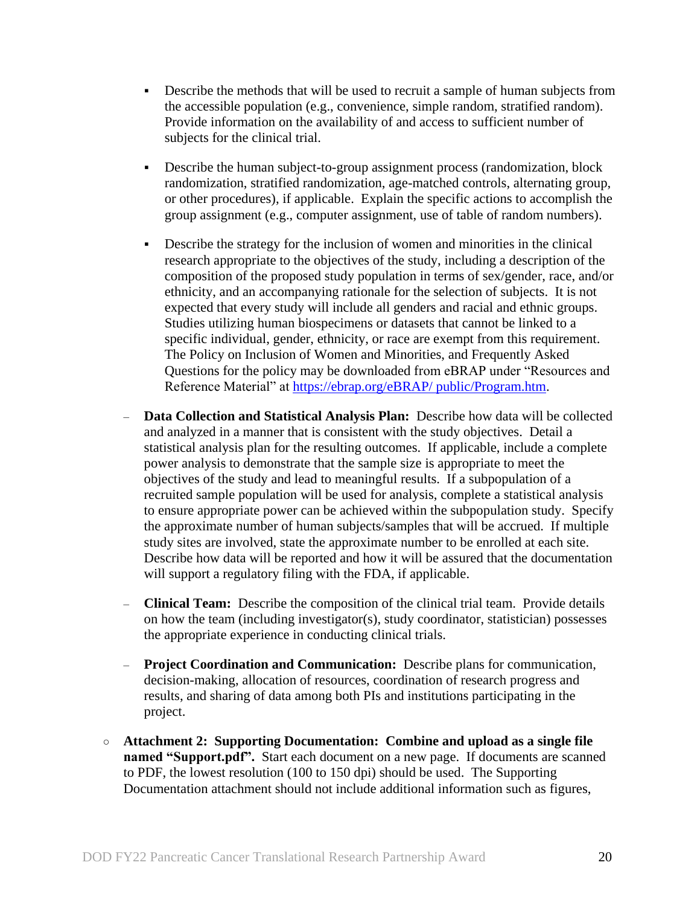- Describe the methods that will be used to recruit a sample of human subjects from the accessible population (e.g., convenience, simple random, stratified random). Provide information on the availability of and access to sufficient number of subjects for the clinical trial.

        - Describe the human subject-to-group assignment process (randomization, block randomization, stratified randomization, age-matched controls, alternating group, or other procedures), if applicable. Explain the specific actions to accomplish the group assignment (e.g., computer assignment, use of table of random numbers).

        - Describe the strategy for the inclusion of women and minorities in the clinical research appropriate to the objectives of the study, including a description of the composition of the proposed study population in terms of sex/gender, race, and/or ethnicity, and an accompanying rationale for the selection of subjects. It is not expected that every study will include all genders and racial and ethnic groups. Studies utilizing human biospecimens or datasets that cannot be linked to a specific individual, gender, ethnicity, or race are exempt from this requirement. The Policy on Inclusion of Women and Minorities, and Frequently Asked Questions for the policy may be downloaded from eBRAP under "Resources and Reference Material" at [https://ebrap.org/eBRAP/ public/Program.htm](https://ebrap.org/eBRAP/public/Program.htm).

    - **Data Collection and Statistical Analysis Plan:** Describe how data will be collected and analyzed in a manner that is consistent with the study objectives. Detail a statistical analysis plan for the resulting outcomes. If applicable, include a complete power analysis to demonstrate that the sample size is appropriate to meet the objectives of the study and lead to meaningful results. If a subpopulation of a recruited sample population will be used for analysis, complete a statistical analysis to ensure appropriate power can be achieved within the subpopulation study. Specify the approximate number of human subjects/samples that will be accrued. If multiple study sites are involved, state the approximate number to be enrolled at each site. Describe how data will be reported and how it will be assured that the documentation will support a regulatory filing with the FDA, if applicable.

    - **Clinical Team:** Describe the composition of the clinical trial team. Provide details on how the team (including investigator(s), study coordinator, statistician) possesses the appropriate experience in conducting clinical trials.

    - **Project Coordination and Communication:** Describe plans for communication, decision-making, allocation of resources, coordination of research progress and results, and sharing of data among both PIs and institutions participating in the project.

- **Attachment 2: Supporting Documentation: Combine and upload as a single file named "Support.pdf".** Start each document on a new page. If documents are scanned to PDF, the lowest resolution (100 to 150 dpi) should be used. The Supporting Documentation attachment should not include additional information such as figures,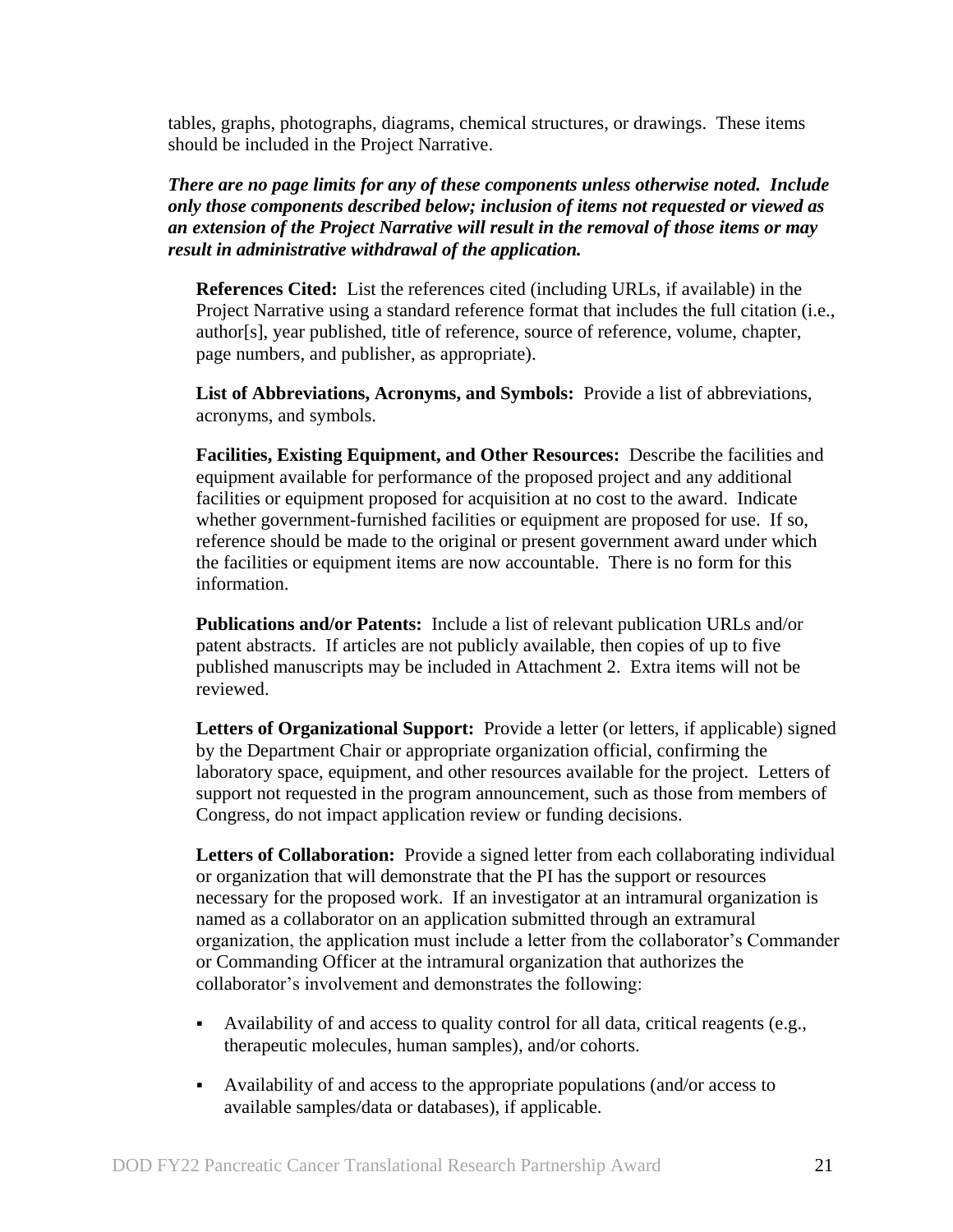tables, graphs, photographs, diagrams, chemical structures, or drawings. These items should be included in the Project Narrative.

***There are no page limits for any of these components unless otherwise noted. Include only those components described below; inclusion of items not requested or viewed as an extension of the Project Narrative will result in the removal of those items or may result in administrative withdrawal of the application.***

**References Cited:** List the references cited (including URLs, if available) in the Project Narrative using a standard reference format that includes the full citation (i.e., author[s], year published, title of reference, source of reference, volume, chapter, page numbers, and publisher, as appropriate).

**List of Abbreviations, Acronyms, and Symbols:** Provide a list of abbreviations, acronyms, and symbols.

**Facilities, Existing Equipment, and Other Resources:** Describe the facilities and equipment available for performance of the proposed project and any additional facilities or equipment proposed for acquisition at no cost to the award. Indicate whether government-furnished facilities or equipment are proposed for use. If so, reference should be made to the original or present government award under which the facilities or equipment items are now accountable. There is no form for this information.

**Publications and/or Patents:** Include a list of relevant publication URLs and/or patent abstracts. If articles are not publicly available, then copies of up to five published manuscripts may be included in Attachment 2. Extra items will not be reviewed.

**Letters of Organizational Support:** Provide a letter (or letters, if applicable) signed by the Department Chair or appropriate organization official, confirming the laboratory space, equipment, and other resources available for the project. Letters of support not requested in the program announcement, such as those from members of Congress, do not impact application review or funding decisions.

**Letters of Collaboration:** Provide a signed letter from each collaborating individual or organization that will demonstrate that the PI has the support or resources necessary for the proposed work. If an investigator at an intramural organization is named as a collaborator on an application submitted through an extramural organization, the application must include a letter from the collaborator's Commander or Commanding Officer at the intramural organization that authorizes the collaborator's involvement and demonstrates the following:

- Availability of and access to quality control for all data, critical reagents (e.g., therapeutic molecules, human samples), and/or cohorts.
- Availability of and access to the appropriate populations (and/or access to available samples/data or databases), if applicable.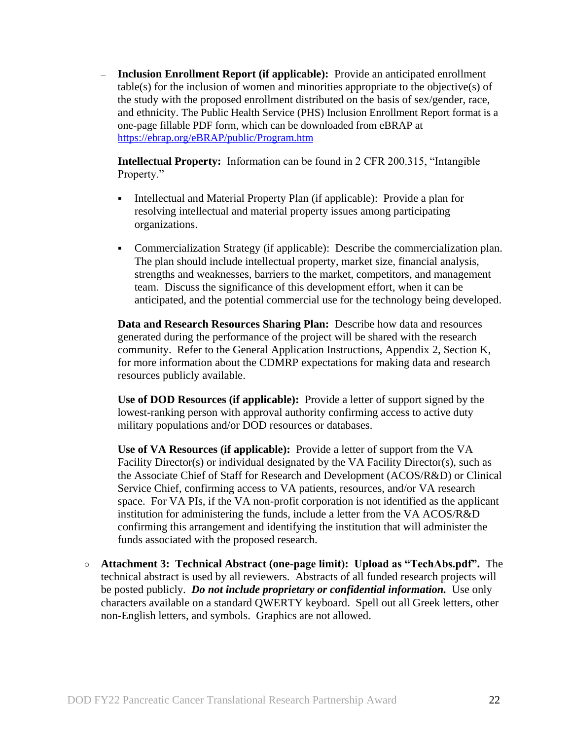- **Inclusion Enrollment Report (if applicable):** Provide an anticipated enrollment table(s) for the inclusion of women and minorities appropriate to the objective(s) of the study with the proposed enrollment distributed on the basis of sex/gender, race, and ethnicity. The Public Health Service (PHS) Inclusion Enrollment Report format is a one-page fillable PDF form, which can be downloaded from eBRAP at [https://ebrap.org/eBRAP/public/Program.htm](https://ebrap.org/eBRAP/public/Program.htm)

    **Intellectual Property:** Information can be found in 2 CFR 200.315, "Intangible Property."

    - Intellectual and Material Property Plan (if applicable): Provide a plan for resolving intellectual and material property issues among participating organizations.

    - Commercialization Strategy (if applicable): Describe the commercialization plan. The plan should include intellectual property, market size, financial analysis, strengths and weaknesses, barriers to the market, competitors, and management team. Discuss the significance of this development effort, when it can be anticipated, and the potential commercial use for the technology being developed.

    **Data and Research Resources Sharing Plan:** Describe how data and resources generated during the performance of the project will be shared with the research community. Refer to the General Application Instructions, Appendix 2, Section K, for more information about the CDMRP expectations for making data and research resources publicly available.

    **Use of DOD Resources (if applicable):** Provide a letter of support signed by the lowest-ranking person with approval authority confirming access to active duty military populations and/or DOD resources or databases.

    **Use of VA Resources (if applicable):** Provide a letter of support from the VA Facility Director(s) or individual designated by the VA Facility Director(s), such as the Associate Chief of Staff for Research and Development (ACOS/R&D) or Clinical Service Chief, confirming access to VA patients, resources, and/or VA research space. For VA PIs, if the VA non-profit corporation is not identified as the applicant institution for administering the funds, include a letter from the VA ACOS/R&D confirming this arrangement and identifying the institution that will administer the funds associated with the proposed research.

- **Attachment 3: Technical Abstract (one-page limit): Upload as "TechAbs.pdf".** The technical abstract is used by all reviewers. Abstracts of all funded research projects will be posted publicly. ***Do not include proprietary or confidential information.*** Use only characters available on a standard QWERTY keyboard. Spell out all Greek letters, other non-English letters, and symbols. Graphics are not allowed.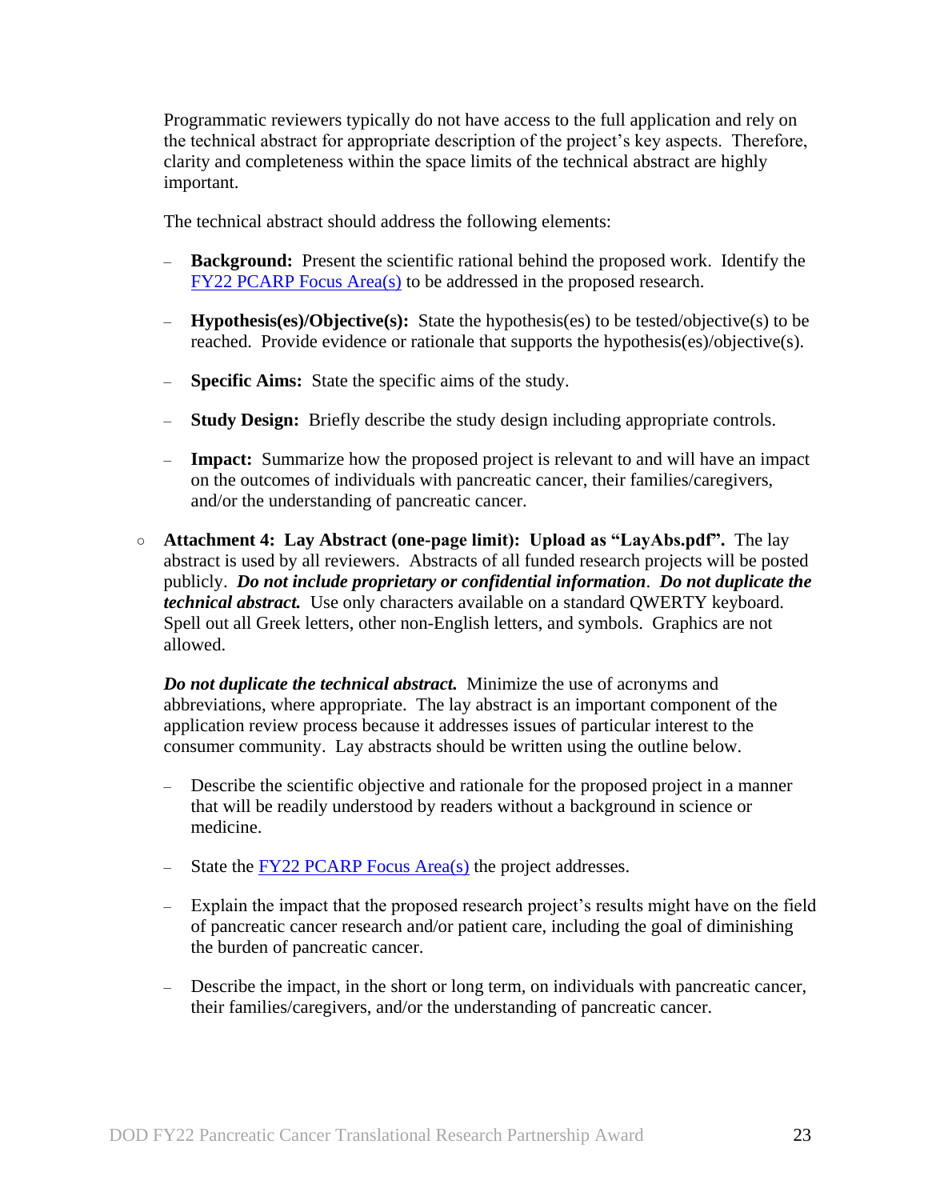Programmatic reviewers typically do not have access to the full application and rely on the technical abstract for appropriate description of the project's key aspects. Therefore, clarity and completeness within the space limits of the technical abstract are highly important.

The technical abstract should address the following elements:

- **Background:** Present the scientific rational behind the proposed work. Identify the FY22 PCARP Focus Area(s) to be addressed in the proposed research.
- **Hypothesis(es)/Objective(s):** State the hypothesis(es) to be tested/objective(s) to be reached. Provide evidence or rationale that supports the hypothesis(es)/objective(s).
- **Specific Aims:** State the specific aims of the study.
- **Study Design:** Briefly describe the study design including appropriate controls.
- **Impact:** Summarize how the proposed project is relevant to and will have an impact on the outcomes of individuals with pancreatic cancer, their families/caregivers, and/or the understanding of pancreatic cancer.

○ **Attachment 4: Lay Abstract (one-page limit): Upload as "LayAbs.pdf".** The lay abstract is used by all reviewers. Abstracts of all funded research projects will be posted publicly. ***Do not include proprietary or confidential information***. ***Do not duplicate the technical abstract.*** Use only characters available on a standard QWERTY keyboard. Spell out all Greek letters, other non-English letters, and symbols. Graphics are not allowed.

***Do not duplicate the technical abstract.*** Minimize the use of acronyms and abbreviations, where appropriate. The lay abstract is an important component of the application review process because it addresses issues of particular interest to the consumer community. Lay abstracts should be written using the outline below.

- Describe the scientific objective and rationale for the proposed project in a manner that will be readily understood by readers without a background in science or medicine.
- State the FY22 PCARP Focus Area(s) the project addresses.
- Explain the impact that the proposed research project's results might have on the field of pancreatic cancer research and/or patient care, including the goal of diminishing the burden of pancreatic cancer.
- Describe the impact, in the short or long term, on individuals with pancreatic cancer, their families/caregivers, and/or the understanding of pancreatic cancer.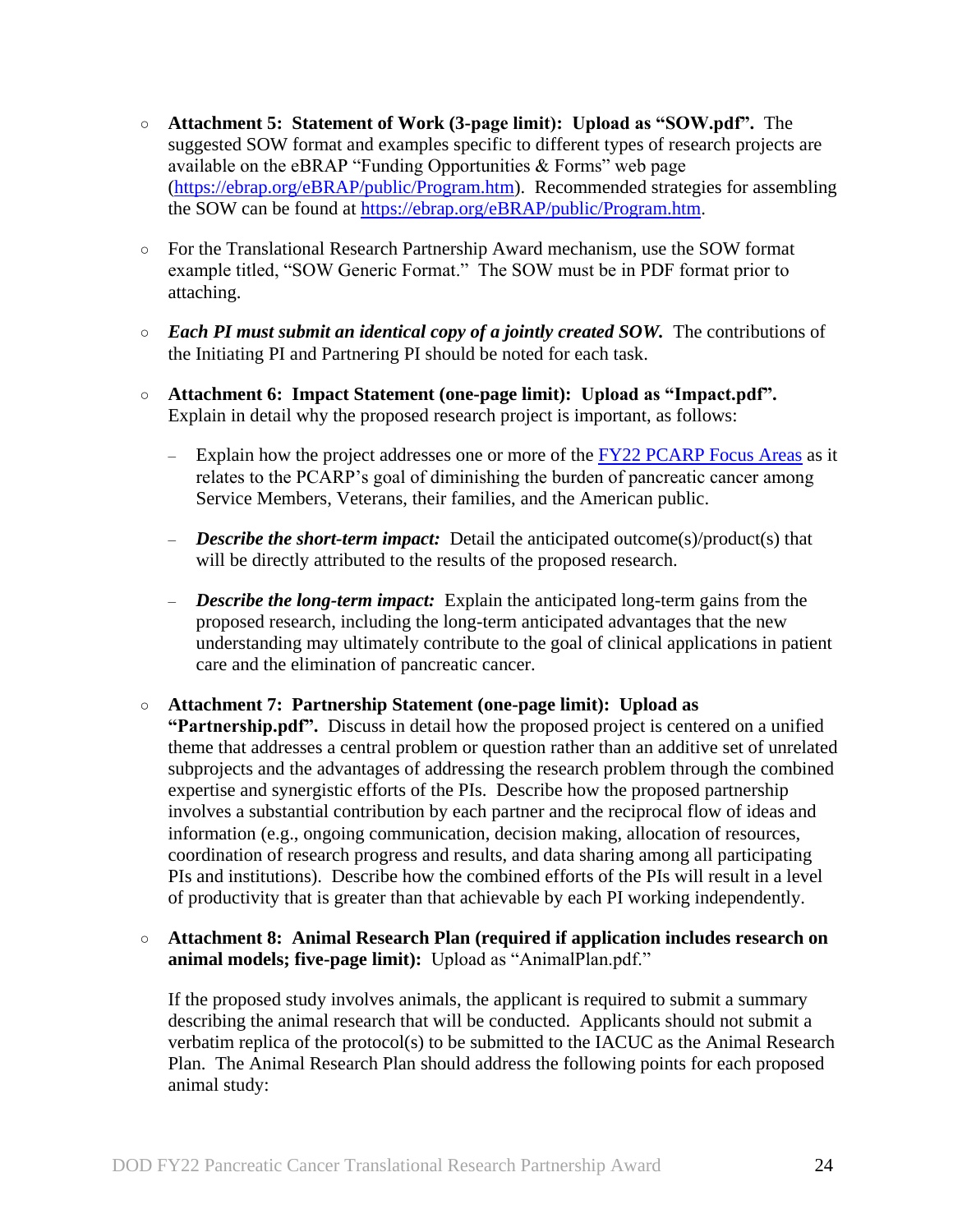- **Attachment 5: Statement of Work (3-page limit): Upload as "SOW.pdf".** The suggested SOW format and examples specific to different types of research projects are available on the eBRAP "Funding Opportunities & Forms" web page ([https://ebrap.org/eBRAP/public/Program.htm](https://ebrap.org/eBRAP/public/Program.htm)). Recommended strategies for assembling the SOW can be found at [https://ebrap.org/eBRAP/public/Program.htm](https://ebrap.org/eBRAP/public/Program.htm).

- For the Translational Research Partnership Award mechanism, use the SOW format example titled, "SOW Generic Format." The SOW must be in PDF format prior to attaching.

- ***Each PI must submit an identical copy of a jointly created SOW.*** The contributions of the Initiating PI and Partnering PI should be noted for each task.

- **Attachment 6: Impact Statement (one-page limit): Upload as "Impact.pdf".** Explain in detail why the proposed research project is important, as follows:

  - Explain how the project addresses one or more of the FY22 PCARP Focus Areas as it relates to the PCARP's goal of diminishing the burden of pancreatic cancer among Service Members, Veterans, their families, and the American public.

  - ***Describe the short-term impact:*** Detail the anticipated outcome(s)/product(s) that will be directly attributed to the results of the proposed research.

  - ***Describe the long-term impact:*** Explain the anticipated long-term gains from the proposed research, including the long-term anticipated advantages that the new understanding may ultimately contribute to the goal of clinical applications in patient care and the elimination of pancreatic cancer.

- **Attachment 7: Partnership Statement (one-page limit): Upload as "Partnership.pdf".** Discuss in detail how the proposed project is centered on a unified theme that addresses a central problem or question rather than an additive set of unrelated subprojects and the advantages of addressing the research problem through the combined expertise and synergistic efforts of the PIs. Describe how the proposed partnership involves a substantial contribution by each partner and the reciprocal flow of ideas and information (e.g., ongoing communication, decision making, allocation of resources, coordination of research progress and results, and data sharing among all participating PIs and institutions). Describe how the combined efforts of the PIs will result in a level of productivity that is greater than that achievable by each PI working independently.

- **Attachment 8: Animal Research Plan (required if application includes research on animal models; five-page limit):** Upload as "AnimalPlan.pdf."

  If the proposed study involves animals, the applicant is required to submit a summary describing the animal research that will be conducted. Applicants should not submit a verbatim replica of the protocol(s) to be submitted to the IACUC as the Animal Research Plan. The Animal Research Plan should address the following points for each proposed animal study: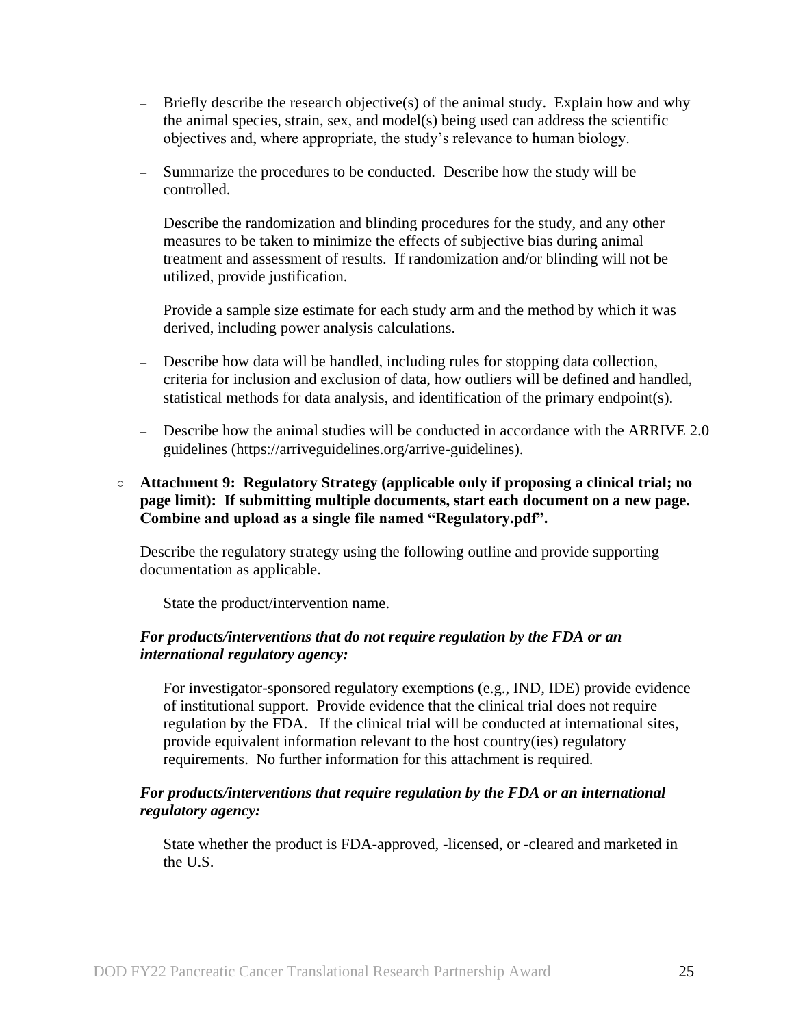- Briefly describe the research objective(s) of the animal study. Explain how and why the animal species, strain, sex, and model(s) being used can address the scientific objectives and, where appropriate, the study's relevance to human biology.

  - Summarize the procedures to be conducted. Describe how the study will be controlled.

  - Describe the randomization and blinding procedures for the study, and any other measures to be taken to minimize the effects of subjective bias during animal treatment and assessment of results. If randomization and/or blinding will not be utilized, provide justification.

  - Provide a sample size estimate for each study arm and the method by which it was derived, including power analysis calculations.

  - Describe how data will be handled, including rules for stopping data collection, criteria for inclusion and exclusion of data, how outliers will be defined and handled, statistical methods for data analysis, and identification of the primary endpoint(s).

  - Describe how the animal studies will be conducted in accordance with the ARRIVE 2.0 guidelines (https://arriveguidelines.org/arrive-guidelines).

- **Attachment 9: Regulatory Strategy (applicable only if proposing a clinical trial; no page limit): If submitting multiple documents, start each document on a new page. Combine and upload as a single file named "Regulatory.pdf".**

  Describe the regulatory strategy using the following outline and provide supporting documentation as applicable.

  - State the product/intervention name.

  ***For products/interventions that do not require regulation by the FDA or an international regulatory agency:***

  For investigator-sponsored regulatory exemptions (e.g., IND, IDE) provide evidence of institutional support. Provide evidence that the clinical trial does not require regulation by the FDA. If the clinical trial will be conducted at international sites, provide equivalent information relevant to the host country(ies) regulatory requirements. No further information for this attachment is required.

  ***For products/interventions that require regulation by the FDA or an international regulatory agency:***

  - State whether the product is FDA-approved, -licensed, or -cleared and marketed in the U.S.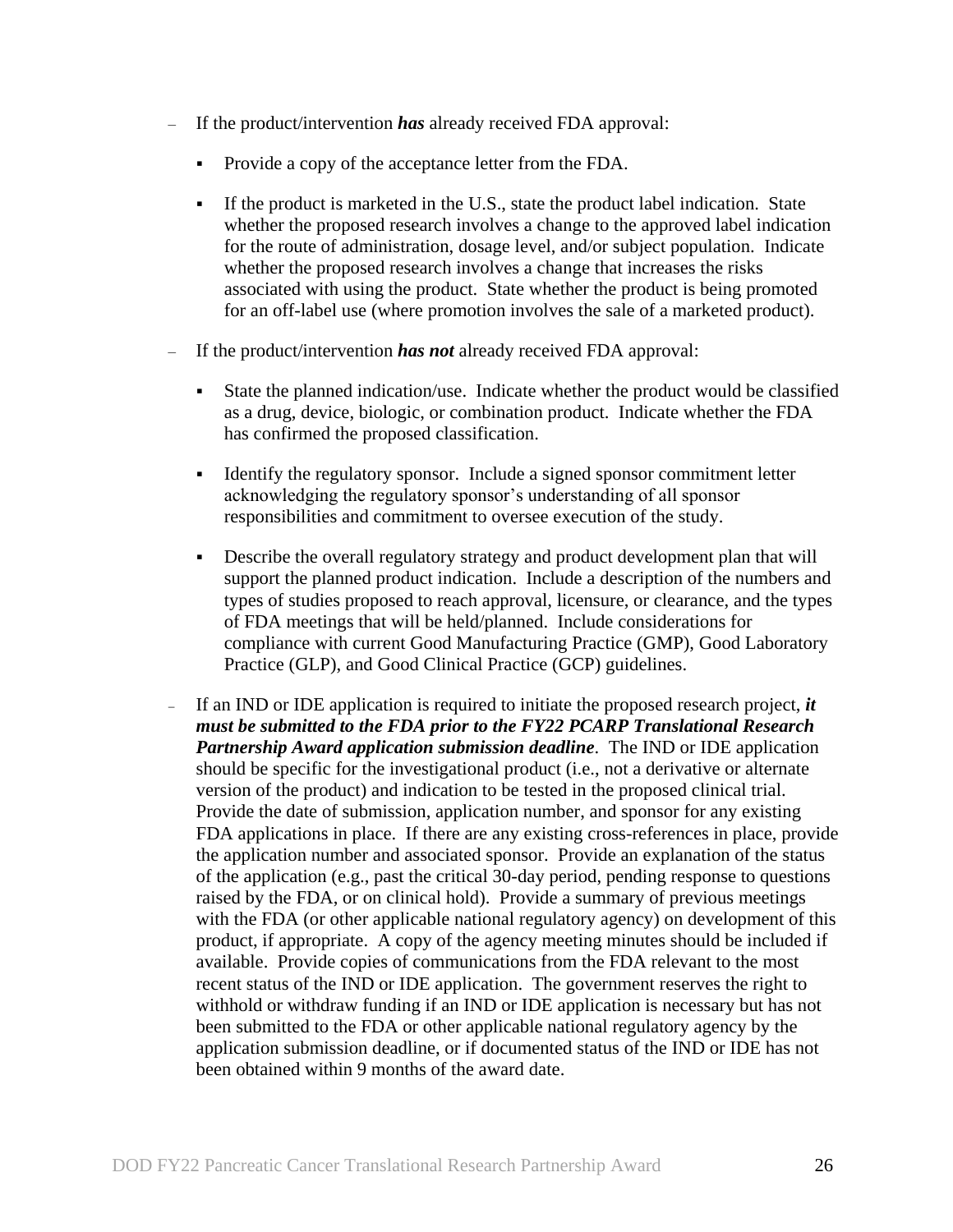- If the product/intervention ***has*** already received FDA approval:

  - Provide a copy of the acceptance letter from the FDA.

  - If the product is marketed in the U.S., state the product label indication. State whether the proposed research involves a change to the approved label indication for the route of administration, dosage level, and/or subject population. Indicate whether the proposed research involves a change that increases the risks associated with using the product. State whether the product is being promoted for an off-label use (where promotion involves the sale of a marketed product).

- If the product/intervention ***has not*** already received FDA approval:

  - State the planned indication/use. Indicate whether the product would be classified as a drug, device, biologic, or combination product. Indicate whether the FDA has confirmed the proposed classification.

  - Identify the regulatory sponsor. Include a signed sponsor commitment letter acknowledging the regulatory sponsor's understanding of all sponsor responsibilities and commitment to oversee execution of the study.

  - Describe the overall regulatory strategy and product development plan that will support the planned product indication. Include a description of the numbers and types of studies proposed to reach approval, licensure, or clearance, and the types of FDA meetings that will be held/planned. Include considerations for compliance with current Good Manufacturing Practice (GMP), Good Laboratory Practice (GLP), and Good Clinical Practice (GCP) guidelines.

- If an IND or IDE application is required to initiate the proposed research project, ***it must be submitted to the FDA prior to the FY22 PCARP Translational Research Partnership Award application submission deadline***. The IND or IDE application should be specific for the investigational product (i.e., not a derivative or alternate version of the product) and indication to be tested in the proposed clinical trial. Provide the date of submission, application number, and sponsor for any existing FDA applications in place. If there are any existing cross-references in place, provide the application number and associated sponsor. Provide an explanation of the status of the application (e.g., past the critical 30-day period, pending response to questions raised by the FDA, or on clinical hold). Provide a summary of previous meetings with the FDA (or other applicable national regulatory agency) on development of this product, if appropriate. A copy of the agency meeting minutes should be included if available. Provide copies of communications from the FDA relevant to the most recent status of the IND or IDE application. The government reserves the right to withhold or withdraw funding if an IND or IDE application is necessary but has not been submitted to the FDA or other applicable national regulatory agency by the application submission deadline, or if documented status of the IND or IDE has not been obtained within 9 months of the award date.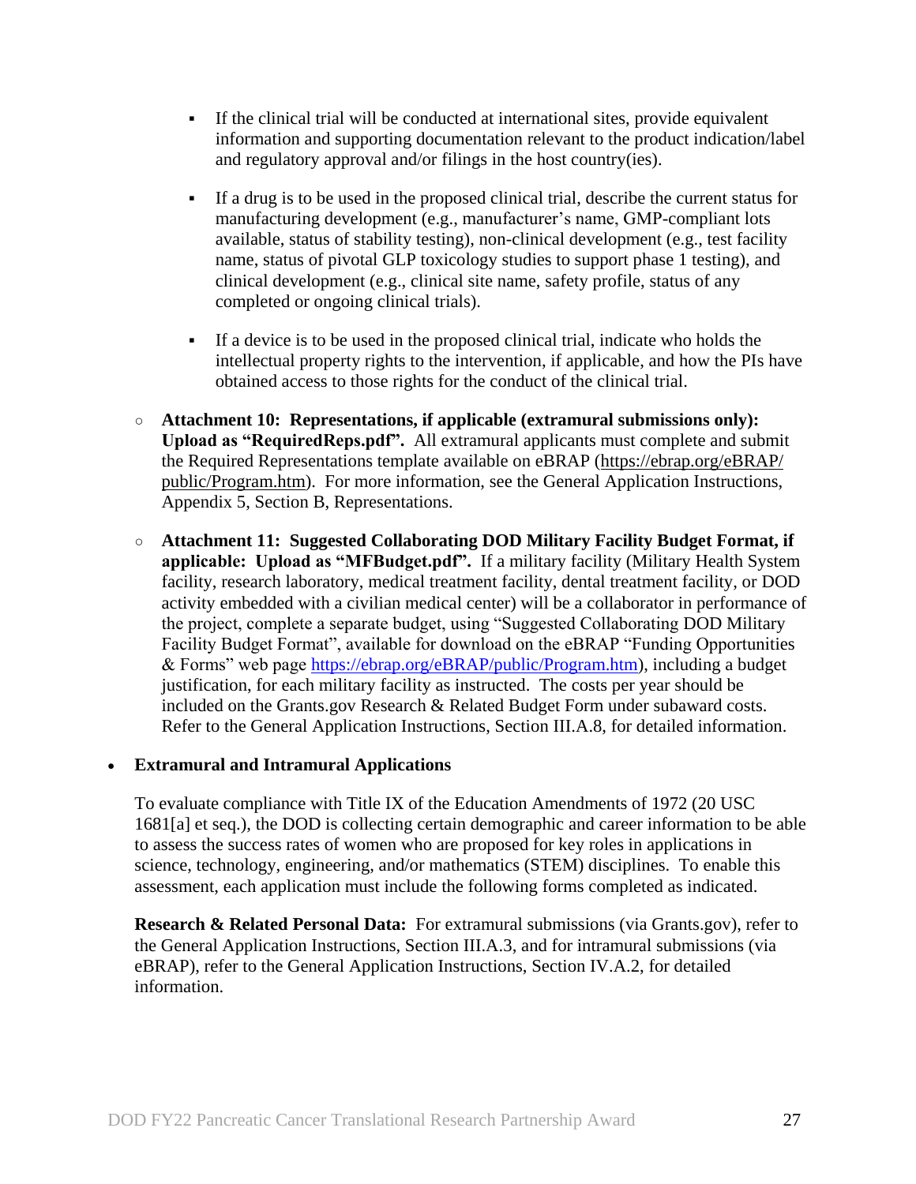- If the clinical trial will be conducted at international sites, provide equivalent information and supporting documentation relevant to the product indication/label and regulatory approval and/or filings in the host country(ies).

        - If a drug is to be used in the proposed clinical trial, describe the current status for manufacturing development (e.g., manufacturer's name, GMP-compliant lots available, status of stability testing), non-clinical development (e.g., test facility name, status of pivotal GLP toxicology studies to support phase 1 testing), and clinical development (e.g., clinical site name, safety profile, status of any completed or ongoing clinical trials).

        - If a device is to be used in the proposed clinical trial, indicate who holds the intellectual property rights to the intervention, if applicable, and how the PIs have obtained access to those rights for the conduct of the clinical trial.

    - **Attachment 10: Representations, if applicable (extramural submissions only): Upload as "RequiredReps.pdf".** All extramural applicants must complete and submit the Required Representations template available on eBRAP (https://ebrap.org/eBRAP/public/Program.htm). For more information, see the General Application Instructions, Appendix 5, Section B, Representations.

    - **Attachment 11: Suggested Collaborating DOD Military Facility Budget Format, if applicable: Upload as "MFBudget.pdf".** If a military facility (Military Health System facility, research laboratory, medical treatment facility, dental treatment facility, or DOD activity embedded with a civilian medical center) will be a collaborator in performance of the project, complete a separate budget, using "Suggested Collaborating DOD Military Facility Budget Format", available for download on the eBRAP "Funding Opportunities & Forms" web page https://ebrap.org/eBRAP/public/Program.htm), including a budget justification, for each military facility as instructed. The costs per year should be included on the Grants.gov Research & Related Budget Form under subaward costs. Refer to the General Application Instructions, Section III.A.8, for detailed information.

- **Extramural and Intramural Applications**

  To evaluate compliance with Title IX of the Education Amendments of 1972 (20 USC 1681[a] et seq.), the DOD is collecting certain demographic and career information to be able to assess the success rates of women who are proposed for key roles in applications in science, technology, engineering, and/or mathematics (STEM) disciplines. To enable this assessment, each application must include the following forms completed as indicated.

  **Research & Related Personal Data:** For extramural submissions (via Grants.gov), refer to the General Application Instructions, Section III.A.3, and for intramural submissions (via eBRAP), refer to the General Application Instructions, Section IV.A.2, for detailed information.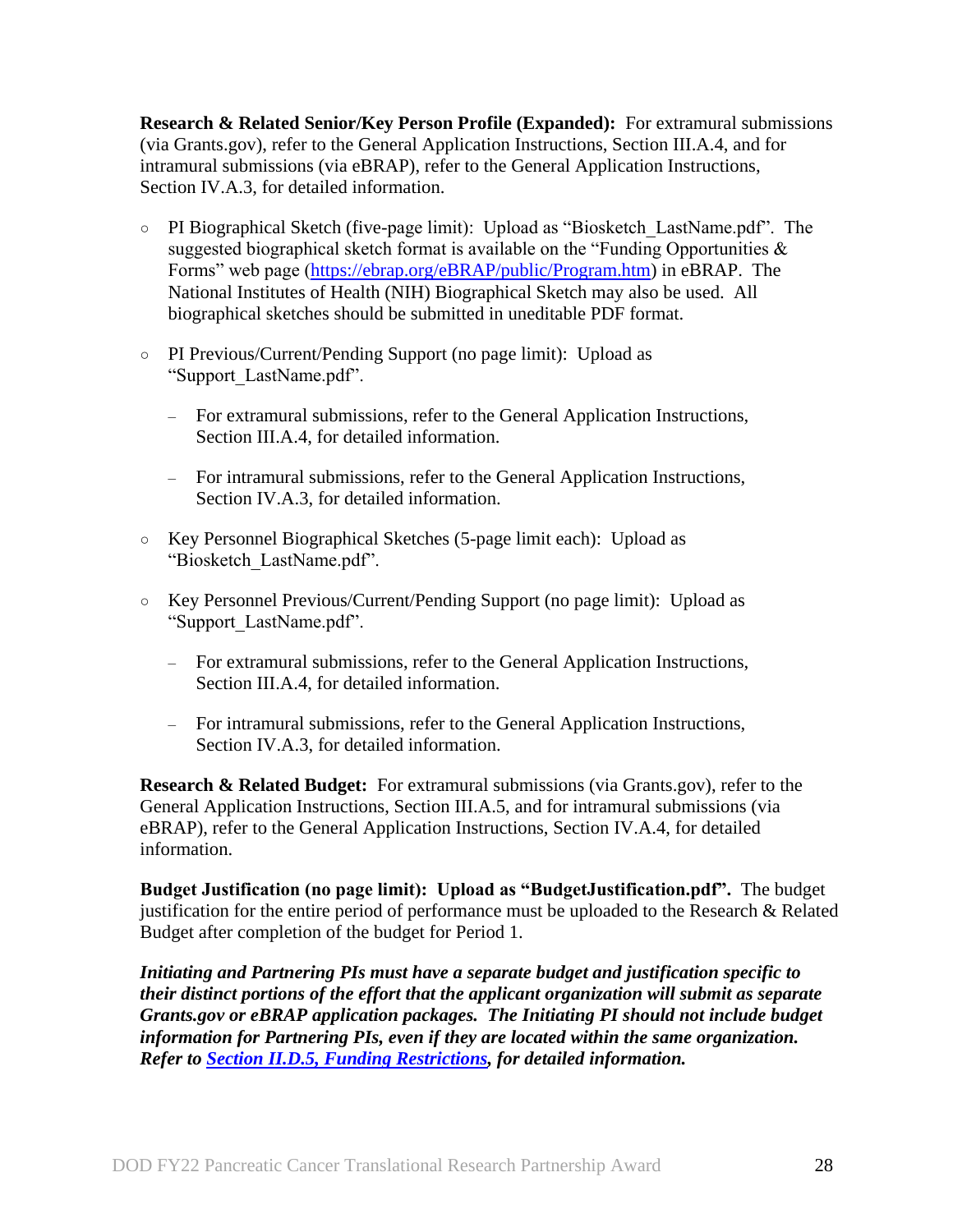**Research & Related Senior/Key Person Profile (Expanded):** For extramural submissions (via Grants.gov), refer to the General Application Instructions, Section III.A.4, and for intramural submissions (via eBRAP), refer to the General Application Instructions, Section IV.A.3, for detailed information.

- PI Biographical Sketch (five-page limit): Upload as "Biosketch_LastName.pdf". The suggested biographical sketch format is available on the "Funding Opportunities & Forms" web page ([https://ebrap.org/eBRAP/public/Program.htm](https://ebrap.org/eBRAP/public/Program.htm)) in eBRAP. The National Institutes of Health (NIH) Biographical Sketch may also be used. All biographical sketches should be submitted in uneditable PDF format.

- PI Previous/Current/Pending Support (no page limit): Upload as "Support_LastName.pdf".
  - For extramural submissions, refer to the General Application Instructions, Section III.A.4, for detailed information.
  - For intramural submissions, refer to the General Application Instructions, Section IV.A.3, for detailed information.

- Key Personnel Biographical Sketches (5-page limit each): Upload as "Biosketch_LastName.pdf".

- Key Personnel Previous/Current/Pending Support (no page limit): Upload as "Support_LastName.pdf".
  - For extramural submissions, refer to the General Application Instructions, Section III.A.4, for detailed information.
  - For intramural submissions, refer to the General Application Instructions, Section IV.A.3, for detailed information.

**Research & Related Budget:** For extramural submissions (via Grants.gov), refer to the General Application Instructions, Section III.A.5, and for intramural submissions (via eBRAP), refer to the General Application Instructions, Section IV.A.4, for detailed information.

**Budget Justification (no page limit): Upload as "BudgetJustification.pdf".** The budget justification for the entire period of performance must be uploaded to the Research & Related Budget after completion of the budget for Period 1.

***Initiating and Partnering PIs must have a separate budget and justification specific to their distinct portions of the effort that the applicant organization will submit as separate Grants.gov or eBRAP application packages. The Initiating PI should not include budget information for Partnering PIs, even if they are located within the same organization. Refer to Section II.D.5, Funding Restrictions, for detailed information.***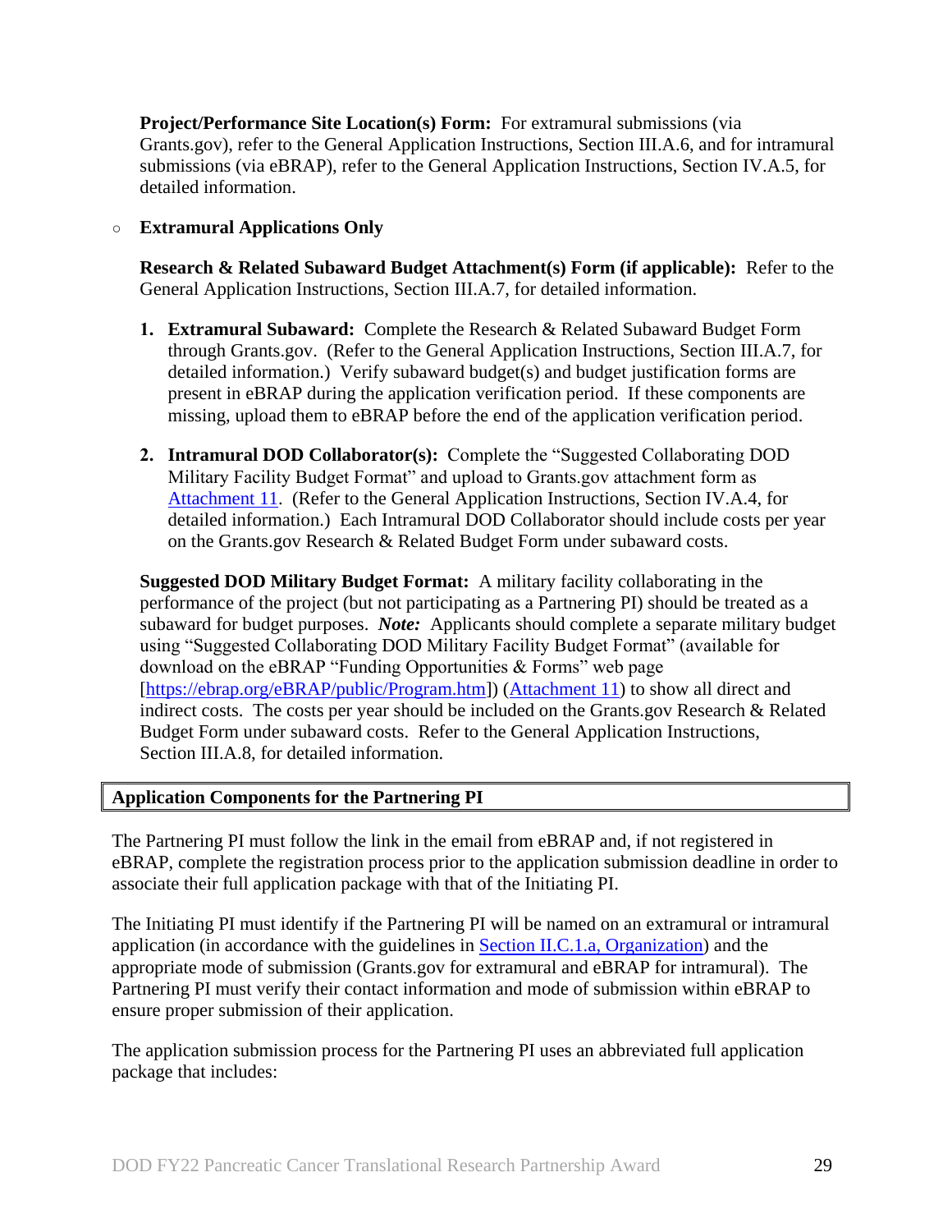**Project/Performance Site Location(s) Form:** For extramural submissions (via Grants.gov), refer to the General Application Instructions, Section III.A.6, and for intramural submissions (via eBRAP), refer to the General Application Instructions, Section IV.A.5, for detailed information.

- **Extramural Applications Only**

**Research & Related Subaward Budget Attachment(s) Form (if applicable):** Refer to the General Application Instructions, Section III.A.7, for detailed information.

1. **Extramural Subaward:** Complete the Research & Related Subaward Budget Form through Grants.gov. (Refer to the General Application Instructions, Section III.A.7, for detailed information.) Verify subaward budget(s) and budget justification forms are present in eBRAP during the application verification period. If these components are missing, upload them to eBRAP before the end of the application verification period.

2. **Intramural DOD Collaborator(s):** Complete the "Suggested Collaborating DOD Military Facility Budget Format" and upload to Grants.gov attachment form as Attachment 11. (Refer to the General Application Instructions, Section IV.A.4, for detailed information.) Each Intramural DOD Collaborator should include costs per year on the Grants.gov Research & Related Budget Form under subaward costs.

**Suggested DOD Military Budget Format:** A military facility collaborating in the performance of the project (but not participating as a Partnering PI) should be treated as a subaward for budget purposes. ***Note:*** Applicants should complete a separate military budget using "Suggested Collaborating DOD Military Facility Budget Format" (available for download on the eBRAP "Funding Opportunities & Forms" web page [https://ebrap.org/eBRAP/public/Program.htm]) (Attachment 11) to show all direct and indirect costs. The costs per year should be included on the Grants.gov Research & Related Budget Form under subaward costs. Refer to the General Application Instructions, Section III.A.8, for detailed information.

## Application Components for the Partnering PI

The Partnering PI must follow the link in the email from eBRAP and, if not registered in eBRAP, complete the registration process prior to the application submission deadline in order to associate their full application package with that of the Initiating PI.

The Initiating PI must identify if the Partnering PI will be named on an extramural or intramural application (in accordance with the guidelines in Section II.C.1.a, Organization) and the appropriate mode of submission (Grants.gov for extramural and eBRAP for intramural). The Partnering PI must verify their contact information and mode of submission within eBRAP to ensure proper submission of their application.

The application submission process for the Partnering PI uses an abbreviated full application package that includes: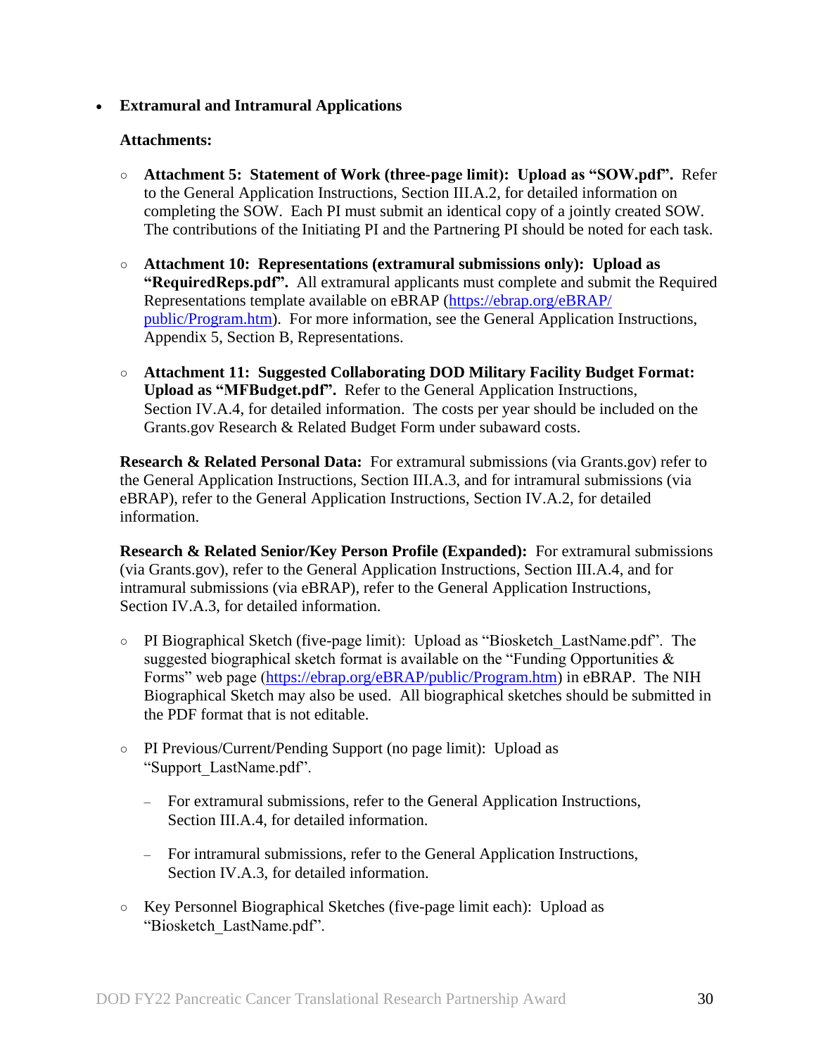- **Extramural and Intramural Applications**

  **Attachments:**

  - **Attachment 5: Statement of Work (three-page limit): Upload as "SOW.pdf".** Refer to the General Application Instructions, Section III.A.2, for detailed information on completing the SOW. Each PI must submit an identical copy of a jointly created SOW. The contributions of the Initiating PI and the Partnering PI should be noted for each task.

  - **Attachment 10: Representations (extramural submissions only): Upload as "RequiredReps.pdf".** All extramural applicants must complete and submit the Required Representations template available on eBRAP (https://ebrap.org/eBRAP/public/Program.htm). For more information, see the General Application Instructions, Appendix 5, Section B, Representations.

  - **Attachment 11: Suggested Collaborating DOD Military Facility Budget Format: Upload as "MFBudget.pdf".** Refer to the General Application Instructions, Section IV.A.4, for detailed information. The costs per year should be included on the Grants.gov Research & Related Budget Form under subaward costs.

  **Research & Related Personal Data:** For extramural submissions (via Grants.gov) refer to the General Application Instructions, Section III.A.3, and for intramural submissions (via eBRAP), refer to the General Application Instructions, Section IV.A.2, for detailed information.

  **Research & Related Senior/Key Person Profile (Expanded):** For extramural submissions (via Grants.gov), refer to the General Application Instructions, Section III.A.4, and for intramural submissions (via eBRAP), refer to the General Application Instructions, Section IV.A.3, for detailed information.

  - PI Biographical Sketch (five-page limit): Upload as "Biosketch_LastName.pdf". The suggested biographical sketch format is available on the "Funding Opportunities & Forms" web page (https://ebrap.org/eBRAP/public/Program.htm) in eBRAP. The NIH Biographical Sketch may also be used. All biographical sketches should be submitted in the PDF format that is not editable.

  - PI Previous/Current/Pending Support (no page limit): Upload as "Support_LastName.pdf".

    - For extramural submissions, refer to the General Application Instructions, Section III.A.4, for detailed information.

    - For intramural submissions, refer to the General Application Instructions, Section IV.A.3, for detailed information.

  - Key Personnel Biographical Sketches (five-page limit each): Upload as "Biosketch_LastName.pdf".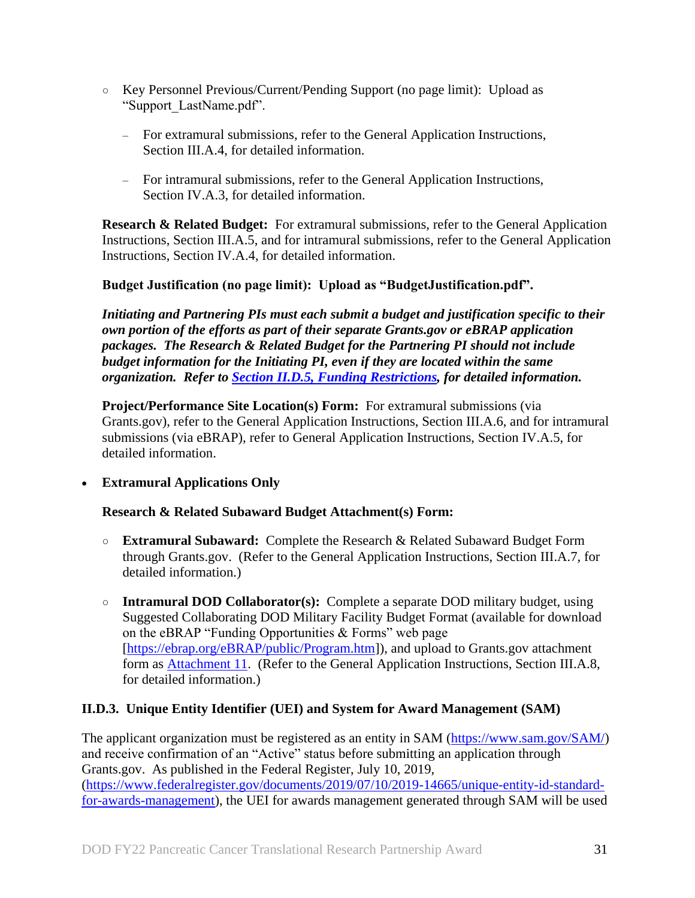- Key Personnel Previous/Current/Pending Support (no page limit): Upload as "Support_LastName.pdf".
  - For extramural submissions, refer to the General Application Instructions, Section III.A.4, for detailed information.
  - For intramural submissions, refer to the General Application Instructions, Section IV.A.3, for detailed information.

**Research & Related Budget:** For extramural submissions, refer to the General Application Instructions, Section III.A.5, and for intramural submissions, refer to the General Application Instructions, Section IV.A.4, for detailed information.

**Budget Justification (no page limit): Upload as "BudgetJustification.pdf".**

***Initiating and Partnering PIs must each submit a budget and justification specific to their own portion of the efforts as part of their separate Grants.gov or eBRAP application packages. The Research & Related Budget for the Partnering PI should not include budget information for the Initiating PI, even if they are located within the same organization. Refer to [Section II.D.5, Funding Restrictions](#), for detailed information.***

**Project/Performance Site Location(s) Form:** For extramural submissions (via Grants.gov), refer to the General Application Instructions, Section III.A.6, and for intramural submissions (via eBRAP), refer to General Application Instructions, Section IV.A.5, for detailed information.

- **Extramural Applications Only**

  **Research & Related Subaward Budget Attachment(s) Form:**

  - **Extramural Subaward:** Complete the Research & Related Subaward Budget Form through Grants.gov. (Refer to the General Application Instructions, Section III.A.7, for detailed information.)
  - **Intramural DOD Collaborator(s):** Complete a separate DOD military budget, using Suggested Collaborating DOD Military Facility Budget Format (available for download on the eBRAP "Funding Opportunities & Forms" web page [https://ebrap.org/eBRAP/public/Program.htm]), and upload to Grants.gov attachment form as Attachment 11. (Refer to the General Application Instructions, Section III.A.8, for detailed information.)

### II.D.3. Unique Entity Identifier (UEI) and System for Award Management (SAM)

The applicant organization must be registered as an entity in SAM (https://www.sam.gov/SAM/) and receive confirmation of an "Active" status before submitting an application through Grants.gov. As published in the Federal Register, July 10, 2019, (https://www.federalregister.gov/documents/2019/07/10/2019-14665/unique-entity-id-standard-for-awards-management), the UEI for awards management generated through SAM will be used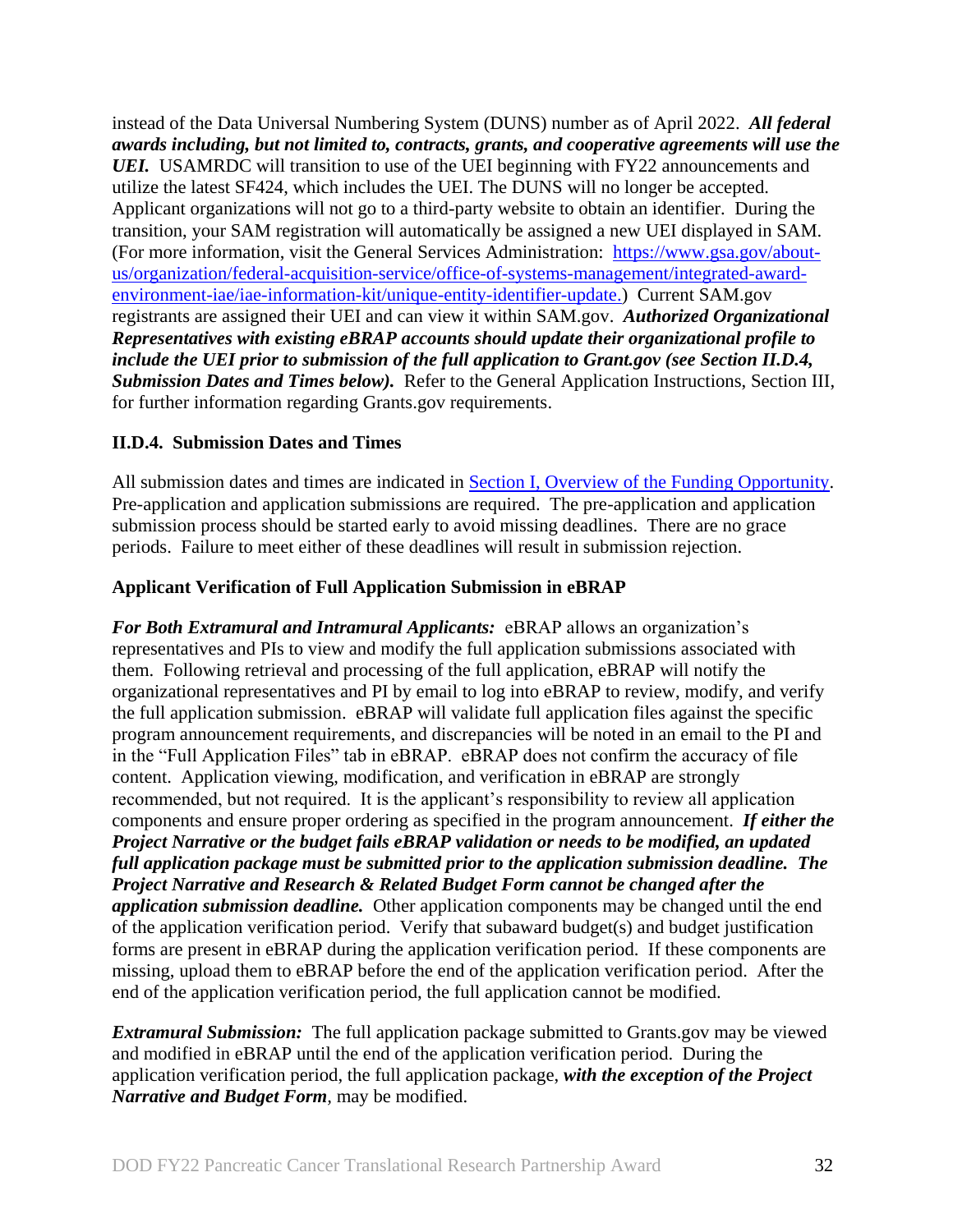instead of the Data Universal Numbering System (DUNS) number as of April 2022. ***All federal awards including, but not limited to, contracts, grants, and cooperative agreements will use the UEI.*** USAMRDC will transition to use of the UEI beginning with FY22 announcements and utilize the latest SF424, which includes the UEI. The DUNS will no longer be accepted. Applicant organizations will not go to a third-party website to obtain an identifier. During the transition, your SAM registration will automatically be assigned a new UEI displayed in SAM. (For more information, visit the General Services Administration: [https://www.gsa.gov/about-us/organization/federal-acquisition-service/office-of-systems-management/integrated-award-environment-iae/iae-information-kit/unique-entity-identifier-update.](https://www.gsa.gov/about-us/organization/federal-acquisition-service/office-of-systems-management/integrated-award-environment-iae/iae-information-kit/unique-entity-identifier-update)) Current SAM.gov registrants are assigned their UEI and can view it within SAM.gov. ***Authorized Organizational Representatives with existing eBRAP accounts should update their organizational profile to include the UEI prior to submission of the full application to Grant.gov (see Section II.D.4, Submission Dates and Times below).*** Refer to the General Application Instructions, Section III, for further information regarding Grants.gov requirements.

### II.D.4. Submission Dates and Times

All submission dates and times are indicated in Section I, Overview of the Funding Opportunity. Pre-application and application submissions are required. The pre-application and application submission process should be started early to avoid missing deadlines. There are no grace periods. Failure to meet either of these deadlines will result in submission rejection.

**Applicant Verification of Full Application Submission in eBRAP**

***For Both Extramural and Intramural Applicants:*** eBRAP allows an organization's representatives and PIs to view and modify the full application submissions associated with them. Following retrieval and processing of the full application, eBRAP will notify the organizational representatives and PI by email to log into eBRAP to review, modify, and verify the full application submission. eBRAP will validate full application files against the specific program announcement requirements, and discrepancies will be noted in an email to the PI and in the "Full Application Files" tab in eBRAP. eBRAP does not confirm the accuracy of file content. Application viewing, modification, and verification in eBRAP are strongly recommended, but not required. It is the applicant's responsibility to review all application components and ensure proper ordering as specified in the program announcement. ***If either the Project Narrative or the budget fails eBRAP validation or needs to be modified, an updated full application package must be submitted prior to the application submission deadline. The Project Narrative and Research & Related Budget Form cannot be changed after the application submission deadline.*** Other application components may be changed until the end of the application verification period. Verify that subaward budget(s) and budget justification forms are present in eBRAP during the application verification period. If these components are missing, upload them to eBRAP before the end of the application verification period. After the end of the application verification period, the full application cannot be modified.

***Extramural Submission:*** The full application package submitted to Grants.gov may be viewed and modified in eBRAP until the end of the application verification period. During the application verification period, the full application package, ***with the exception of the Project Narrative and Budget Form***, may be modified.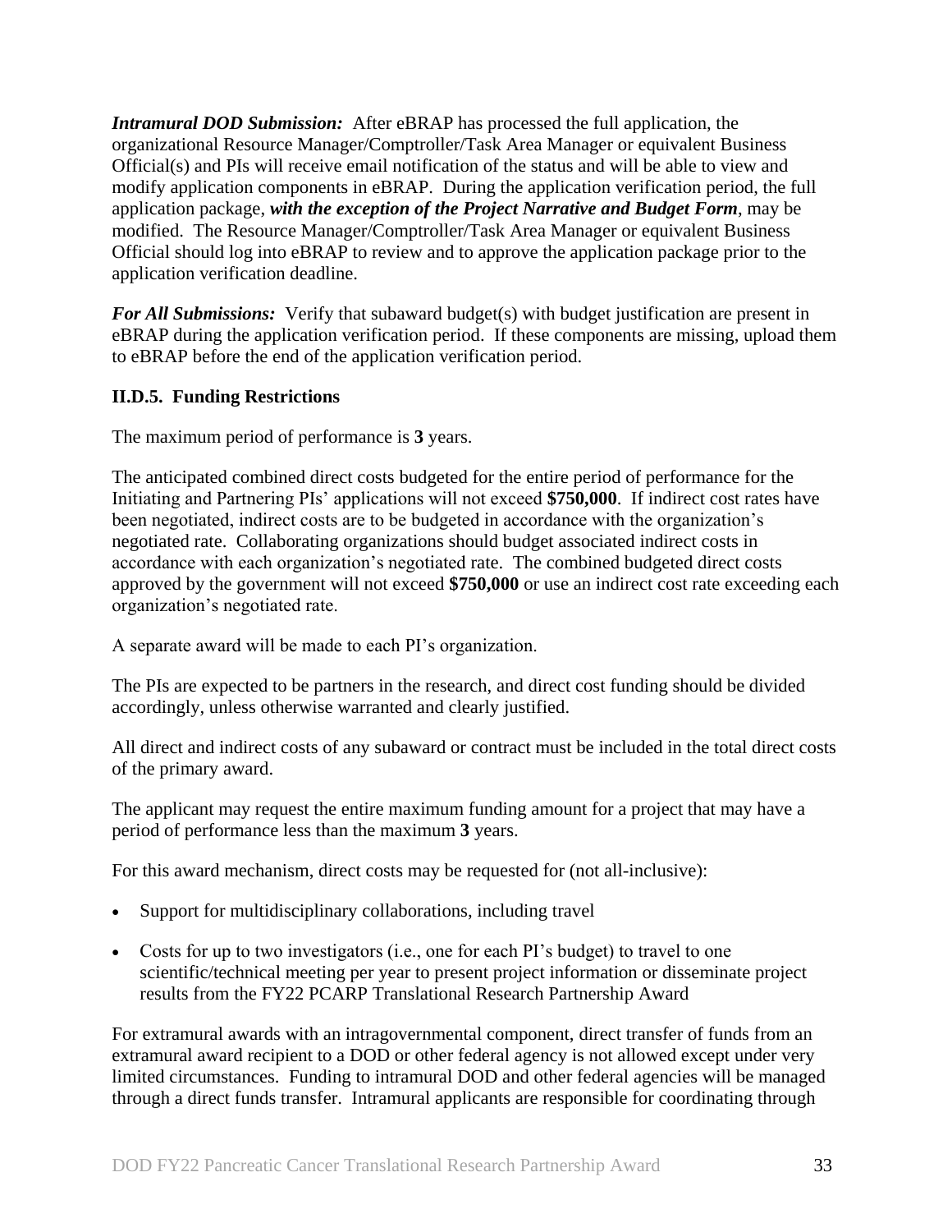***Intramural DOD Submission:*** After eBRAP has processed the full application, the organizational Resource Manager/Comptroller/Task Area Manager or equivalent Business Official(s) and PIs will receive email notification of the status and will be able to view and modify application components in eBRAP. During the application verification period, the full application package, ***with the exception of the Project Narrative and Budget Form***, may be modified. The Resource Manager/Comptroller/Task Area Manager or equivalent Business Official should log into eBRAP to review and to approve the application package prior to the application verification deadline.

***For All Submissions:*** Verify that subaward budget(s) with budget justification are present in eBRAP during the application verification period. If these components are missing, upload them to eBRAP before the end of the application verification period.

### II.D.5. Funding Restrictions

The maximum period of performance is **3** years.

The anticipated combined direct costs budgeted for the entire period of performance for the Initiating and Partnering PIs' applications will not exceed **$750,000**. If indirect cost rates have been negotiated, indirect costs are to be budgeted in accordance with the organization's negotiated rate. Collaborating organizations should budget associated indirect costs in accordance with each organization's negotiated rate. The combined budgeted direct costs approved by the government will not exceed **$750,000** or use an indirect cost rate exceeding each organization's negotiated rate.

A separate award will be made to each PI's organization.

The PIs are expected to be partners in the research, and direct cost funding should be divided accordingly, unless otherwise warranted and clearly justified.

All direct and indirect costs of any subaward or contract must be included in the total direct costs of the primary award.

The applicant may request the entire maximum funding amount for a project that may have a period of performance less than the maximum **3** years.

For this award mechanism, direct costs may be requested for (not all-inclusive):

- Support for multidisciplinary collaborations, including travel
- Costs for up to two investigators (i.e., one for each PI's budget) to travel to one scientific/technical meeting per year to present project information or disseminate project results from the FY22 PCARP Translational Research Partnership Award

For extramural awards with an intragovernmental component, direct transfer of funds from an extramural award recipient to a DOD or other federal agency is not allowed except under very limited circumstances. Funding to intramural DOD and other federal agencies will be managed through a direct funds transfer. Intramural applicants are responsible for coordinating through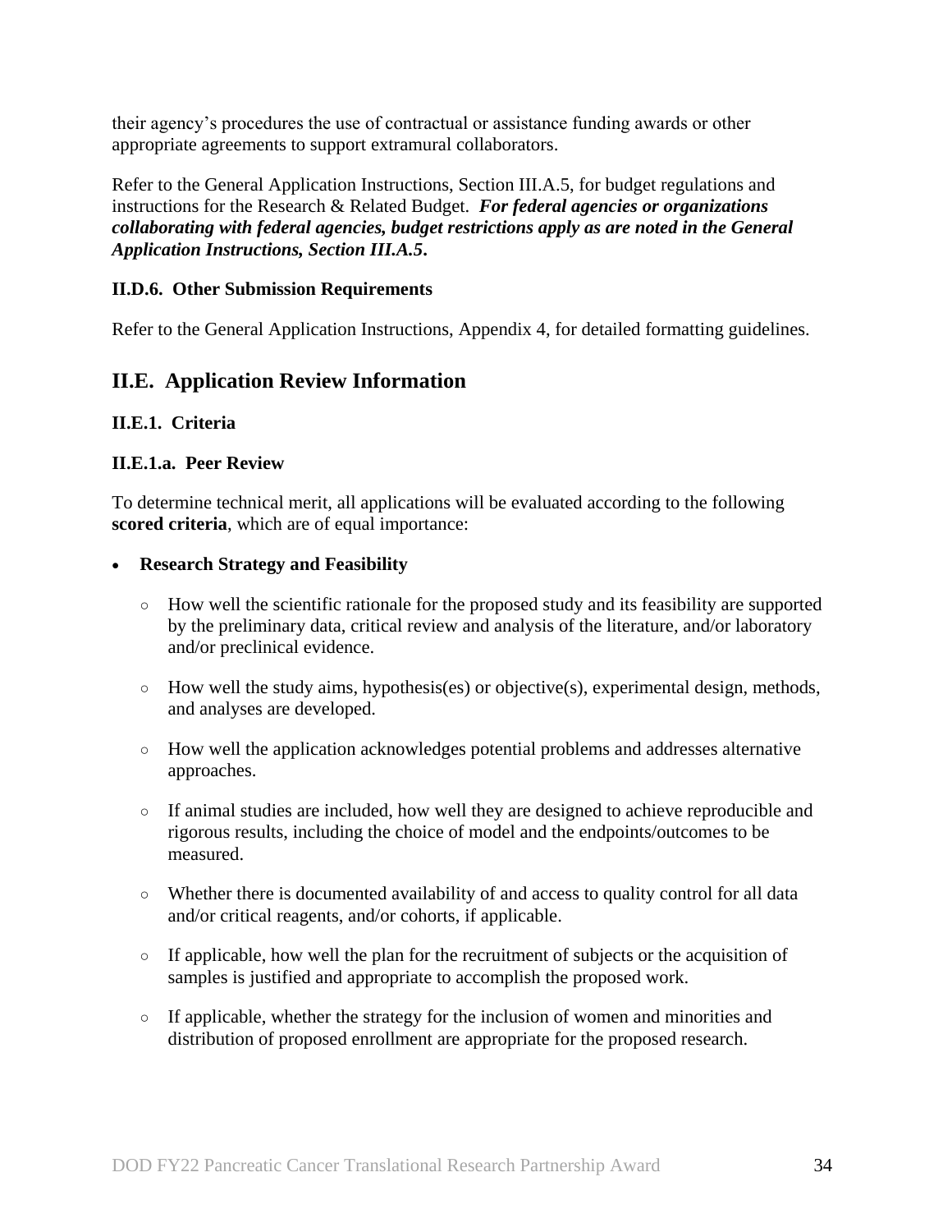their agency's procedures the use of contractual or assistance funding awards or other appropriate agreements to support extramural collaborators.

Refer to the General Application Instructions, Section III.A.5, for budget regulations and instructions for the Research & Related Budget. ***For federal agencies or organizations collaborating with federal agencies, budget restrictions apply as are noted in the General Application Instructions, Section III.A.5.***

#### II.D.6. Other Submission Requirements

Refer to the General Application Instructions, Appendix 4, for detailed formatting guidelines.

## II.E. Application Review Information

#### II.E.1. Criteria

#### II.E.1.a. Peer Review

To determine technical merit, all applications will be evaluated according to the following **scored criteria**, which are of equal importance:

- **Research Strategy and Feasibility**
  - How well the scientific rationale for the proposed study and its feasibility are supported by the preliminary data, critical review and analysis of the literature, and/or laboratory and/or preclinical evidence.
  - How well the study aims, hypothesis(es) or objective(s), experimental design, methods, and analyses are developed.
  - How well the application acknowledges potential problems and addresses alternative approaches.
  - If animal studies are included, how well they are designed to achieve reproducible and rigorous results, including the choice of model and the endpoints/outcomes to be measured.
  - Whether there is documented availability of and access to quality control for all data and/or critical reagents, and/or cohorts, if applicable.
  - If applicable, how well the plan for the recruitment of subjects or the acquisition of samples is justified and appropriate to accomplish the proposed work.
  - If applicable, whether the strategy for the inclusion of women and minorities and distribution of proposed enrollment are appropriate for the proposed research.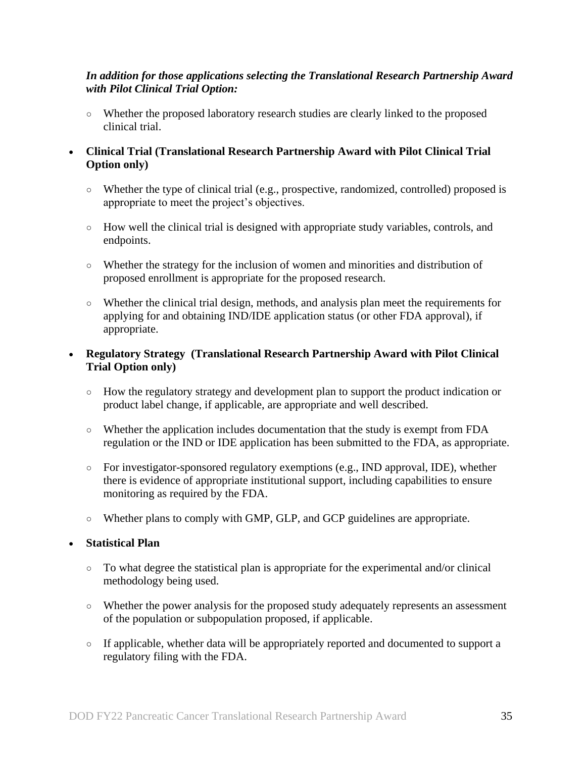*In addition for those applications selecting the Translational Research Partnership Award with Pilot Clinical Trial Option:*

- Whether the proposed laboratory research studies are clearly linked to the proposed clinical trial.

- **Clinical Trial (Translational Research Partnership Award with Pilot Clinical Trial Option only)**
  - Whether the type of clinical trial (e.g., prospective, randomized, controlled) proposed is appropriate to meet the project's objectives.
  - How well the clinical trial is designed with appropriate study variables, controls, and endpoints.
  - Whether the strategy for the inclusion of women and minorities and distribution of proposed enrollment is appropriate for the proposed research.
  - Whether the clinical trial design, methods, and analysis plan meet the requirements for applying for and obtaining IND/IDE application status (or other FDA approval), if appropriate.

- **Regulatory Strategy (Translational Research Partnership Award with Pilot Clinical Trial Option only)**
  - How the regulatory strategy and development plan to support the product indication or product label change, if applicable, are appropriate and well described.
  - Whether the application includes documentation that the study is exempt from FDA regulation or the IND or IDE application has been submitted to the FDA, as appropriate.
  - For investigator-sponsored regulatory exemptions (e.g., IND approval, IDE), whether there is evidence of appropriate institutional support, including capabilities to ensure monitoring as required by the FDA.
  - Whether plans to comply with GMP, GLP, and GCP guidelines are appropriate.

- **Statistical Plan**
  - To what degree the statistical plan is appropriate for the experimental and/or clinical methodology being used.
  - Whether the power analysis for the proposed study adequately represents an assessment of the population or subpopulation proposed, if applicable.
  - If applicable, whether data will be appropriately reported and documented to support a regulatory filing with the FDA.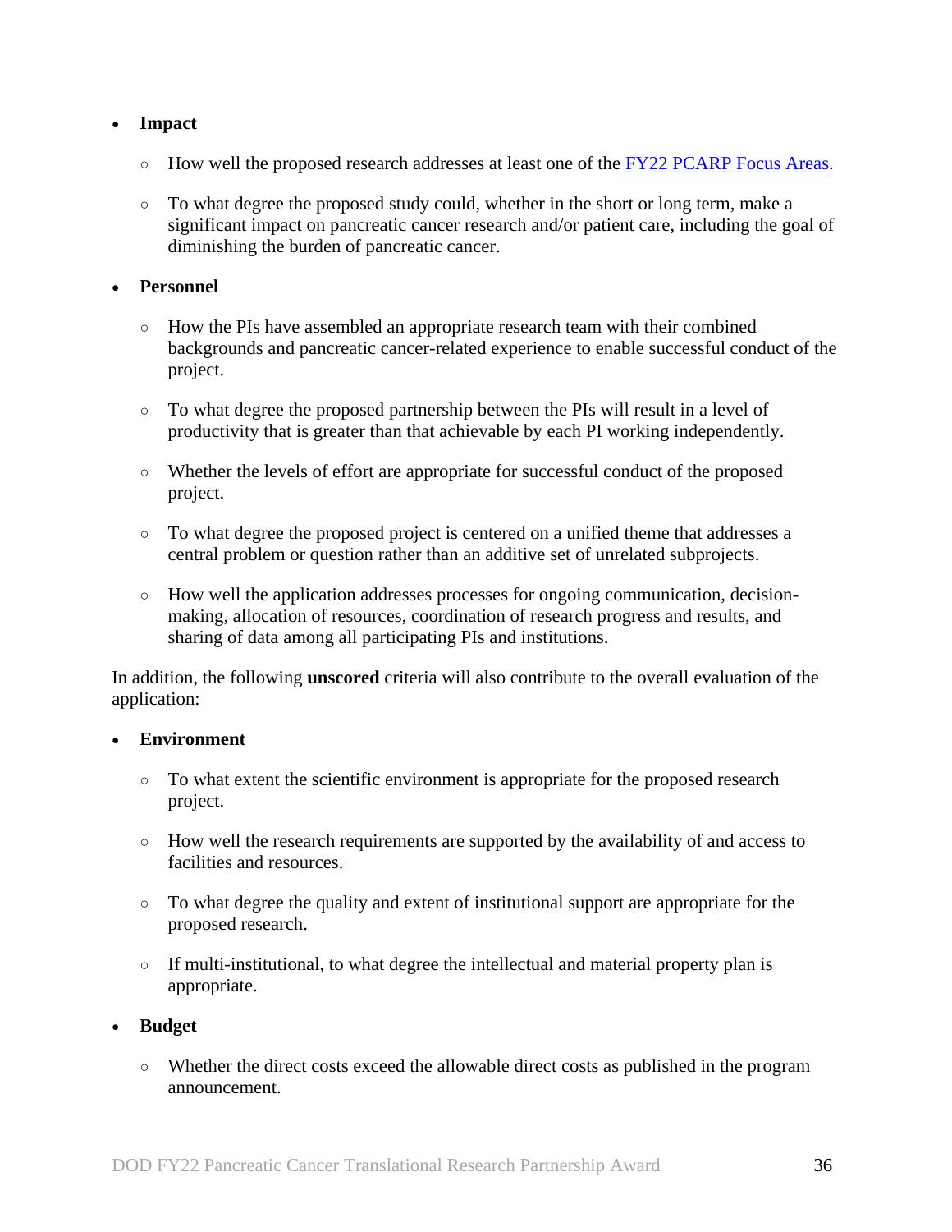- **Impact**
  - How well the proposed research addresses at least one of the [FY22 PCARP Focus Areas](#).
  - To what degree the proposed study could, whether in the short or long term, make a significant impact on pancreatic cancer research and/or patient care, including the goal of diminishing the burden of pancreatic cancer.

- **Personnel**
  - How the PIs have assembled an appropriate research team with their combined backgrounds and pancreatic cancer-related experience to enable successful conduct of the project.
  - To what degree the proposed partnership between the PIs will result in a level of productivity that is greater than that achievable by each PI working independently.
  - Whether the levels of effort are appropriate for successful conduct of the proposed project.
  - To what degree the proposed project is centered on a unified theme that addresses a central problem or question rather than an additive set of unrelated subprojects.
  - How well the application addresses processes for ongoing communication, decision-making, allocation of resources, coordination of research progress and results, and sharing of data among all participating PIs and institutions.

In addition, the following **unscored** criteria will also contribute to the overall evaluation of the application:

- **Environment**
  - To what extent the scientific environment is appropriate for the proposed research project.
  - How well the research requirements are supported by the availability of and access to facilities and resources.
  - To what degree the quality and extent of institutional support are appropriate for the proposed research.
  - If multi-institutional, to what degree the intellectual and material property plan is appropriate.

- **Budget**
  - Whether the direct costs exceed the allowable direct costs as published in the program announcement.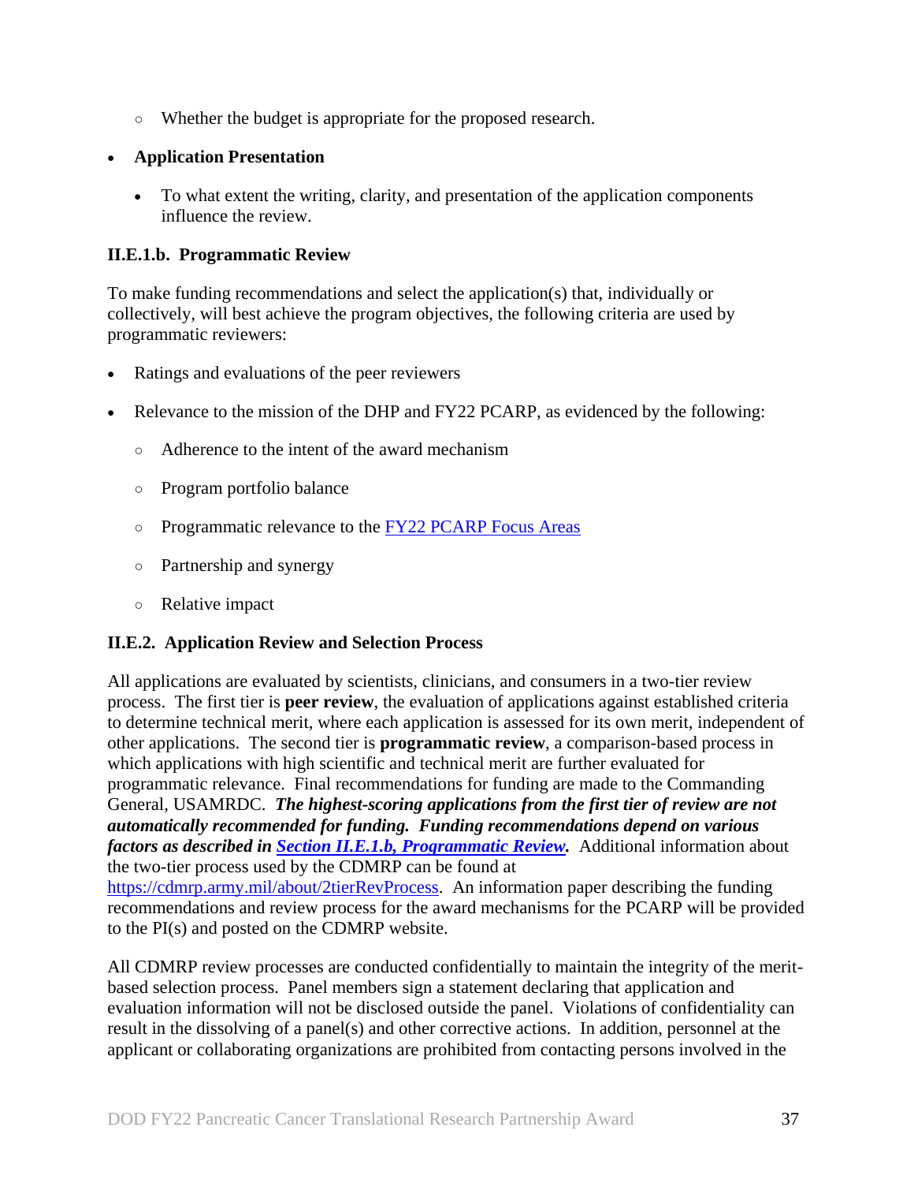- Whether the budget is appropriate for the proposed research.

- **Application Presentation**

  - To what extent the writing, clarity, and presentation of the application components influence the review.

### II.E.1.b. Programmatic Review

To make funding recommendations and select the application(s) that, individually or collectively, will best achieve the program objectives, the following criteria are used by programmatic reviewers:

- Ratings and evaluations of the peer reviewers
- Relevance to the mission of the DHP and FY22 PCARP, as evidenced by the following:
  - Adherence to the intent of the award mechanism
  - Program portfolio balance
  - Programmatic relevance to the FY22 PCARP Focus Areas
  - Partnership and synergy
  - Relative impact

## II.E.2. Application Review and Selection Process

All applications are evaluated by scientists, clinicians, and consumers in a two-tier review process. The first tier is **peer review**, the evaluation of applications against established criteria to determine technical merit, where each application is assessed for its own merit, independent of other applications. The second tier is **programmatic review**, a comparison-based process in which applications with high scientific and technical merit are further evaluated for programmatic relevance. Final recommendations for funding are made to the Commanding General, USAMRDC. ***The highest-scoring applications from the first tier of review are not automatically recommended for funding. Funding recommendations depend on various factors as described in Section II.E.1.b, Programmatic Review.*** Additional information about the two-tier process used by the CDMRP can be found at https://cdmrp.army.mil/about/2tierRevProcess. An information paper describing the funding recommendations and review process for the award mechanisms for the PCARP will be provided to the PI(s) and posted on the CDMRP website.

All CDMRP review processes are conducted confidentially to maintain the integrity of the merit-based selection process. Panel members sign a statement declaring that application and evaluation information will not be disclosed outside the panel. Violations of confidentiality can result in the dissolving of a panel(s) and other corrective actions. In addition, personnel at the applicant or collaborating organizations are prohibited from contacting persons involved in the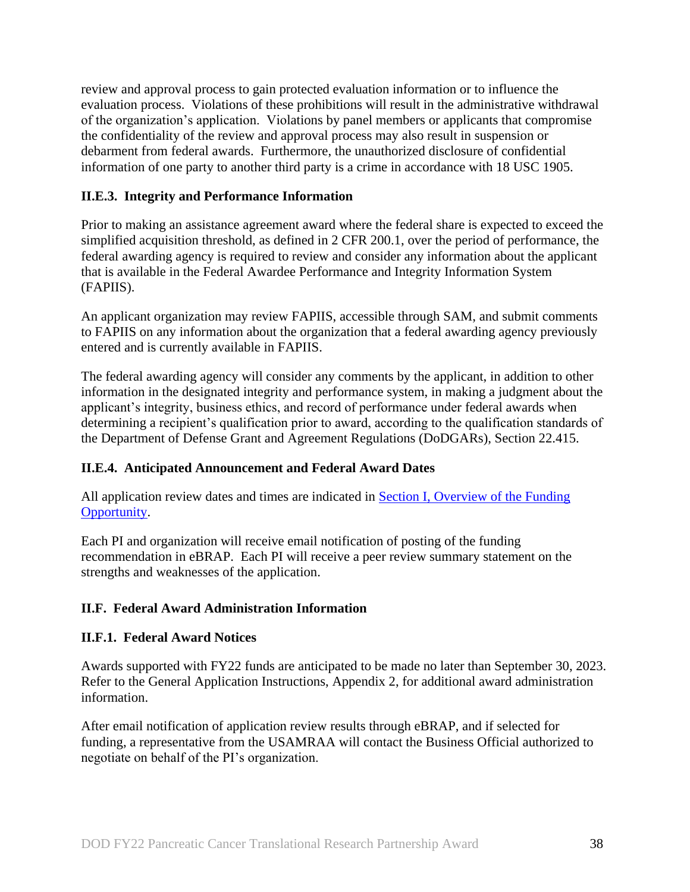review and approval process to gain protected evaluation information or to influence the evaluation process. Violations of these prohibitions will result in the administrative withdrawal of the organization's application. Violations by panel members or applicants that compromise the confidentiality of the review and approval process may also result in suspension or debarment from federal awards. Furthermore, the unauthorized disclosure of confidential information of one party to another third party is a crime in accordance with 18 USC 1905.

### II.E.3. Integrity and Performance Information

Prior to making an assistance agreement award where the federal share is expected to exceed the simplified acquisition threshold, as defined in 2 CFR 200.1, over the period of performance, the federal awarding agency is required to review and consider any information about the applicant that is available in the Federal Awardee Performance and Integrity Information System (FAPIIS).

An applicant organization may review FAPIIS, accessible through SAM, and submit comments to FAPIIS on any information about the organization that a federal awarding agency previously entered and is currently available in FAPIIS.

The federal awarding agency will consider any comments by the applicant, in addition to other information in the designated integrity and performance system, in making a judgment about the applicant's integrity, business ethics, and record of performance under federal awards when determining a recipient's qualification prior to award, according to the qualification standards of the Department of Defense Grant and Agreement Regulations (DoDGARs), Section 22.415.

### II.E.4. Anticipated Announcement and Federal Award Dates

All application review dates and times are indicated in [Section I, Overview of the Funding Opportunity](#).

Each PI and organization will receive email notification of posting of the funding recommendation in eBRAP. Each PI will receive a peer review summary statement on the strengths and weaknesses of the application.

## II.F. Federal Award Administration Information

### II.F.1. Federal Award Notices

Awards supported with FY22 funds are anticipated to be made no later than September 30, 2023. Refer to the General Application Instructions, Appendix 2, for additional award administration information.

After email notification of application review results through eBRAP, and if selected for funding, a representative from the USAMRAA will contact the Business Official authorized to negotiate on behalf of the PI's organization.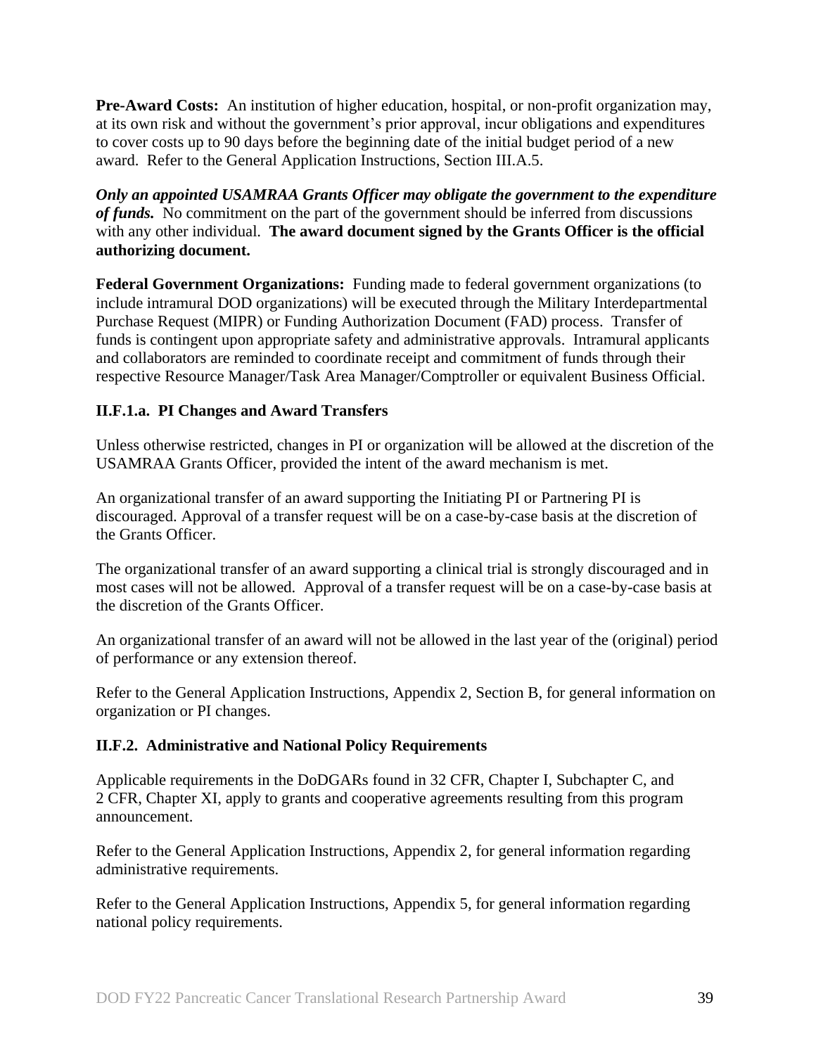**Pre-Award Costs:** An institution of higher education, hospital, or non-profit organization may, at its own risk and without the government's prior approval, incur obligations and expenditures to cover costs up to 90 days before the beginning date of the initial budget period of a new award. Refer to the General Application Instructions, Section III.A.5.

***Only an appointed USAMRAA Grants Officer may obligate the government to the expenditure of funds.*** No commitment on the part of the government should be inferred from discussions with any other individual. **The award document signed by the Grants Officer is the official authorizing document.**

**Federal Government Organizations:** Funding made to federal government organizations (to include intramural DOD organizations) will be executed through the Military Interdepartmental Purchase Request (MIPR) or Funding Authorization Document (FAD) process. Transfer of funds is contingent upon appropriate safety and administrative approvals. Intramural applicants and collaborators are reminded to coordinate receipt and commitment of funds through their respective Resource Manager/Task Area Manager/Comptroller or equivalent Business Official.

### II.F.1.a. PI Changes and Award Transfers

Unless otherwise restricted, changes in PI or organization will be allowed at the discretion of the USAMRAA Grants Officer, provided the intent of the award mechanism is met.

An organizational transfer of an award supporting the Initiating PI or Partnering PI is discouraged. Approval of a transfer request will be on a case-by-case basis at the discretion of the Grants Officer.

The organizational transfer of an award supporting a clinical trial is strongly discouraged and in most cases will not be allowed. Approval of a transfer request will be on a case-by-case basis at the discretion of the Grants Officer.

An organizational transfer of an award will not be allowed in the last year of the (original) period of performance or any extension thereof.

Refer to the General Application Instructions, Appendix 2, Section B, for general information on organization or PI changes.

### II.F.2. Administrative and National Policy Requirements

Applicable requirements in the DoDGARs found in 32 CFR, Chapter I, Subchapter C, and 2 CFR, Chapter XI, apply to grants and cooperative agreements resulting from this program announcement.

Refer to the General Application Instructions, Appendix 2, for general information regarding administrative requirements.

Refer to the General Application Instructions, Appendix 5, for general information regarding national policy requirements.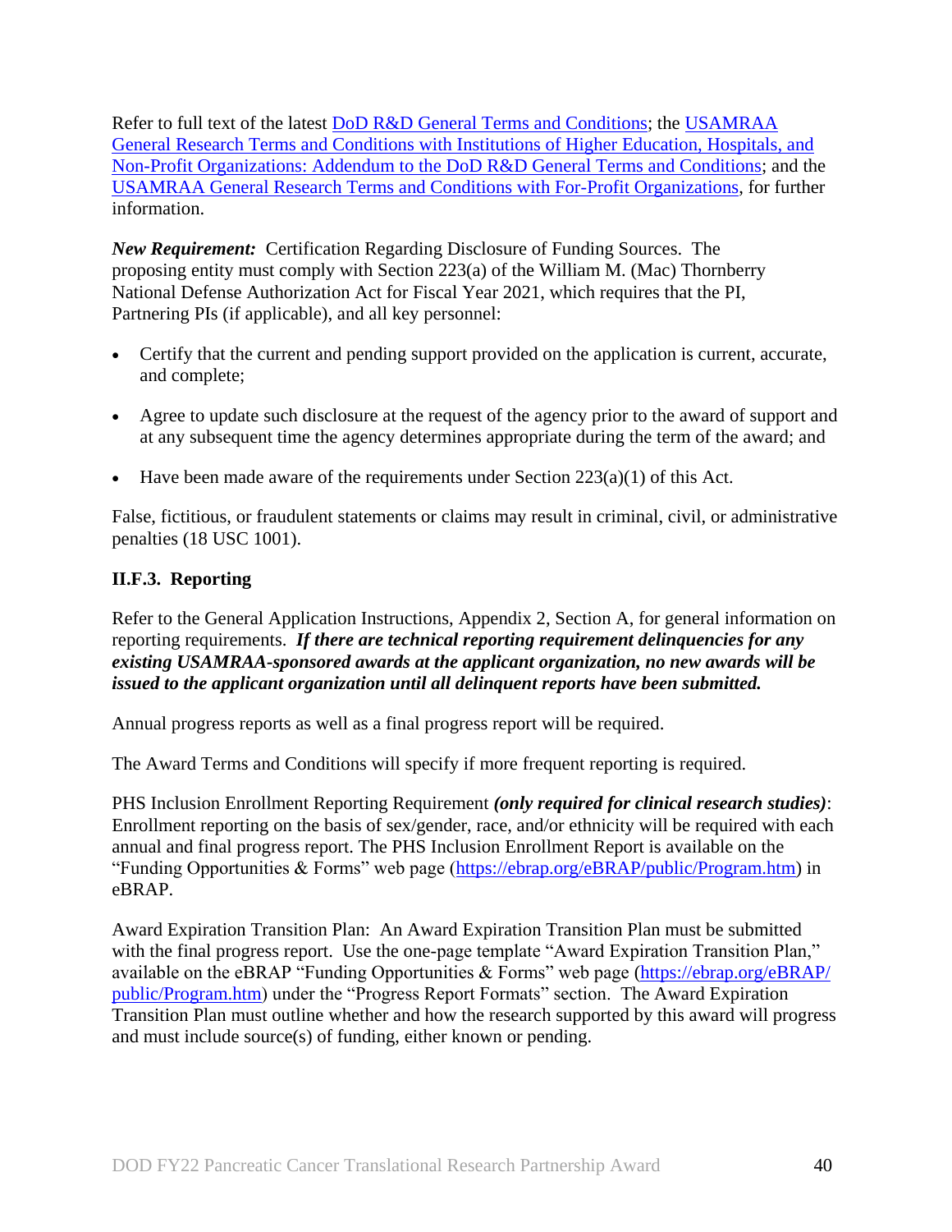Refer to full text of the latest DoD R&D General Terms and Conditions; the USAMRAA General Research Terms and Conditions with Institutions of Higher Education, Hospitals, and Non-Profit Organizations: Addendum to the DoD R&D General Terms and Conditions; and the USAMRAA General Research Terms and Conditions with For-Profit Organizations, for further information.

***New Requirement:*** Certification Regarding Disclosure of Funding Sources. The proposing entity must comply with Section 223(a) of the William M. (Mac) Thornberry National Defense Authorization Act for Fiscal Year 2021, which requires that the PI, Partnering PIs (if applicable), and all key personnel:

- Certify that the current and pending support provided on the application is current, accurate, and complete;
- Agree to update such disclosure at the request of the agency prior to the award of support and at any subsequent time the agency determines appropriate during the term of the award; and
- Have been made aware of the requirements under Section 223(a)(1) of this Act.

False, fictitious, or fraudulent statements or claims may result in criminal, civil, or administrative penalties (18 USC 1001).

### II.F.3. Reporting

Refer to the General Application Instructions, Appendix 2, Section A, for general information on reporting requirements. ***If there are technical reporting requirement delinquencies for any existing USAMRAA-sponsored awards at the applicant organization, no new awards will be issued to the applicant organization until all delinquent reports have been submitted.***

Annual progress reports as well as a final progress report will be required.

The Award Terms and Conditions will specify if more frequent reporting is required.

PHS Inclusion Enrollment Reporting Requirement ***(only required for clinical research studies)***: Enrollment reporting on the basis of sex/gender, race, and/or ethnicity will be required with each annual and final progress report. The PHS Inclusion Enrollment Report is available on the "Funding Opportunities & Forms" web page (https://ebrap.org/eBRAP/public/Program.htm) in eBRAP.

Award Expiration Transition Plan: An Award Expiration Transition Plan must be submitted with the final progress report. Use the one-page template "Award Expiration Transition Plan," available on the eBRAP "Funding Opportunities & Forms" web page (https://ebrap.org/eBRAP/public/Program.htm) under the "Progress Report Formats" section. The Award Expiration Transition Plan must outline whether and how the research supported by this award will progress and must include source(s) of funding, either known or pending.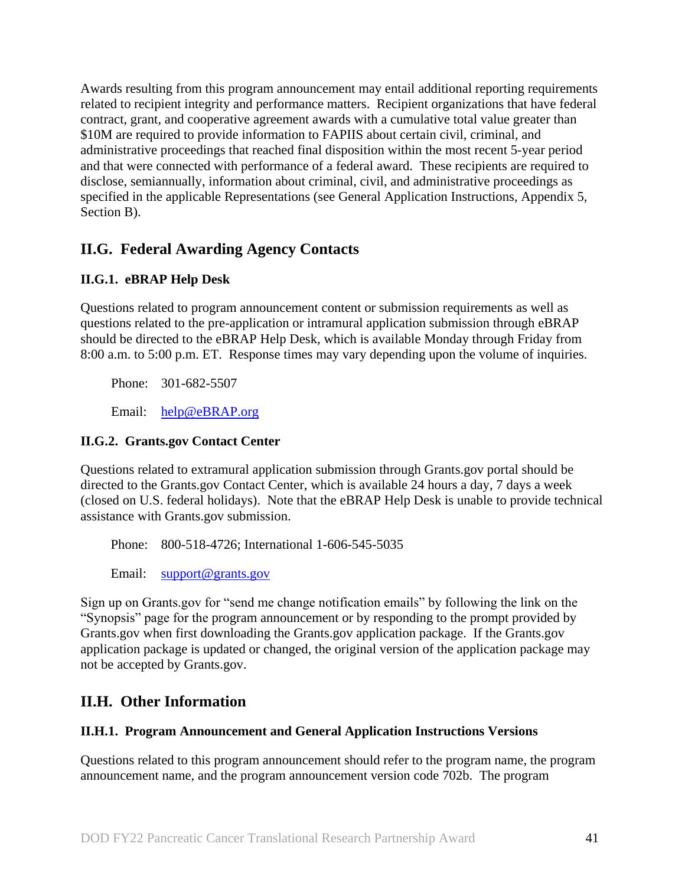Awards resulting from this program announcement may entail additional reporting requirements related to recipient integrity and performance matters. Recipient organizations that have federal contract, grant, and cooperative agreement awards with a cumulative total value greater than $10M are required to provide information to FAPIIS about certain civil, criminal, and administrative proceedings that reached final disposition within the most recent 5-year period and that were connected with performance of a federal award. These recipients are required to disclose, semiannually, information about criminal, civil, and administrative proceedings as specified in the applicable Representations (see General Application Instructions, Appendix 5, Section B).

## II.G. Federal Awarding Agency Contacts

### II.G.1. eBRAP Help Desk

Questions related to program announcement content or submission requirements as well as questions related to the pre-application or intramural application submission through eBRAP should be directed to the eBRAP Help Desk, which is available Monday through Friday from 8:00 a.m. to 5:00 p.m. ET. Response times may vary depending upon the volume of inquiries.

Phone: 301-682-5507

Email: help@eBRAP.org

### II.G.2. Grants.gov Contact Center

Questions related to extramural application submission through Grants.gov portal should be directed to the Grants.gov Contact Center, which is available 24 hours a day, 7 days a week (closed on U.S. federal holidays). Note that the eBRAP Help Desk is unable to provide technical assistance with Grants.gov submission.

Phone: 800-518-4726; International 1-606-545-5035

Email: support@grants.gov

Sign up on Grants.gov for "send me change notification emails" by following the link on the "Synopsis" page for the program announcement or by responding to the prompt provided by Grants.gov when first downloading the Grants.gov application package. If the Grants.gov application package is updated or changed, the original version of the application package may not be accepted by Grants.gov.

## II.H. Other Information

### II.H.1. Program Announcement and General Application Instructions Versions

Questions related to this program announcement should refer to the program name, the program announcement name, and the program announcement version code 702b. The program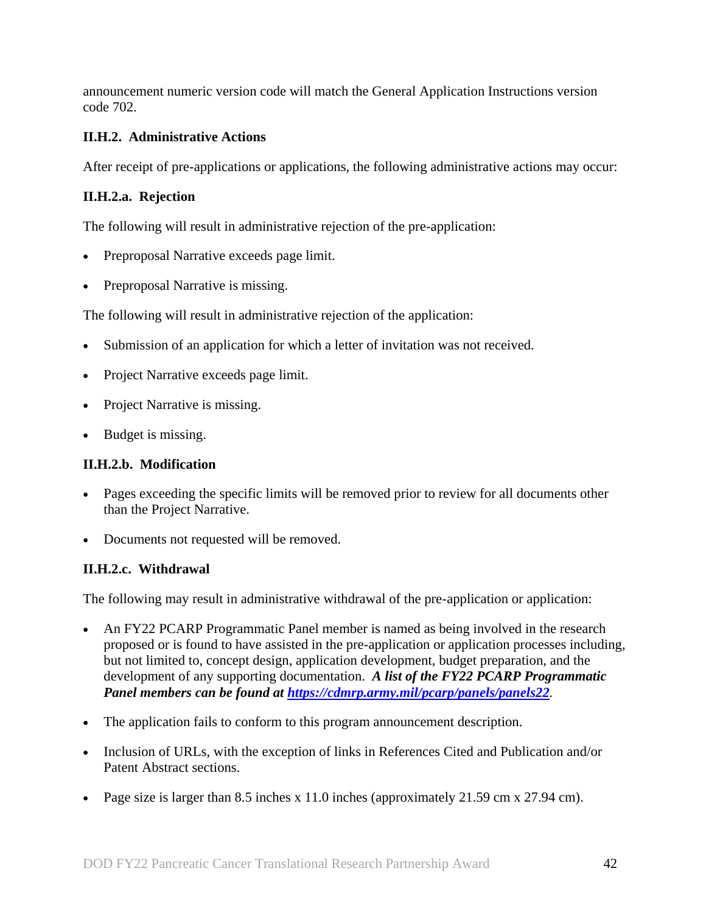announcement numeric version code will match the General Application Instructions version code 702.

### II.H.2. Administrative Actions

After receipt of pre-applications or applications, the following administrative actions may occur:

#### II.H.2.a. Rejection

The following will result in administrative rejection of the pre-application:

- Preproposal Narrative exceeds page limit.
- Preproposal Narrative is missing.

The following will result in administrative rejection of the application:

- Submission of an application for which a letter of invitation was not received.
- Project Narrative exceeds page limit.
- Project Narrative is missing.
- Budget is missing.

#### II.H.2.b. Modification

- Pages exceeding the specific limits will be removed prior to review for all documents other than the Project Narrative.
- Documents not requested will be removed.

#### II.H.2.c. Withdrawal

The following may result in administrative withdrawal of the pre-application or application:

- An FY22 PCARP Programmatic Panel member is named as being involved in the research proposed or is found to have assisted in the pre-application or application processes including, but not limited to, concept design, application development, budget preparation, and the development of any supporting documentation. ***A list of the FY22 PCARP Programmatic Panel members can be found at [https://cdmrp.army.mil/pcarp/panels/panels22](https://cdmrp.army.mil/pcarp/panels/panels22).***
- The application fails to conform to this program announcement description.
- Inclusion of URLs, with the exception of links in References Cited and Publication and/or Patent Abstract sections.
- Page size is larger than 8.5 inches x 11.0 inches (approximately 21.59 cm x 27.94 cm).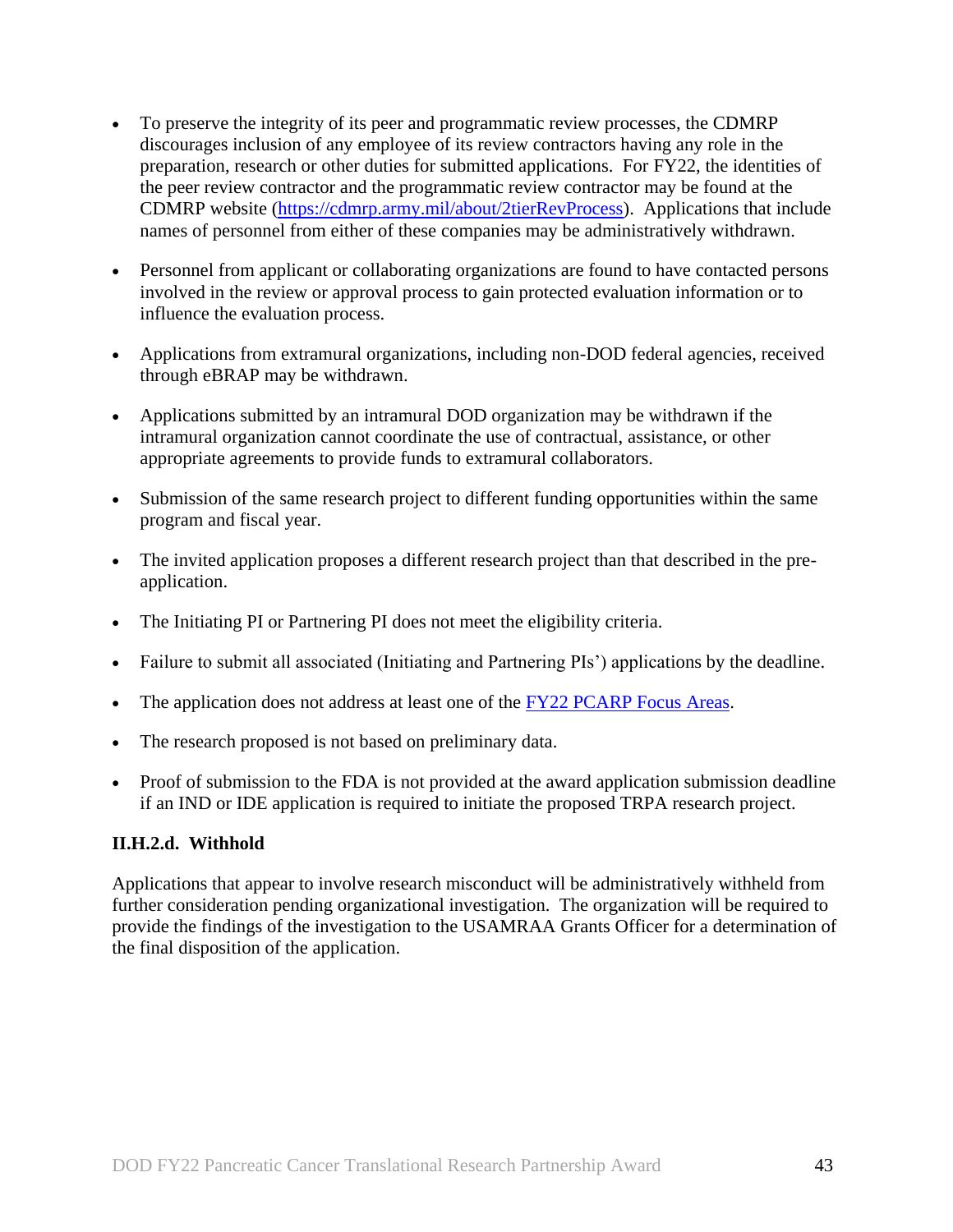- To preserve the integrity of its peer and programmatic review processes, the CDMRP discourages inclusion of any employee of its review contractors having any role in the preparation, research or other duties for submitted applications. For FY22, the identities of the peer review contractor and the programmatic review contractor may be found at the CDMRP website ([https://cdmrp.army.mil/about/2tierRevProcess](https://cdmrp.army.mil/about/2tierRevProcess)). Applications that include names of personnel from either of these companies may be administratively withdrawn.
- Personnel from applicant or collaborating organizations are found to have contacted persons involved in the review or approval process to gain protected evaluation information or to influence the evaluation process.
- Applications from extramural organizations, including non-DOD federal agencies, received through eBRAP may be withdrawn.
- Applications submitted by an intramural DOD organization may be withdrawn if the intramural organization cannot coordinate the use of contractual, assistance, or other appropriate agreements to provide funds to extramural collaborators.
- Submission of the same research project to different funding opportunities within the same program and fiscal year.
- The invited application proposes a different research project than that described in the pre-application.
- The Initiating PI or Partnering PI does not meet the eligibility criteria.
- Failure to submit all associated (Initiating and Partnering PIs') applications by the deadline.
- The application does not address at least one of the FY22 PCARP Focus Areas.
- The research proposed is not based on preliminary data.
- Proof of submission to the FDA is not provided at the award application submission deadline if an IND or IDE application is required to initiate the proposed TRPA research project.

#### II.H.2.d. Withhold

Applications that appear to involve research misconduct will be administratively withheld from further consideration pending organizational investigation. The organization will be required to provide the findings of the investigation to the USAMRAA Grants Officer for a determination of the final disposition of the application.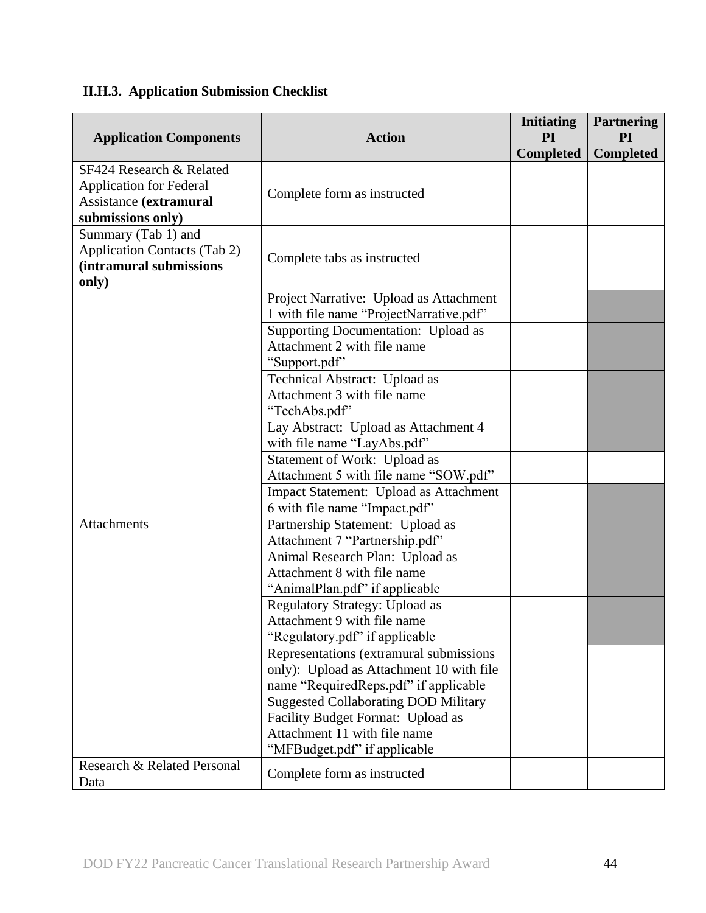### II.H.3. Application Submission Checklist

| Application Components | Action | Initiating PI Completed | Partnering PI Completed |
|---|---|---|---|
| SF424 Research & Related Application for Federal Assistance **(extramural submissions only)** | Complete form as instructed | | |
| Summary (Tab 1) and Application Contacts (Tab 2) **(intramural submissions only)** | Complete tabs as instructed | | |
| Attachments | Project Narrative: Upload as Attachment 1 with file name “ProjectNarrative.pdf” | | |
| | Supporting Documentation: Upload as Attachment 2 with file name “Support.pdf” | | |
| | Technical Abstract: Upload as Attachment 3 with file name “TechAbs.pdf” | | |
| | Lay Abstract: Upload as Attachment 4 with file name “LayAbs.pdf” | | |
| | Statement of Work: Upload as Attachment 5 with file name “SOW.pdf” | | |
| | Impact Statement: Upload as Attachment 6 with file name “Impact.pdf” | | |
| | Partnership Statement: Upload as Attachment 7 “Partnership.pdf” | | |
| | Animal Research Plan: Upload as Attachment 8 with file name “AnimalPlan.pdf” if applicable | | |
| | Regulatory Strategy: Upload as Attachment 9 with file name “Regulatory.pdf” if applicable | | |
| | Representations (extramural submissions only): Upload as Attachment 10 with file name “RequiredReps.pdf” if applicable | | |
| | Suggested Collaborating DOD Military Facility Budget Format: Upload as Attachment 11 with file name “MFBudget.pdf” if applicable | | |
| Research & Related Personal Data | Complete form as instructed | | |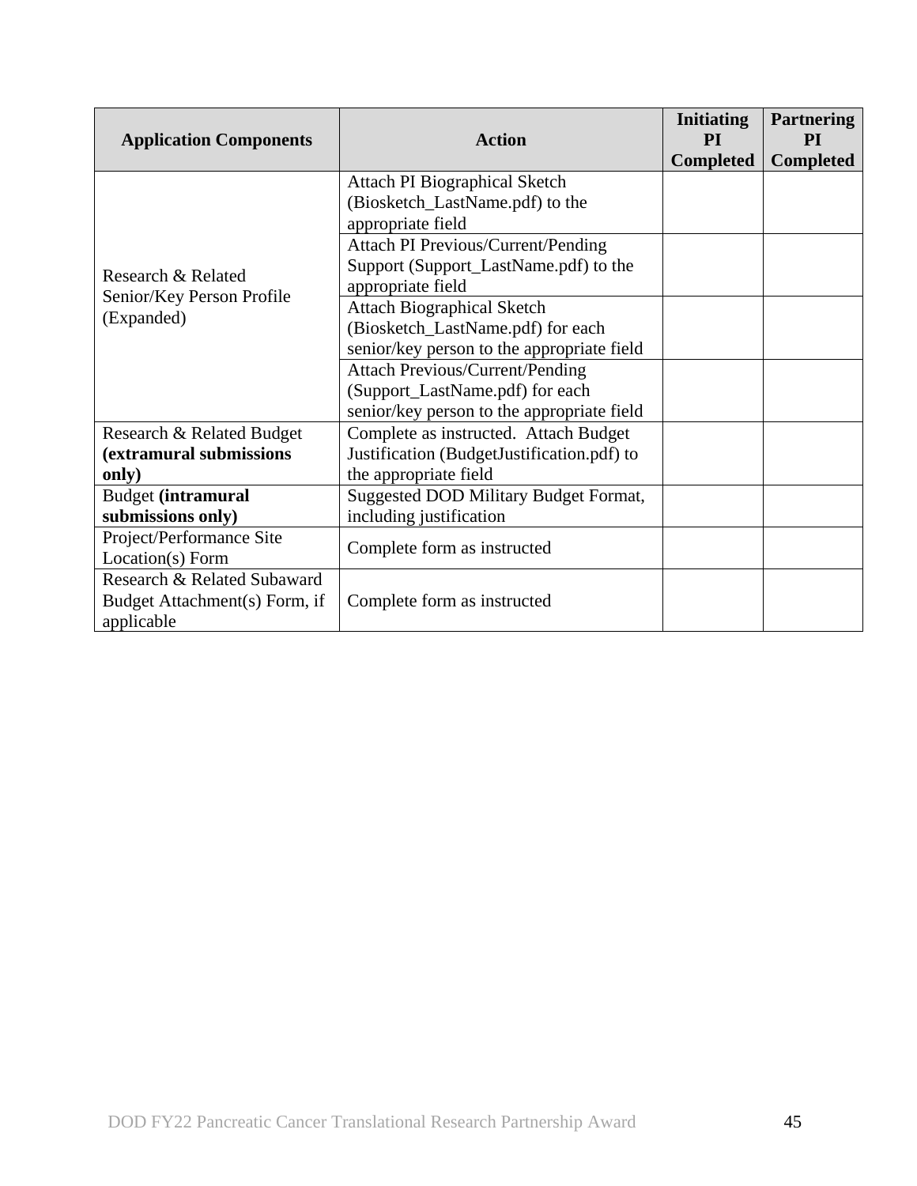| Application Components | Action | Initiating PI Completed | Partnering PI Completed |
|---|---|---|---|
| Research & Related Senior/Key Person Profile (Expanded) | Attach PI Biographical Sketch (Biosketch_LastName.pdf) to the appropriate field | | |
| | Attach PI Previous/Current/Pending Support (Support_LastName.pdf) to the appropriate field | | |
| | Attach Biographical Sketch (Biosketch_LastName.pdf) for each senior/key person to the appropriate field | | |
| | Attach Previous/Current/Pending (Support_LastName.pdf) for each senior/key person to the appropriate field | | |
| Research & Related Budget **(extramural submissions only)** | Complete as instructed. Attach Budget Justification (BudgetJustification.pdf) to the appropriate field | | |
| Budget **(intramural submissions only)** | Suggested DOD Military Budget Format, including justification | | |
| Project/Performance Site Location(s) Form | Complete form as instructed | | |
| Research & Related Subaward Budget Attachment(s) Form, if applicable | Complete form as instructed | | |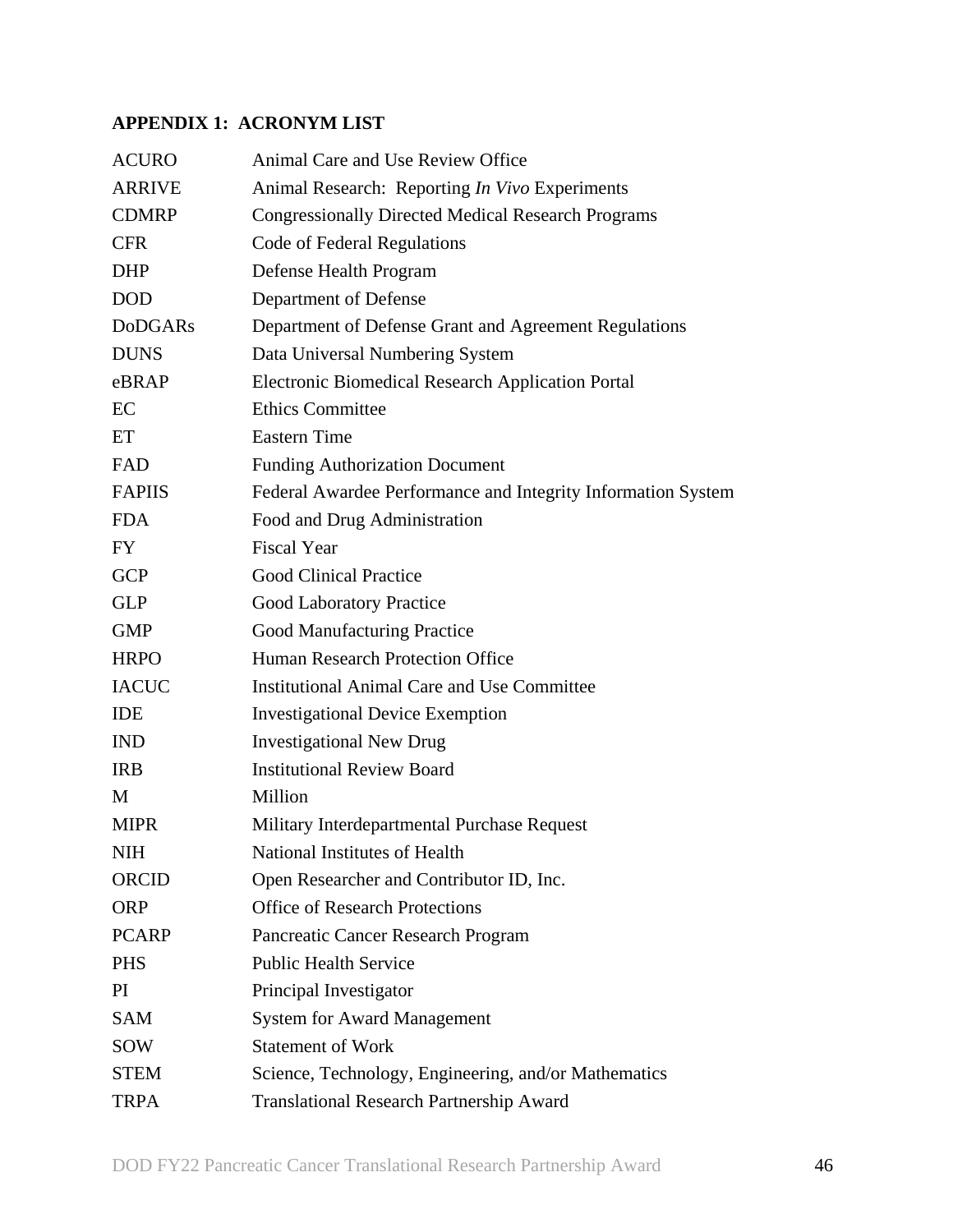## APPENDIX 1: ACRONYM LIST

| | |
|---|---|
| ACURO | Animal Care and Use Review Office |
| ARRIVE | Animal Research: Reporting *In Vivo* Experiments |
| CDMRP | Congressionally Directed Medical Research Programs |
| CFR | Code of Federal Regulations |
| DHP | Defense Health Program |
| DOD | Department of Defense |
| DoDGARs | Department of Defense Grant and Agreement Regulations |
| DUNS | Data Universal Numbering System |
| eBRAP | Electronic Biomedical Research Application Portal |
| EC | Ethics Committee |
| ET | Eastern Time |
| FAD | Funding Authorization Document |
| FAPIIS | Federal Awardee Performance and Integrity Information System |
| FDA | Food and Drug Administration |
| FY | Fiscal Year |
| GCP | Good Clinical Practice |
| GLP | Good Laboratory Practice |
| GMP | Good Manufacturing Practice |
| HRPO | Human Research Protection Office |
| IACUC | Institutional Animal Care and Use Committee |
| IDE | Investigational Device Exemption |
| IND | Investigational New Drug |
| IRB | Institutional Review Board |
| M | Million |
| MIPR | Military Interdepartmental Purchase Request |
| NIH | National Institutes of Health |
| ORCID | Open Researcher and Contributor ID, Inc. |
| ORP | Office of Research Protections |
| PCARP | Pancreatic Cancer Research Program |
| PHS | Public Health Service |
| PI | Principal Investigator |
| SAM | System for Award Management |
| SOW | Statement of Work |
| STEM | Science, Technology, Engineering, and/or Mathematics |
| TRPA | Translational Research Partnership Award |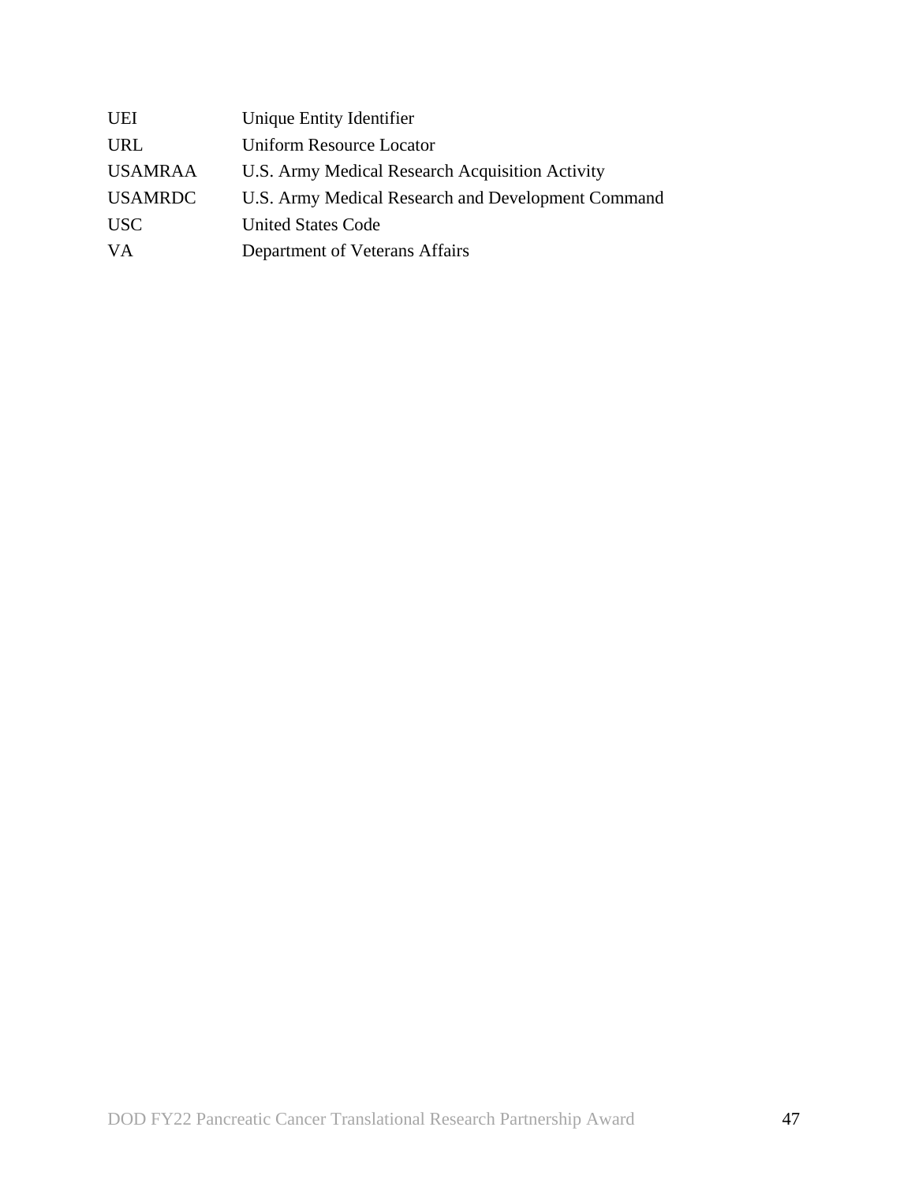| | |
|---|---|
| UEI | Unique Entity Identifier |
| URL | Uniform Resource Locator |
| USAMRAA | U.S. Army Medical Research Acquisition Activity |
| USAMRDC | U.S. Army Medical Research and Development Command |
| USC | United States Code |
| VA | Department of Veterans Affairs |